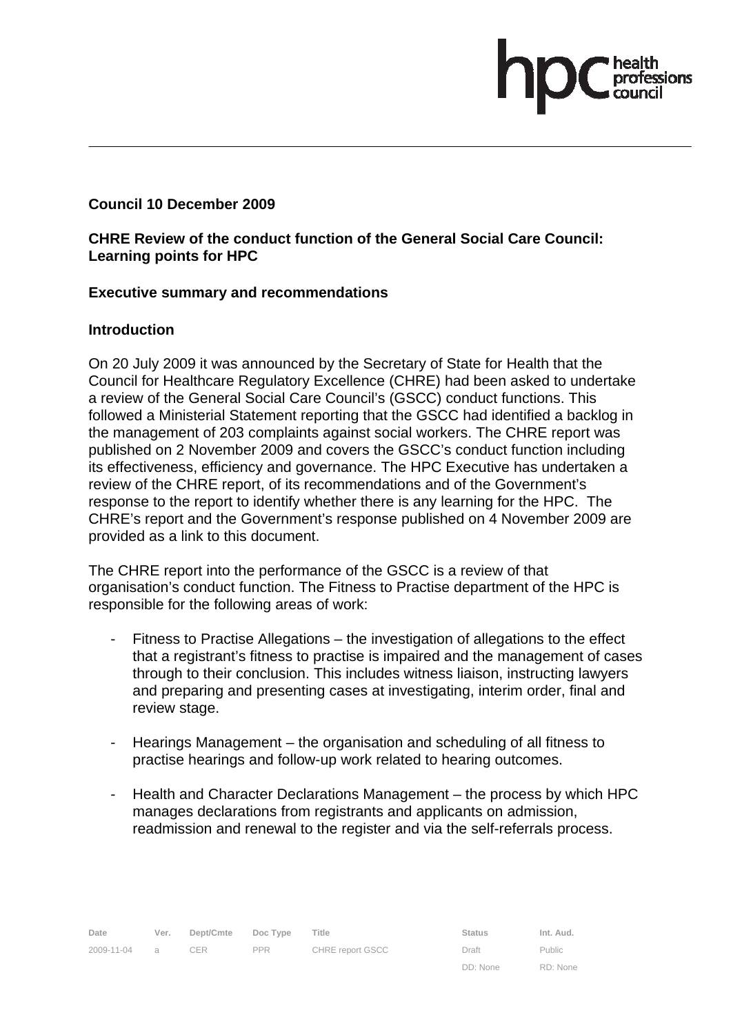**Council 10 December 2009**

**CHRE Review of the conduct function of the General Social Care Council: Learning points for HPC**

**Executive summary and recommendations**

**Introduction**

On 20 July 2009 it was announced by the Secretary of State for Health that the Council for Healthcare Regulatory Excellence (CHRE) had been asked to undertake a review of the General Social Care Council's (GSCC) conduct functions. This followed a Ministerial Statement reporting that the GSCC had identified a backlog in the management of 203 complaints against social workers. The CHRE report was published on 2 November 2009 and covers the GSCC's conduct function including its effectiveness, efficiency and governance. The HPC Executive has undertaken a review of the CHRE report, of its recommendations and of the Government's response to the report to identify whether there is any learning for the HPC. The CHRE's report and the Government's response published on 4 November 2009 are provided as a link to this document.

The CHRE report into the performance of the GSCC is a review of that organisation's conduct function. The Fitness to Practise department of the HPC is responsible for the following areas of work:

- Fitness to Practise Allegations – the investigation of allegations to the effect that a registrant's fitness to practise is impaired and the management of cases through to their conclusion. This includes witness liaison, instructing lawyers and preparing and presenting cases at investigating, interim order, final and review stage.
- Hearings Management – the organisation and scheduling of all fitness to practise hearings and follow-up work related to hearing outcomes.
- Health and Character Declarations Management – the process by which HPC manages declarations from registrants and applicants on admission, readmission and renewal to the register and via the self-referrals process.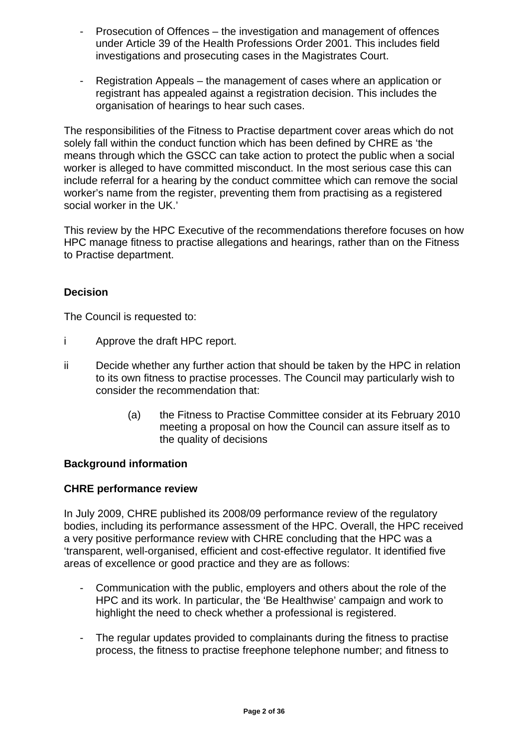- Prosecution of Offences – the investigation and management of offences under Article 39 of the Health Professions Order 2001. This includes field investigations and prosecuting cases in the Magistrates Court.

- Registration Appeals – the management of cases where an application or registrant has appealed against a registration decision. This includes the organisation of hearings to hear such cases.

The responsibilities of the Fitness to Practise department cover areas which do not solely fall within the conduct function which has been defined by CHRE as 'the means through which the GSCC can take action to protect the public when a social worker is alleged to have committed misconduct. In the most serious case this can include referral for a hearing by the conduct committee which can remove the social worker's name from the register, preventing them from practising as a registered social worker in the UK.'

This review by the HPC Executive of the recommendations therefore focuses on how HPC manage fitness to practise allegations and hearings, rather than on the Fitness to Practise department.

**Decision**

The Council is requested to:

i Approve the draft HPC report.

ii Decide whether any further action that should be taken by the HPC in relation to its own fitness to practise processes. The Council may particularly wish to consider the recommendation that:

   (a) the Fitness to Practise Committee consider at its February 2010 meeting a proposal on how the Council can assure itself as to the quality of decisions

**Background information**

**CHRE performance review**

In July 2009, CHRE published its 2008/09 performance review of the regulatory bodies, including its performance assessment of the HPC. Overall, the HPC received a very positive performance review with CHRE concluding that the HPC was a 'transparent, well-organised, efficient and cost-effective regulator. It identified five areas of excellence or good practice and they are as follows:

- Communication with the public, employers and others about the role of the HPC and its work. In particular, the 'Be Healthwise' campaign and work to highlight the need to check whether a professional is registered.

- The regular updates provided to complainants during the fitness to practise process, the fitness to practise freephone telephone number; and fitness to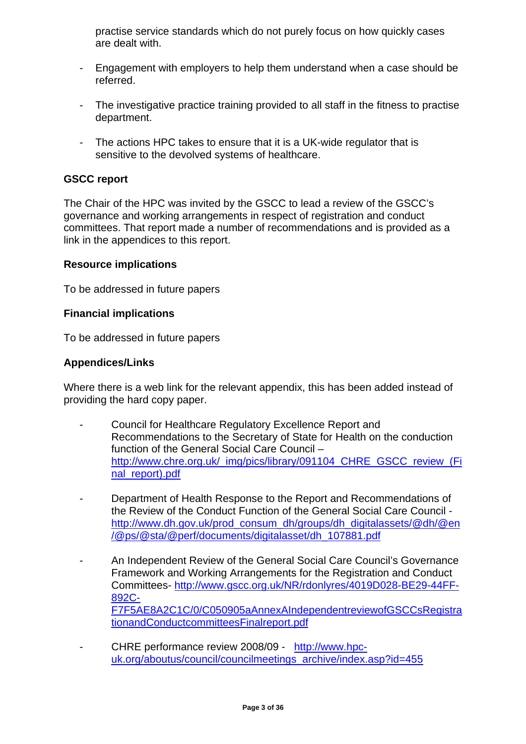practise service standards which do not purely focus on how quickly cases are dealt with.

- Engagement with employers to help them understand when a case should be referred.

- The investigative practice training provided to all staff in the fitness to practise department.

- The actions HPC takes to ensure that it is a UK-wide regulator that is sensitive to the devolved systems of healthcare.

**GSCC report**

The Chair of the HPC was invited by the GSCC to lead a review of the GSCC's governance and working arrangements in respect of registration and conduct committees. That report made a number of recommendations and is provided as a link in the appendices to this report.

**Resource implications**

To be addressed in future papers

**Financial implications**

To be addressed in future papers

**Appendices/Links**

Where there is a web link for the relevant appendix, this has been added instead of providing the hard copy paper.

- Council for Healthcare Regulatory Excellence Report and Recommendations to the Secretary of State for Health on the conduction function of the General Social Care Council – http://www.chre.org.uk/_img/pics/library/091104_CHRE_GSCC_review_(Final_report).pdf

- Department of Health Response to the Report and Recommendations of the Review of the Conduct Function of the General Social Care Council - http://www.dh.gov.uk/prod_consum_dh/groups/dh_digitalassets/@dh/@en/@ps/@sta/@perf/documents/digitalasset/dh_107881.pdf

- An Independent Review of the General Social Care Council's Governance Framework and Working Arrangements for the Registration and Conduct Committees- http://www.gscc.org.uk/NR/rdonlyres/4019D028-BE29-44FF-892C-F7F5AE8A2C1C/0/C050905aAnnexAIndependentreviewofGSCCsRegistrationandConductcommitteesFinalreport.pdf

- CHRE performance review 2008/09 - http://www.hpc-uk.org/aboutus/council/councilmeetings_archive/index.asp?id=455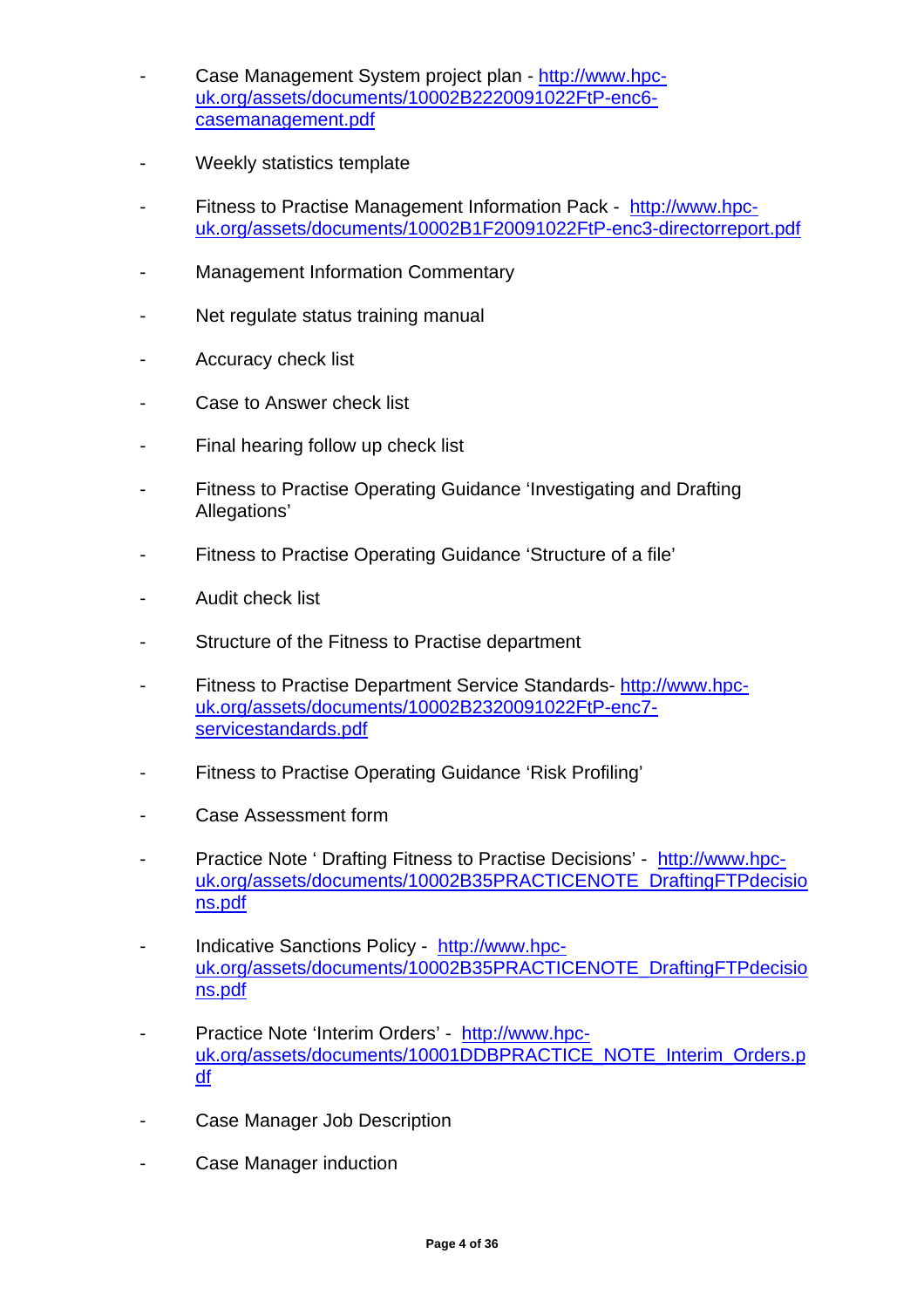- Case Management System project plan - http://www.hpc-uk.org/assets/documents/10002B2220091022FtP-enc6-casemanagement.pdf
- Weekly statistics template
- Fitness to Practise Management Information Pack - http://www.hpc-uk.org/assets/documents/10002B1F20091022FtP-enc3-directorreport.pdf
- Management Information Commentary
- Net regulate status training manual
- Accuracy check list
- Case to Answer check list
- Final hearing follow up check list
- Fitness to Practise Operating Guidance 'Investigating and Drafting Allegations'
- Fitness to Practise Operating Guidance 'Structure of a file'
- Audit check list
- Structure of the Fitness to Practise department
- Fitness to Practise Department Service Standards- http://www.hpc-uk.org/assets/documents/10002B2320091022FtP-enc7-servicestandards.pdf
- Fitness to Practise Operating Guidance 'Risk Profiling'
- Case Assessment form
- Practice Note ' Drafting Fitness to Practise Decisions' - http://www.hpc-uk.org/assets/documents/10002B35PRACTICENOTE_DraftingFTPdecisions.pdf
- Indicative Sanctions Policy - http://www.hpc-uk.org/assets/documents/10002B35PRACTICENOTE_DraftingFTPdecisions.pdf
- Practice Note 'Interim Orders' - http://www.hpc-uk.org/assets/documents/10001DDBPRACTICE_NOTE_Interim_Orders.pdf
- Case Manager Job Description
- Case Manager induction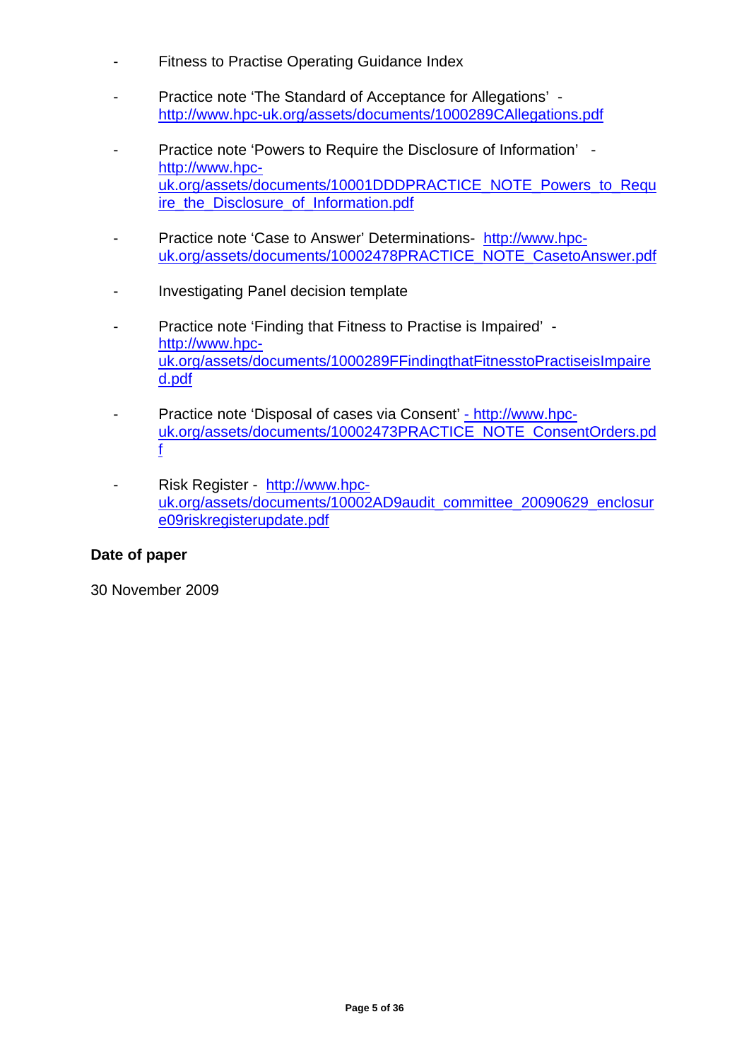- Fitness to Practise Operating Guidance Index
- Practice note 'The Standard of Acceptance for Allegations' - http://www.hpc-uk.org/assets/documents/1000289CAllegations.pdf
- Practice note 'Powers to Require the Disclosure of Information' - http://www.hpc-uk.org/assets/documents/10001DDDPRACTICE_NOTE_Powers_to_Require_the_Disclosure_of_Information.pdf
- Practice note 'Case to Answer' Determinations- http://www.hpc-uk.org/assets/documents/10002478PRACTICE_NOTE_CasetoAnswer.pdf
- Investigating Panel decision template
- Practice note 'Finding that Fitness to Practise is Impaired' - http://www.hpc-uk.org/assets/documents/1000289FFindingthatFitnesstoPractiseisImpaired.pdf
- Practice note 'Disposal of cases via Consent' - http://www.hpc-uk.org/assets/documents/10002473PRACTICE_NOTE_ConsentOrders.pdf
- Risk Register - http://www.hpc-uk.org/assets/documents/10002AD9audit_committee_20090629_enclosure09riskregisterupdate.pdf

**Date of paper**

30 November 2009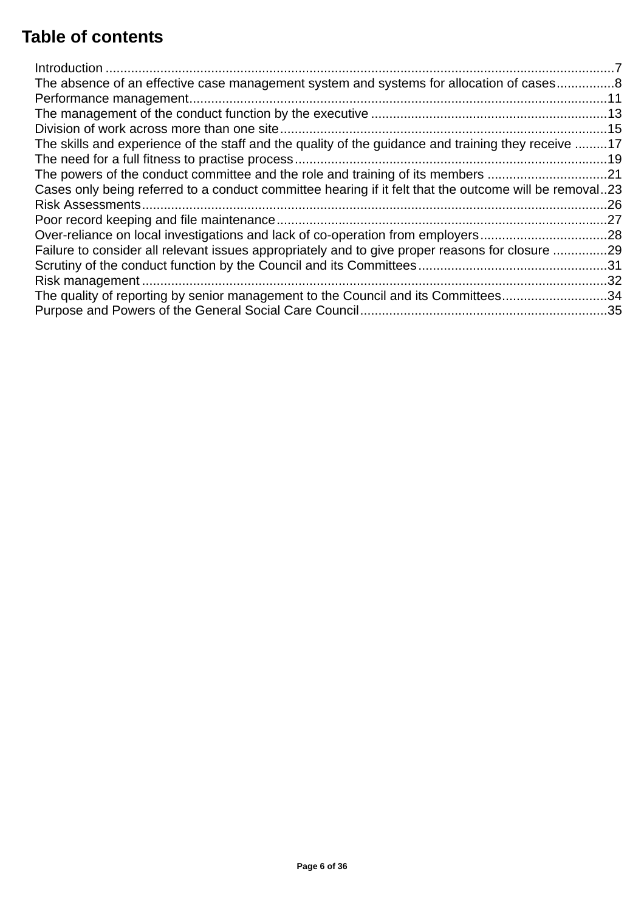## Table of contents

| Section | Page |
|---|---|
| Introduction | 7 |
| The absence of an effective case management system and systems for allocation of cases | 8 |
| Performance management | 11 |
| The management of the conduct function by the executive | 13 |
| Division of work across more than one site | 15 |
| The skills and experience of the staff and the quality of the guidance and training they receive | 17 |
| The need for a full fitness to practise process | 19 |
| The powers of the conduct committee and the role and training of its members | 21 |
| Cases only being referred to a conduct committee hearing if it felt that the outcome will be removal | 23 |
| Risk Assessments | 26 |
| Poor record keeping and file maintenance | 27 |
| Over-reliance on local investigations and lack of co-operation from employers | 28 |
| Failure to consider all relevant issues appropriately and to give proper reasons for closure | 29 |
| Scrutiny of the conduct function by the Council and its Committees | 31 |
| Risk management | 32 |
| The quality of reporting by senior management to the Council and its Committees | 34 |
| Purpose and Powers of the General Social Care Council | 35 |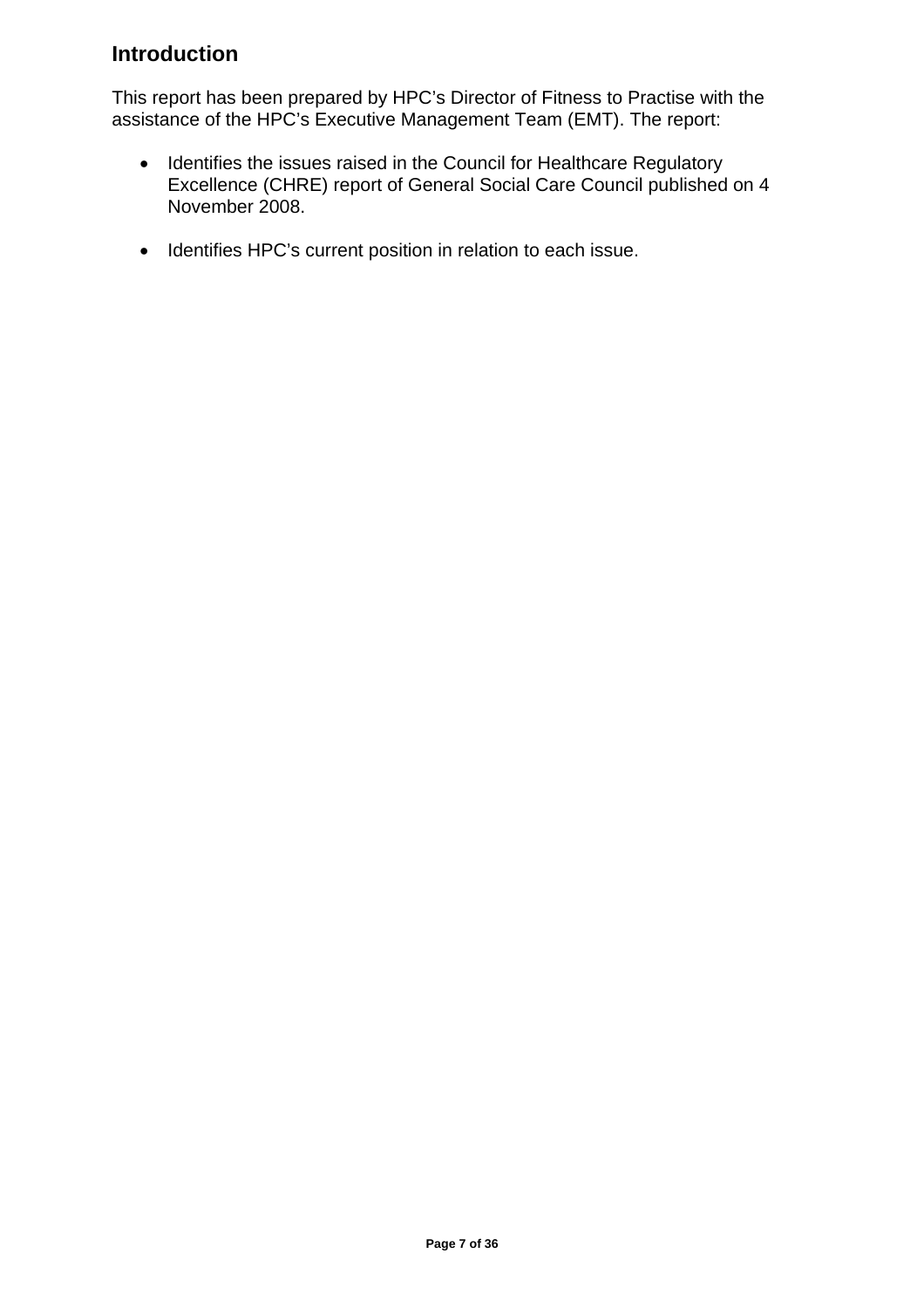## Introduction

This report has been prepared by HPC's Director of Fitness to Practise with the assistance of the HPC's Executive Management Team (EMT). The report:

- Identifies the issues raised in the Council for Healthcare Regulatory Excellence (CHRE) report of General Social Care Council published on 4 November 2008.

- Identifies HPC's current position in relation to each issue.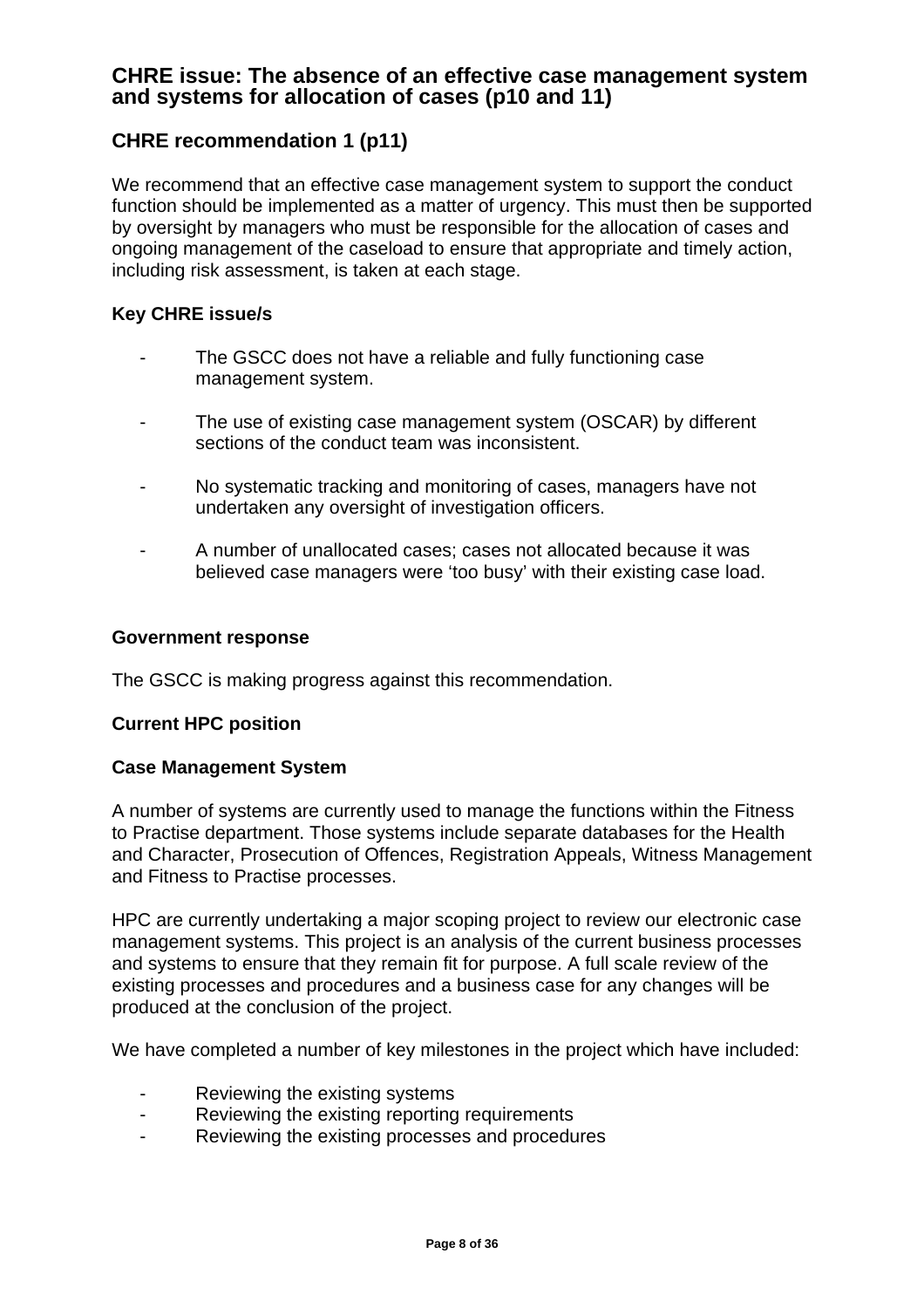## CHRE issue: The absence of an effective case management system and systems for allocation of cases (p10 and 11)

## CHRE recommendation 1 (p11)

We recommend that an effective case management system to support the conduct function should be implemented as a matter of urgency. This must then be supported by oversight by managers who must be responsible for the allocation of cases and ongoing management of the caseload to ensure that appropriate and timely action, including risk assessment, is taken at each stage.

**Key CHRE issue/s**

- The GSCC does not have a reliable and fully functioning case management system.
- The use of existing case management system (OSCAR) by different sections of the conduct team was inconsistent.
- No systematic tracking and monitoring of cases, managers have not undertaken any oversight of investigation officers.
- A number of unallocated cases; cases not allocated because it was believed case managers were 'too busy' with their existing case load.

**Government response**

The GSCC is making progress against this recommendation.

**Current HPC position**

**Case Management System**

A number of systems are currently used to manage the functions within the Fitness to Practise department. Those systems include separate databases for the Health and Character, Prosecution of Offences, Registration Appeals, Witness Management and Fitness to Practise processes.

HPC are currently undertaking a major scoping project to review our electronic case management systems. This project is an analysis of the current business processes and systems to ensure that they remain fit for purpose. A full scale review of the existing processes and procedures and a business case for any changes will be produced at the conclusion of the project.

We have completed a number of key milestones in the project which have included:

- Reviewing the existing systems
- Reviewing the existing reporting requirements
- Reviewing the existing processes and procedures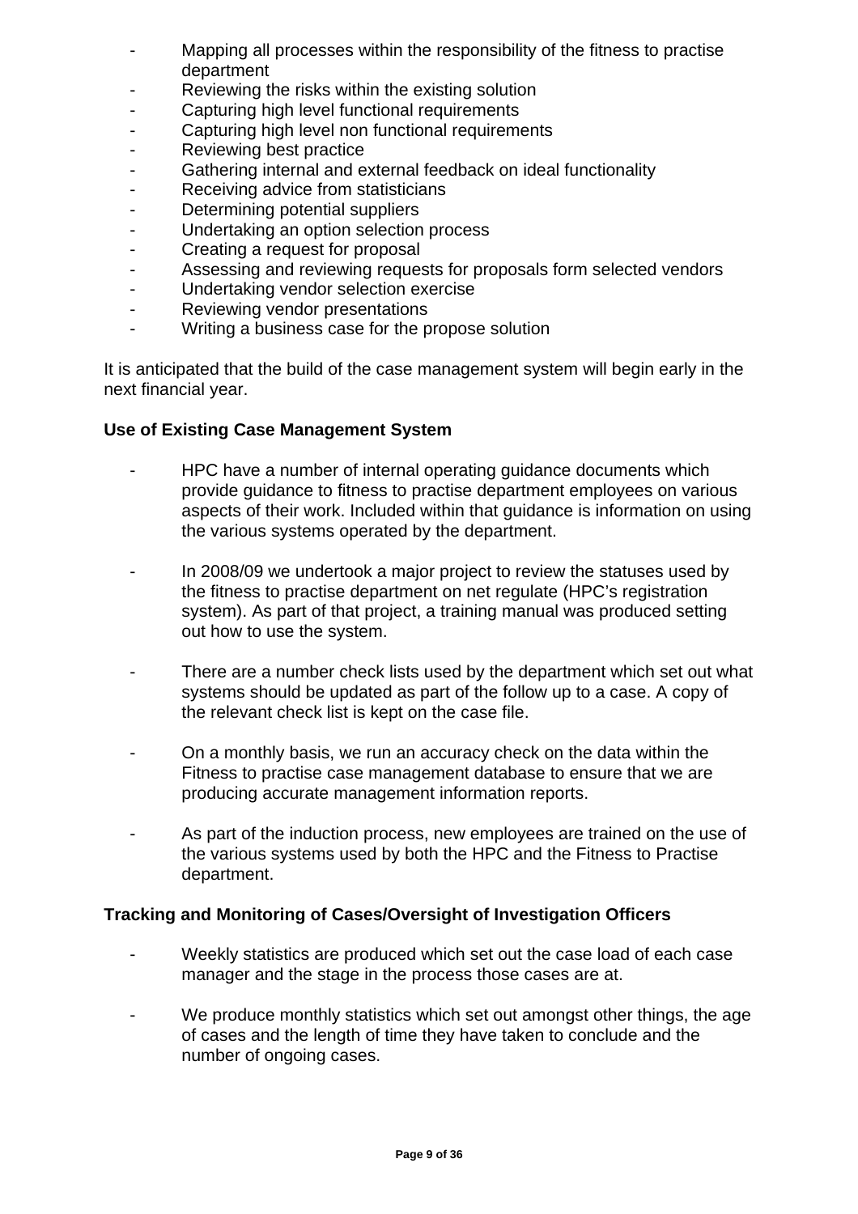- Mapping all processes within the responsibility of the fitness to practise department
- Reviewing the risks within the existing solution
- Capturing high level functional requirements
- Capturing high level non functional requirements
- Reviewing best practice
- Gathering internal and external feedback on ideal functionality
- Receiving advice from statisticians
- Determining potential suppliers
- Undertaking an option selection process
- Creating a request for proposal
- Assessing and reviewing requests for proposals form selected vendors
- Undertaking vendor selection exercise
- Reviewing vendor presentations
- Writing a business case for the propose solution

It is anticipated that the build of the case management system will begin early in the next financial year.

**Use of Existing Case Management System**

- HPC have a number of internal operating guidance documents which provide guidance to fitness to practise department employees on various aspects of their work. Included within that guidance is information on using the various systems operated by the department.

- In 2008/09 we undertook a major project to review the statuses used by the fitness to practise department on net regulate (HPC's registration system). As part of that project, a training manual was produced setting out how to use the system.

- There are a number check lists used by the department which set out what systems should be updated as part of the follow up to a case. A copy of the relevant check list is kept on the case file.

- On a monthly basis, we run an accuracy check on the data within the Fitness to practise case management database to ensure that we are producing accurate management information reports.

- As part of the induction process, new employees are trained on the use of the various systems used by both the HPC and the Fitness to Practise department.

**Tracking and Monitoring of Cases/Oversight of Investigation Officers**

- Weekly statistics are produced which set out the case load of each case manager and the stage in the process those cases are at.

- We produce monthly statistics which set out amongst other things, the age of cases and the length of time they have taken to conclude and the number of ongoing cases.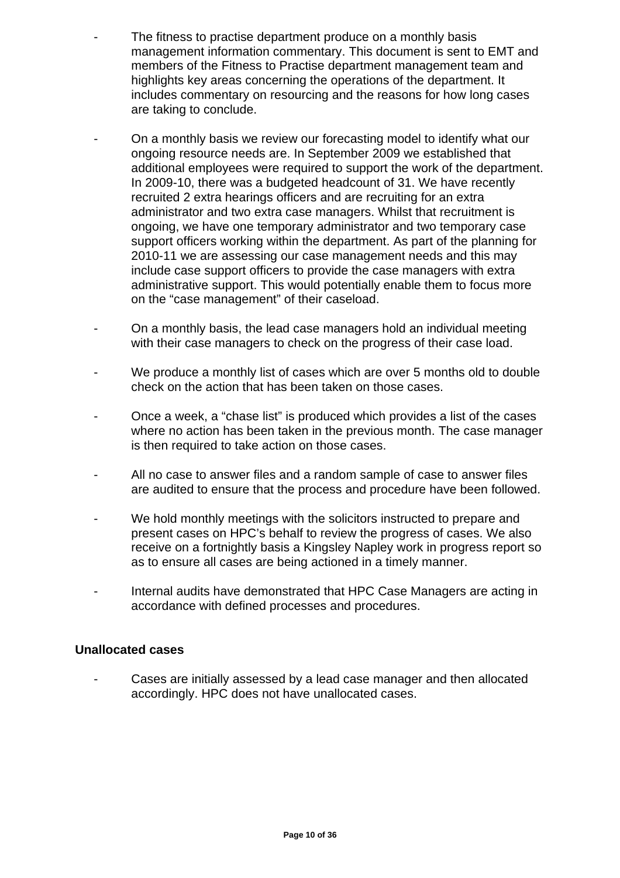- The fitness to practise department produce on a monthly basis management information commentary. This document is sent to EMT and members of the Fitness to Practise department management team and highlights key areas concerning the operations of the department. It includes commentary on resourcing and the reasons for how long cases are taking to conclude.

- On a monthly basis we review our forecasting model to identify what our ongoing resource needs are. In September 2009 we established that additional employees were required to support the work of the department. In 2009-10, there was a budgeted headcount of 31. We have recently recruited 2 extra hearings officers and are recruiting for an extra administrator and two extra case managers. Whilst that recruitment is ongoing, we have one temporary administrator and two temporary case support officers working within the department. As part of the planning for 2010-11 we are assessing our case management needs and this may include case support officers to provide the case managers with extra administrative support. This would potentially enable them to focus more on the "case management" of their caseload.

- On a monthly basis, the lead case managers hold an individual meeting with their case managers to check on the progress of their case load.

- We produce a monthly list of cases which are over 5 months old to double check on the action that has been taken on those cases.

- Once a week, a "chase list" is produced which provides a list of the cases where no action has been taken in the previous month. The case manager is then required to take action on those cases.

- All no case to answer files and a random sample of case to answer files are audited to ensure that the process and procedure have been followed.

- We hold monthly meetings with the solicitors instructed to prepare and present cases on HPC's behalf to review the progress of cases. We also receive on a fortnightly basis a Kingsley Napley work in progress report so as to ensure all cases are being actioned in a timely manner.

- Internal audits have demonstrated that HPC Case Managers are acting in accordance with defined processes and procedures.

**Unallocated cases**

- Cases are initially assessed by a lead case manager and then allocated accordingly. HPC does not have unallocated cases.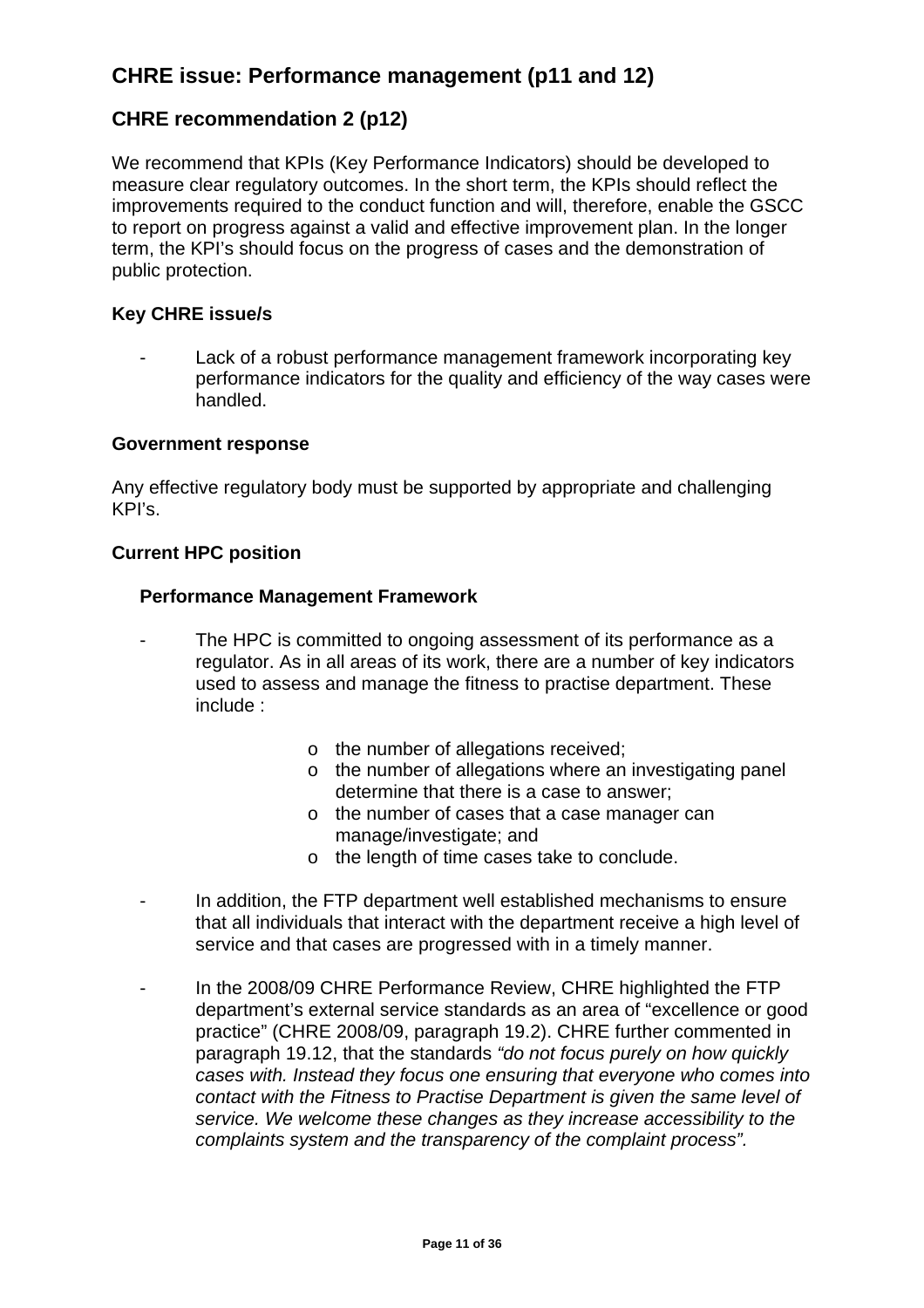## CHRE issue: Performance management (p11 and 12)

## CHRE recommendation 2 (p12)

We recommend that KPIs (Key Performance Indicators) should be developed to measure clear regulatory outcomes. In the short term, the KPIs should reflect the improvements required to the conduct function and will, therefore, enable the GSCC to report on progress against a valid and effective improvement plan. In the longer term, the KPI's should focus on the progress of cases and the demonstration of public protection.

**Key CHRE issue/s**

- Lack of a robust performance management framework incorporating key performance indicators for the quality and efficiency of the way cases were handled.

**Government response**

Any effective regulatory body must be supported by appropriate and challenging KPI's.

**Current HPC position**

**Performance Management Framework**

- The HPC is committed to ongoing assessment of its performance as a regulator. As in all areas of its work, there are a number of key indicators used to assess and manage the fitness to practise department. These include :
  - the number of allegations received;
  - the number of allegations where an investigating panel determine that there is a case to answer;
  - the number of cases that a case manager can manage/investigate; and
  - the length of time cases take to conclude.

- In addition, the FTP department well established mechanisms to ensure that all individuals that interact with the department receive a high level of service and that cases are progressed with in a timely manner.

- In the 2008/09 CHRE Performance Review, CHRE highlighted the FTP department's external service standards as an area of "excellence or good practice" (CHRE 2008/09, paragraph 19.2). CHRE further commented in paragraph 19.12, that the standards *"do not focus purely on how quickly cases with. Instead they focus one ensuring that everyone who comes into contact with the Fitness to Practise Department is given the same level of service. We welcome these changes as they increase accessibility to the complaints system and the transparency of the complaint process".*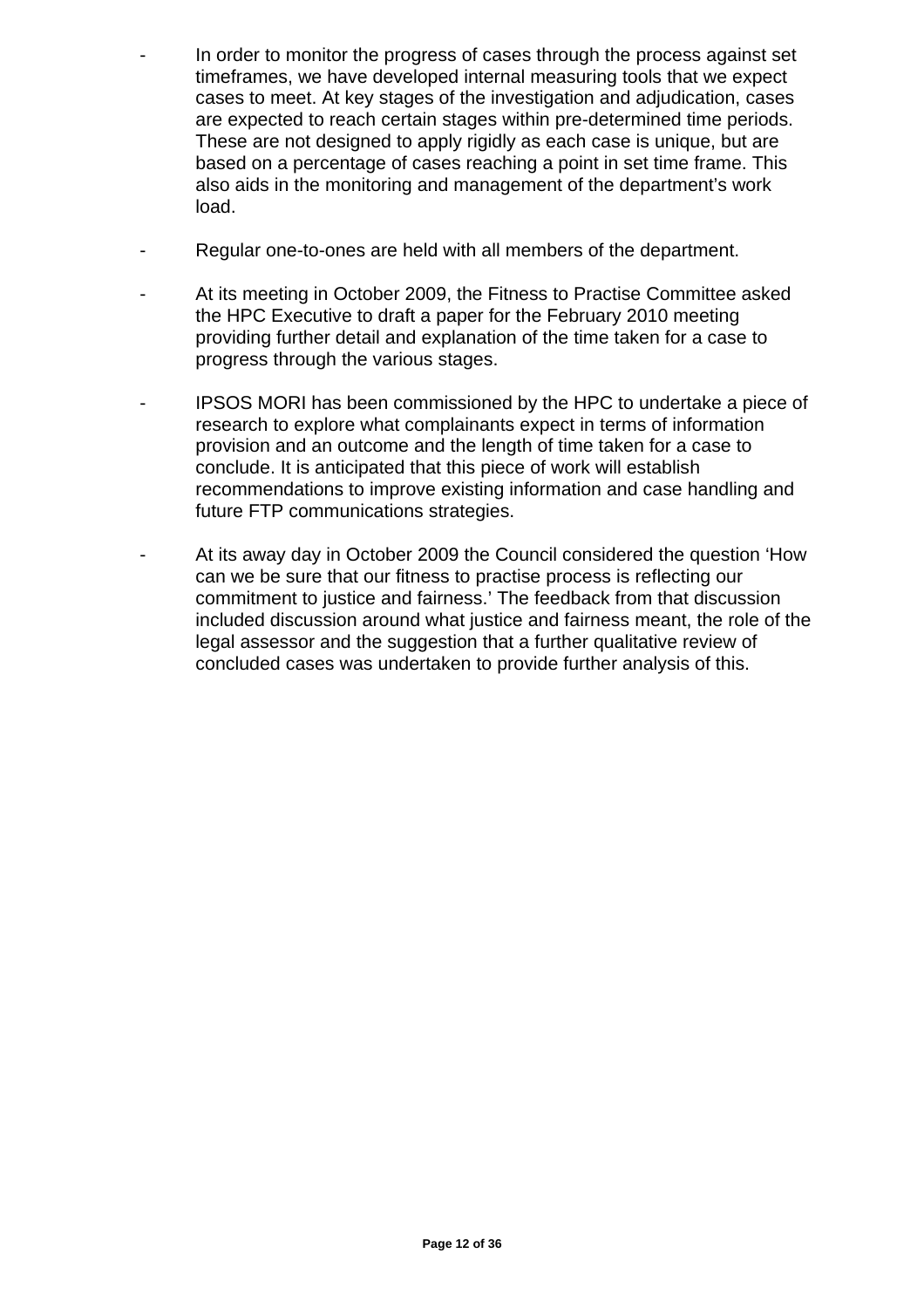- In order to monitor the progress of cases through the process against set timeframes, we have developed internal measuring tools that we expect cases to meet. At key stages of the investigation and adjudication, cases are expected to reach certain stages within pre-determined time periods. These are not designed to apply rigidly as each case is unique, but are based on a percentage of cases reaching a point in set time frame. This also aids in the monitoring and management of the department's work load.

- Regular one-to-ones are held with all members of the department.

- At its meeting in October 2009, the Fitness to Practise Committee asked the HPC Executive to draft a paper for the February 2010 meeting providing further detail and explanation of the time taken for a case to progress through the various stages.

- IPSOS MORI has been commissioned by the HPC to undertake a piece of research to explore what complainants expect in terms of information provision and an outcome and the length of time taken for a case to conclude. It is anticipated that this piece of work will establish recommendations to improve existing information and case handling and future FTP communications strategies.

- At its away day in October 2009 the Council considered the question 'How can we be sure that our fitness to practise process is reflecting our commitment to justice and fairness.' The feedback from that discussion included discussion around what justice and fairness meant, the role of the legal assessor and the suggestion that a further qualitative review of concluded cases was undertaken to provide further analysis of this.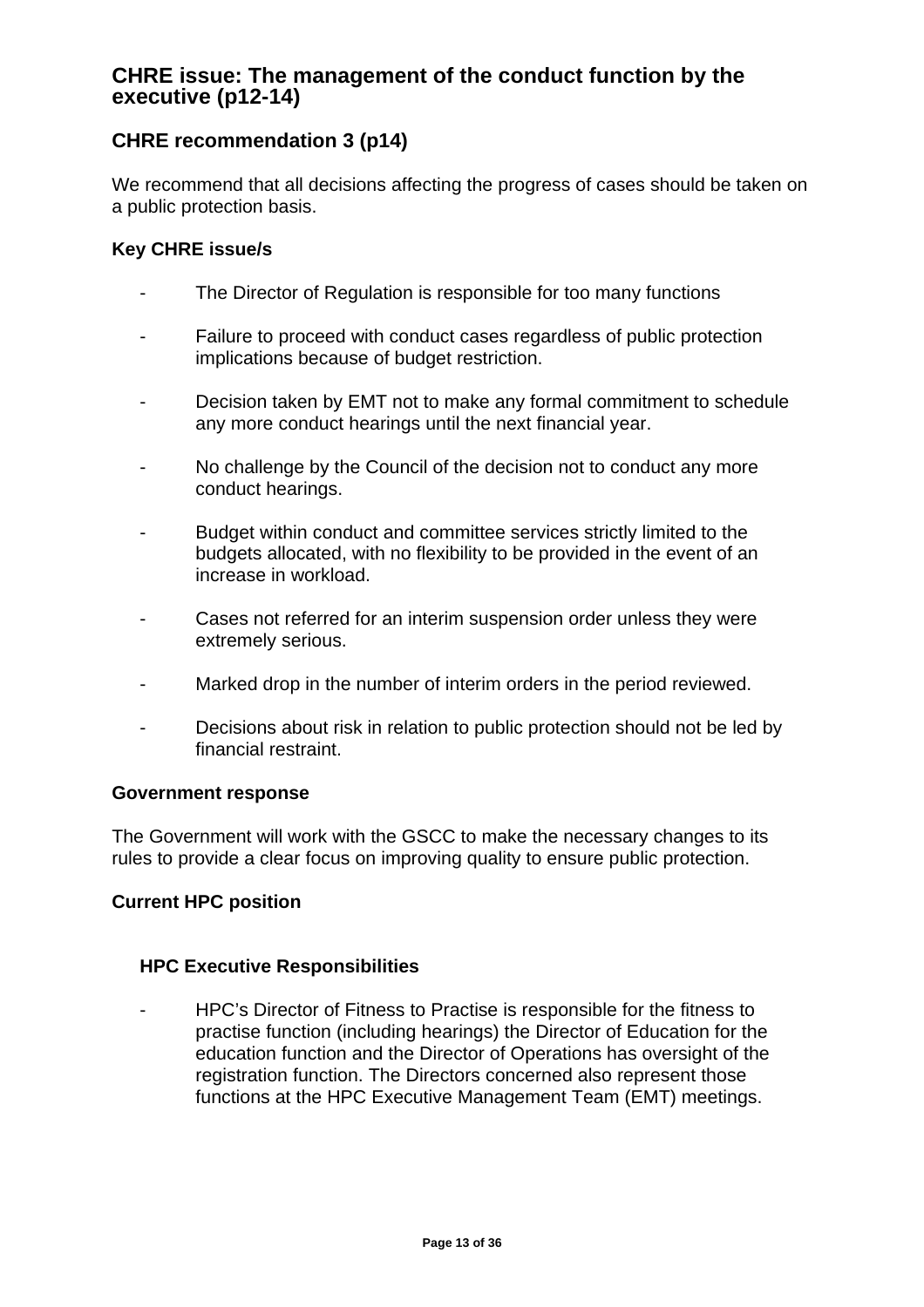## CHRE issue: The management of the conduct function by the executive (p12-14)

## CHRE recommendation 3 (p14)

We recommend that all decisions affecting the progress of cases should be taken on a public protection basis.

### Key CHRE issue/s

- The Director of Regulation is responsible for too many functions
- Failure to proceed with conduct cases regardless of public protection implications because of budget restriction.
- Decision taken by EMT not to make any formal commitment to schedule any more conduct hearings until the next financial year.
- No challenge by the Council of the decision not to conduct any more conduct hearings.
- Budget within conduct and committee services strictly limited to the budgets allocated, with no flexibility to be provided in the event of an increase in workload.
- Cases not referred for an interim suspension order unless they were extremely serious.
- Marked drop in the number of interim orders in the period reviewed.
- Decisions about risk in relation to public protection should not be led by financial restraint.

### Government response

The Government will work with the GSCC to make the necessary changes to its rules to provide a clear focus on improving quality to ensure public protection.

### Current HPC position

#### HPC Executive Responsibilities

- HPC's Director of Fitness to Practise is responsible for the fitness to practise function (including hearings) the Director of Education for the education function and the Director of Operations has oversight of the registration function. The Directors concerned also represent those functions at the HPC Executive Management Team (EMT) meetings.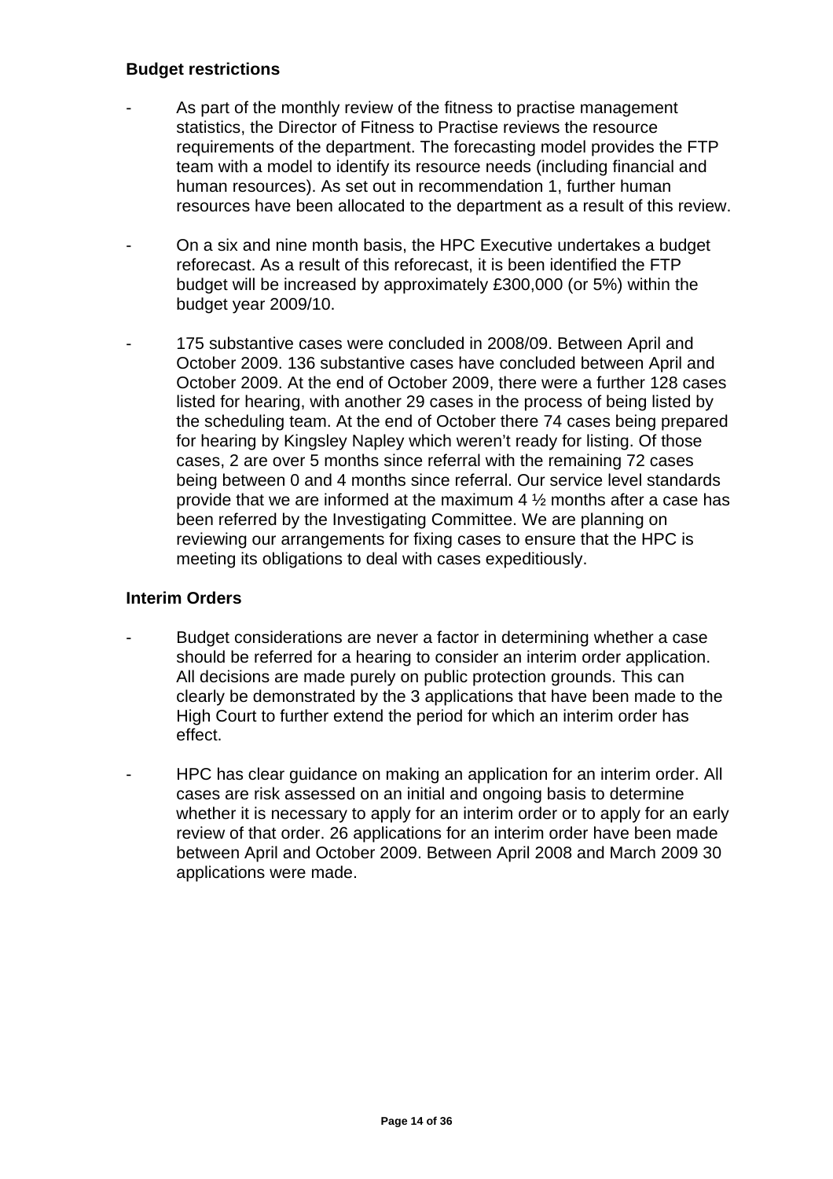**Budget restrictions**

- As part of the monthly review of the fitness to practise management statistics, the Director of Fitness to Practise reviews the resource requirements of the department. The forecasting model provides the FTP team with a model to identify its resource needs (including financial and human resources). As set out in recommendation 1, further human resources have been allocated to the department as a result of this review.

- On a six and nine month basis, the HPC Executive undertakes a budget reforecast. As a result of this reforecast, it is been identified the FTP budget will be increased by approximately £300,000 (or 5%) within the budget year 2009/10.

- 175 substantive cases were concluded in 2008/09. Between April and October 2009. 136 substantive cases have concluded between April and October 2009. At the end of October 2009, there were a further 128 cases listed for hearing, with another 29 cases in the process of being listed by the scheduling team. At the end of October there 74 cases being prepared for hearing by Kingsley Napley which weren't ready for listing. Of those cases, 2 are over 5 months since referral with the remaining 72 cases being between 0 and 4 months since referral. Our service level standards provide that we are informed at the maximum 4 ½ months after a case has been referred by the Investigating Committee. We are planning on reviewing our arrangements for fixing cases to ensure that the HPC is meeting its obligations to deal with cases expeditiously.

**Interim Orders**

- Budget considerations are never a factor in determining whether a case should be referred for a hearing to consider an interim order application. All decisions are made purely on public protection grounds. This can clearly be demonstrated by the 3 applications that have been made to the High Court to further extend the period for which an interim order has effect.

- HPC has clear guidance on making an application for an interim order. All cases are risk assessed on an initial and ongoing basis to determine whether it is necessary to apply for an interim order or to apply for an early review of that order. 26 applications for an interim order have been made between April and October 2009. Between April 2008 and March 2009 30 applications were made.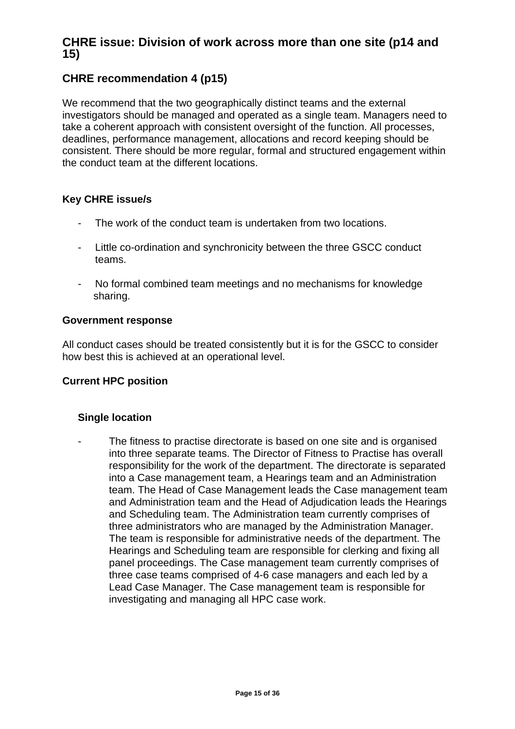## CHRE issue: Division of work across more than one site (p14 and 15)

## CHRE recommendation 4 (p15)

We recommend that the two geographically distinct teams and the external investigators should be managed and operated as a single team. Managers need to take a coherent approach with consistent oversight of the function. All processes, deadlines, performance management, allocations and record keeping should be consistent. There should be more regular, formal and structured engagement within the conduct team at the different locations.

### Key CHRE issue/s

- The work of the conduct team is undertaken from two locations.
- Little co-ordination and synchronicity between the three GSCC conduct teams.
- No formal combined team meetings and no mechanisms for knowledge sharing.

### Government response

All conduct cases should be treated consistently but it is for the GSCC to consider how best this is achieved at an operational level.

### Current HPC position

#### Single location

- The fitness to practise directorate is based on one site and is organised into three separate teams. The Director of Fitness to Practise has overall responsibility for the work of the department. The directorate is separated into a Case management team, a Hearings team and an Administration team. The Head of Case Management leads the Case management team and Administration team and the Head of Adjudication leads the Hearings and Scheduling team. The Administration team currently comprises of three administrators who are managed by the Administration Manager. The team is responsible for administrative needs of the department. The Hearings and Scheduling team are responsible for clerking and fixing all panel proceedings. The Case management team currently comprises of three case teams comprised of 4-6 case managers and each led by a Lead Case Manager. The Case management team is responsible for investigating and managing all HPC case work.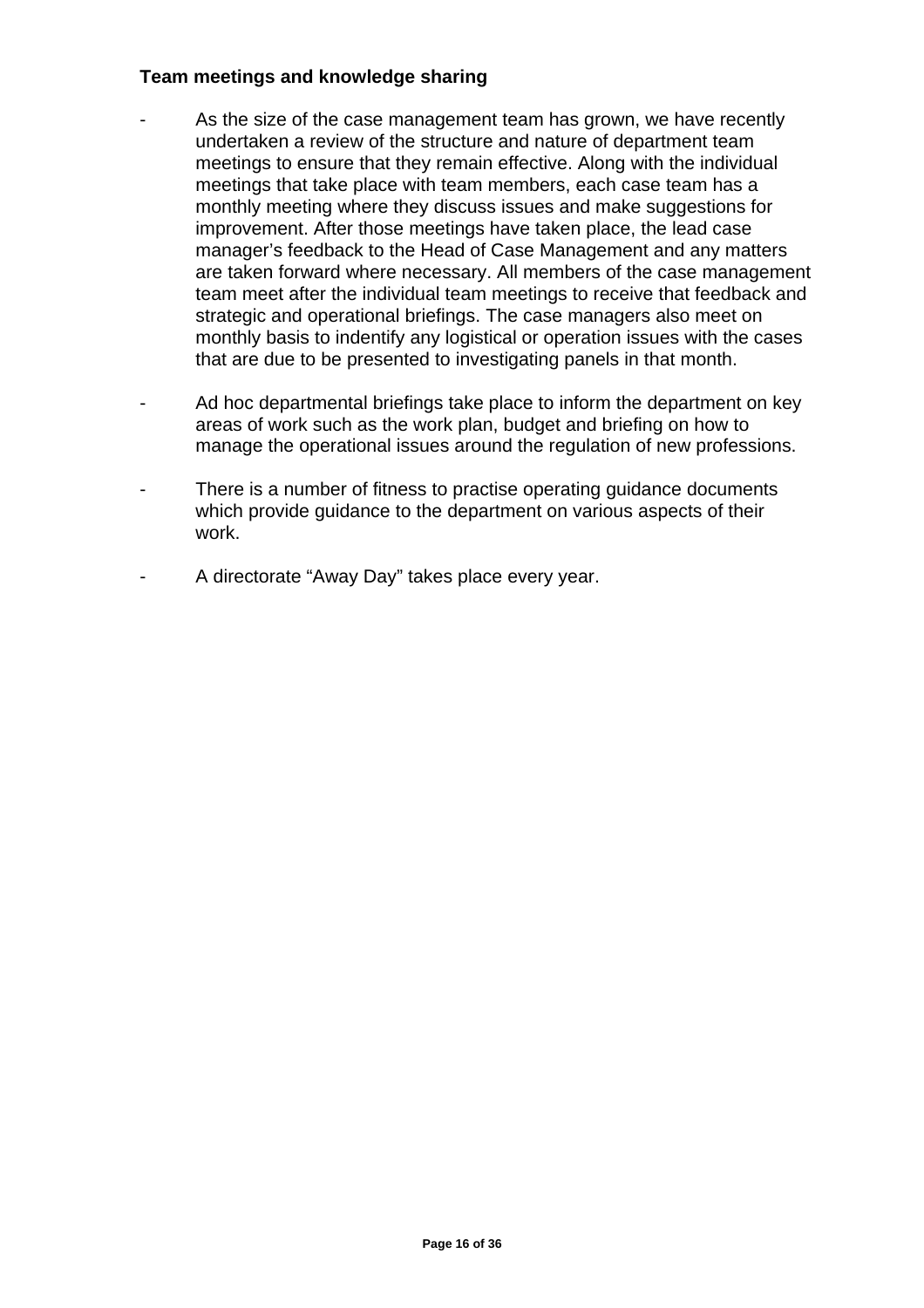**Team meetings and knowledge sharing**

- As the size of the case management team has grown, we have recently undertaken a review of the structure and nature of department team meetings to ensure that they remain effective. Along with the individual meetings that take place with team members, each case team has a monthly meeting where they discuss issues and make suggestions for improvement. After those meetings have taken place, the lead case manager's feedback to the Head of Case Management and any matters are taken forward where necessary. All members of the case management team meet after the individual team meetings to receive that feedback and strategic and operational briefings. The case managers also meet on monthly basis to indentify any logistical or operation issues with the cases that are due to be presented to investigating panels in that month.

- Ad hoc departmental briefings take place to inform the department on key areas of work such as the work plan, budget and briefing on how to manage the operational issues around the regulation of new professions.

- There is a number of fitness to practise operating guidance documents which provide guidance to the department on various aspects of their work.

- A directorate "Away Day" takes place every year.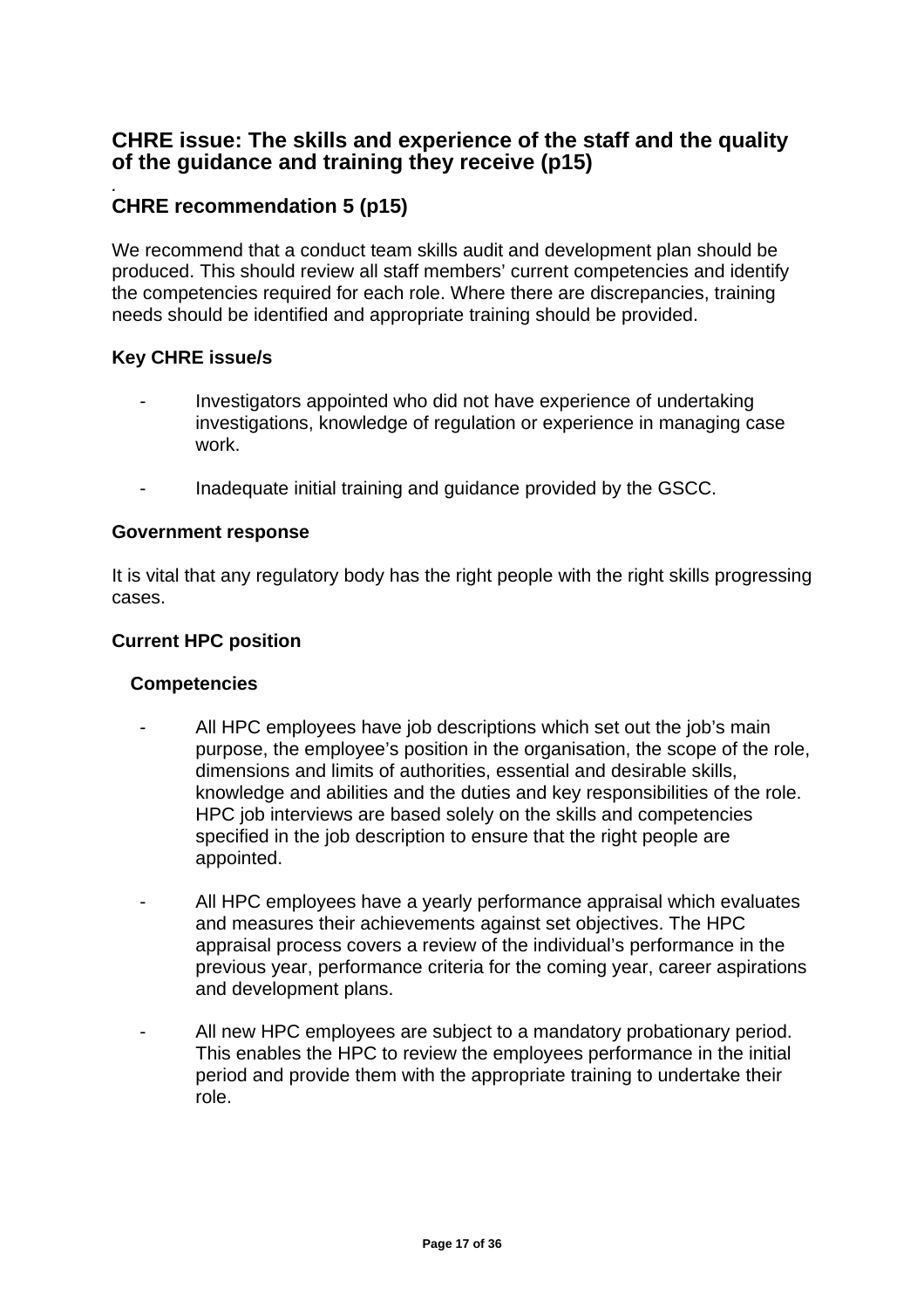## CHRE issue: The skills and experience of the staff and the quality of the guidance and training they receive (p15)

.

## CHRE recommendation 5 (p15)

We recommend that a conduct team skills audit and development plan should be produced. This should review all staff members' current competencies and identify the competencies required for each role. Where there are discrepancies, training needs should be identified and appropriate training should be provided.

**Key CHRE issue/s**

- Investigators appointed who did not have experience of undertaking investigations, knowledge of regulation or experience in managing case work.

- Inadequate initial training and guidance provided by the GSCC.

**Government response**

It is vital that any regulatory body has the right people with the right skills progressing cases.

**Current HPC position**

**Competencies**

- All HPC employees have job descriptions which set out the job's main purpose, the employee's position in the organisation, the scope of the role, dimensions and limits of authorities, essential and desirable skills, knowledge and abilities and the duties and key responsibilities of the role. HPC job interviews are based solely on the skills and competencies specified in the job description to ensure that the right people are appointed.

- All HPC employees have a yearly performance appraisal which evaluates and measures their achievements against set objectives. The HPC appraisal process covers a review of the individual's performance in the previous year, performance criteria for the coming year, career aspirations and development plans.

- All new HPC employees are subject to a mandatory probationary period. This enables the HPC to review the employees performance in the initial period and provide them with the appropriate training to undertake their role.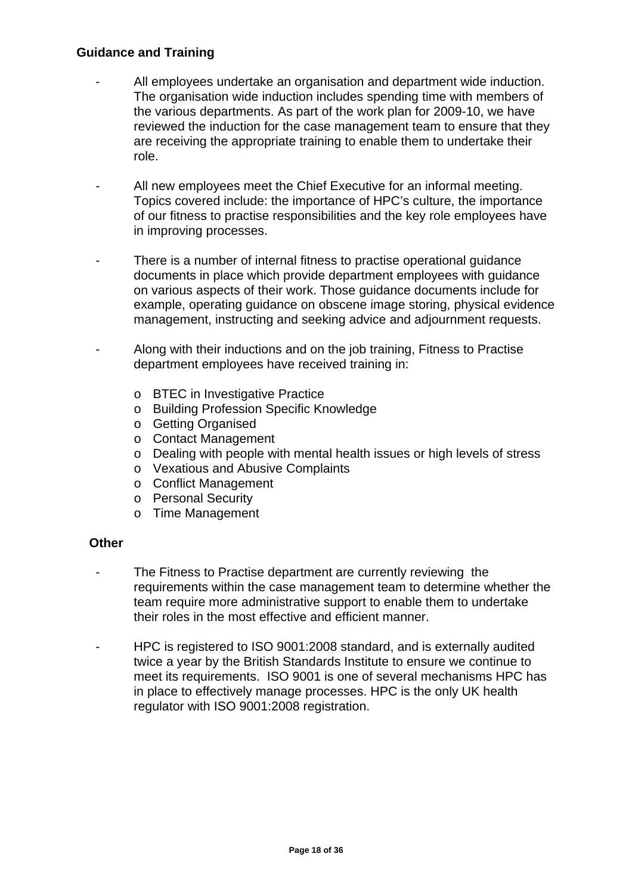**Guidance and Training**

- All employees undertake an organisation and department wide induction. The organisation wide induction includes spending time with members of the various departments. As part of the work plan for 2009-10, we have reviewed the induction for the case management team to ensure that they are receiving the appropriate training to enable them to undertake their role.

- All new employees meet the Chief Executive for an informal meeting. Topics covered include: the importance of HPC's culture, the importance of our fitness to practise responsibilities and the key role employees have in improving processes.

- There is a number of internal fitness to practise operational guidance documents in place which provide department employees with guidance on various aspects of their work. Those guidance documents include for example, operating guidance on obscene image storing, physical evidence management, instructing and seeking advice and adjournment requests.

- Along with their inductions and on the job training, Fitness to Practise department employees have received training in:

  - BTEC in Investigative Practice
  - Building Profession Specific Knowledge
  - Getting Organised
  - Contact Management
  - Dealing with people with mental health issues or high levels of stress
  - Vexatious and Abusive Complaints
  - Conflict Management
  - Personal Security
  - Time Management

**Other**

- The Fitness to Practise department are currently reviewing the requirements within the case management team to determine whether the team require more administrative support to enable them to undertake their roles in the most effective and efficient manner.

- HPC is registered to ISO 9001:2008 standard, and is externally audited twice a year by the British Standards Institute to ensure we continue to meet its requirements. ISO 9001 is one of several mechanisms HPC has in place to effectively manage processes. HPC is the only UK health regulator with ISO 9001:2008 registration.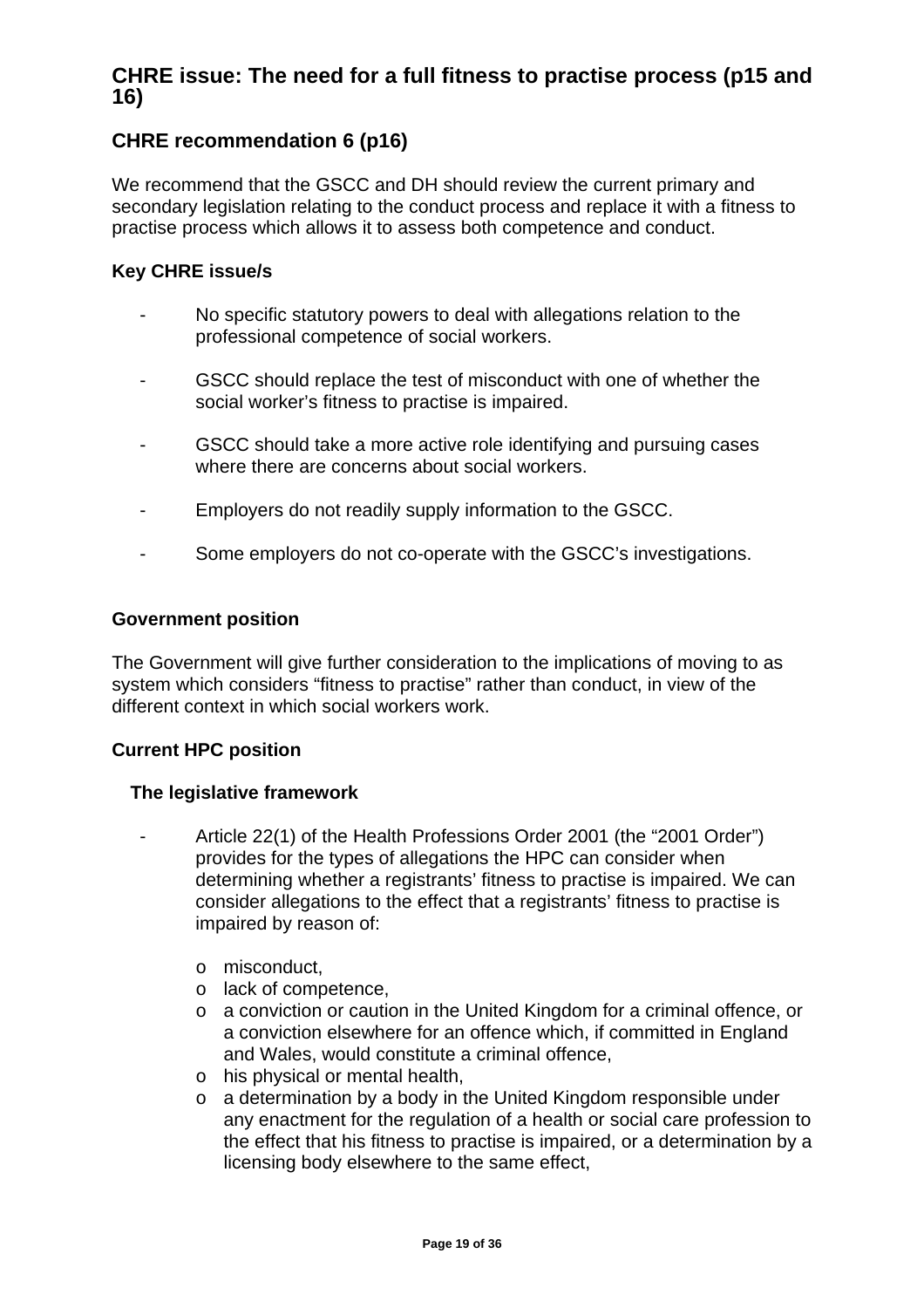## CHRE issue: The need for a full fitness to practise process (p15 and 16)

### CHRE recommendation 6 (p16)

We recommend that the GSCC and DH should review the current primary and secondary legislation relating to the conduct process and replace it with a fitness to practise process which allows it to assess both competence and conduct.

#### Key CHRE issue/s

- No specific statutory powers to deal with allegations relation to the professional competence of social workers.
- GSCC should replace the test of misconduct with one of whether the social worker's fitness to practise is impaired.
- GSCC should take a more active role identifying and pursuing cases where there are concerns about social workers.
- Employers do not readily supply information to the GSCC.
- Some employers do not co-operate with the GSCC's investigations.

#### Government position

The Government will give further consideration to the implications of moving to as system which considers "fitness to practise" rather than conduct, in view of the different context in which social workers work.

#### Current HPC position

**The legislative framework**

- Article 22(1) of the Health Professions Order 2001 (the "2001 Order") provides for the types of allegations the HPC can consider when determining whether a registrants' fitness to practise is impaired. We can consider allegations to the effect that a registrants' fitness to practise is impaired by reason of:
  - misconduct,
  - lack of competence,
  - a conviction or caution in the United Kingdom for a criminal offence, or a conviction elsewhere for an offence which, if committed in England and Wales, would constitute a criminal offence,
  - his physical or mental health,
  - a determination by a body in the United Kingdom responsible under any enactment for the regulation of a health or social care profession to the effect that his fitness to practise is impaired, or a determination by a licensing body elsewhere to the same effect,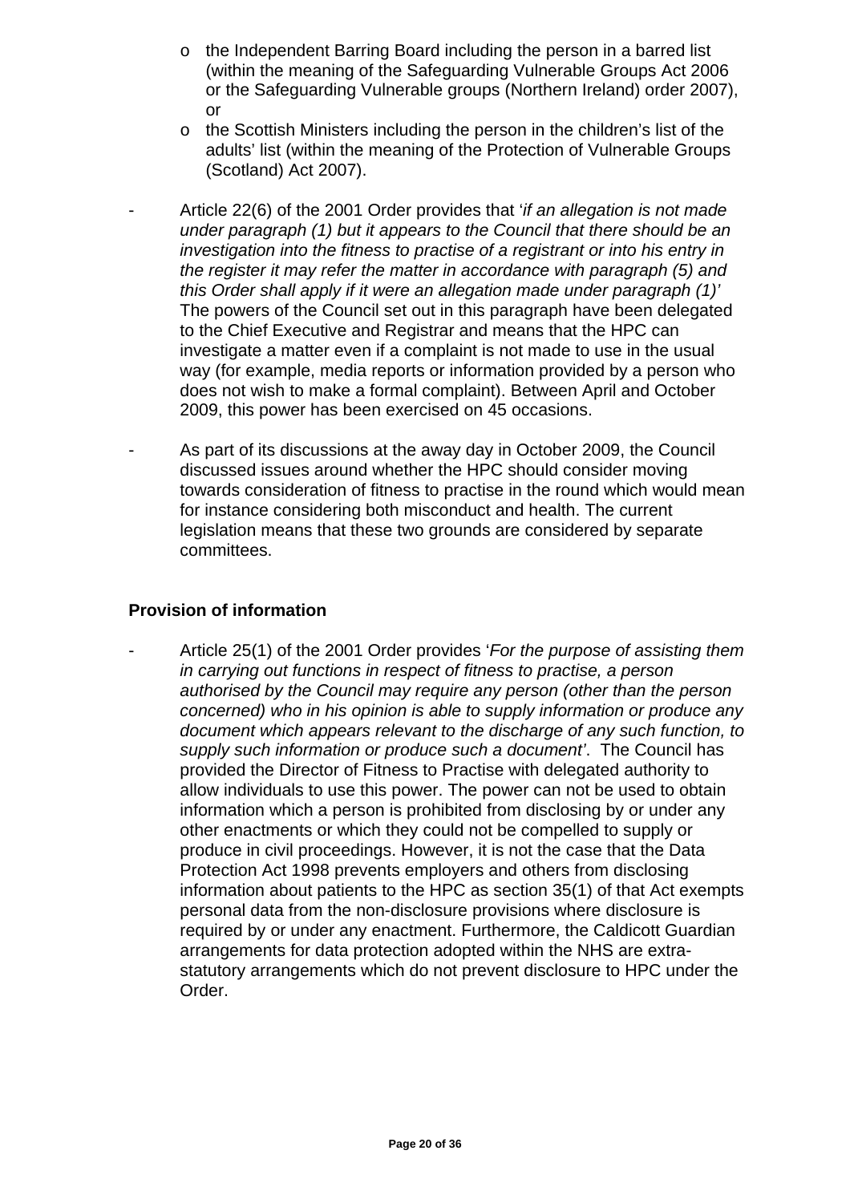- the Independent Barring Board including the person in a barred list (within the meaning of the Safeguarding Vulnerable Groups Act 2006 or the Safeguarding Vulnerable groups (Northern Ireland) order 2007), or
  - the Scottish Ministers including the person in the children's list of the adults' list (within the meaning of the Protection of Vulnerable Groups (Scotland) Act 2007).

- Article 22(6) of the 2001 Order provides that '*if an allegation is not made under paragraph (1) but it appears to the Council that there should be an investigation into the fitness to practise of a registrant or into his entry in the register it may refer the matter in accordance with paragraph (5) and this Order shall apply if it were an allegation made under paragraph (1)*' The powers of the Council set out in this paragraph have been delegated to the Chief Executive and Registrar and means that the HPC can investigate a matter even if a complaint is not made to use in the usual way (for example, media reports or information provided by a person who does not wish to make a formal complaint). Between April and October 2009, this power has been exercised on 45 occasions.

- As part of its discussions at the away day in October 2009, the Council discussed issues around whether the HPC should consider moving towards consideration of fitness to practise in the round which would mean for instance considering both misconduct and health. The current legislation means that these two grounds are considered by separate committees.

**Provision of information**

- Article 25(1) of the 2001 Order provides '*For the purpose of assisting them in carrying out functions in respect of fitness to practise, a person authorised by the Council may require any person (other than the person concerned) who in his opinion is able to supply information or produce any document which appears relevant to the discharge of any such function, to supply such information or produce such a document*'. The Council has provided the Director of Fitness to Practise with delegated authority to allow individuals to use this power. The power can not be used to obtain information which a person is prohibited from disclosing by or under any other enactments or which they could not be compelled to supply or produce in civil proceedings. However, it is not the case that the Data Protection Act 1998 prevents employers and others from disclosing information about patients to the HPC as section 35(1) of that Act exempts personal data from the non-disclosure provisions where disclosure is required by or under any enactment. Furthermore, the Caldicott Guardian arrangements for data protection adopted within the NHS are extra-statutory arrangements which do not prevent disclosure to HPC under the Order.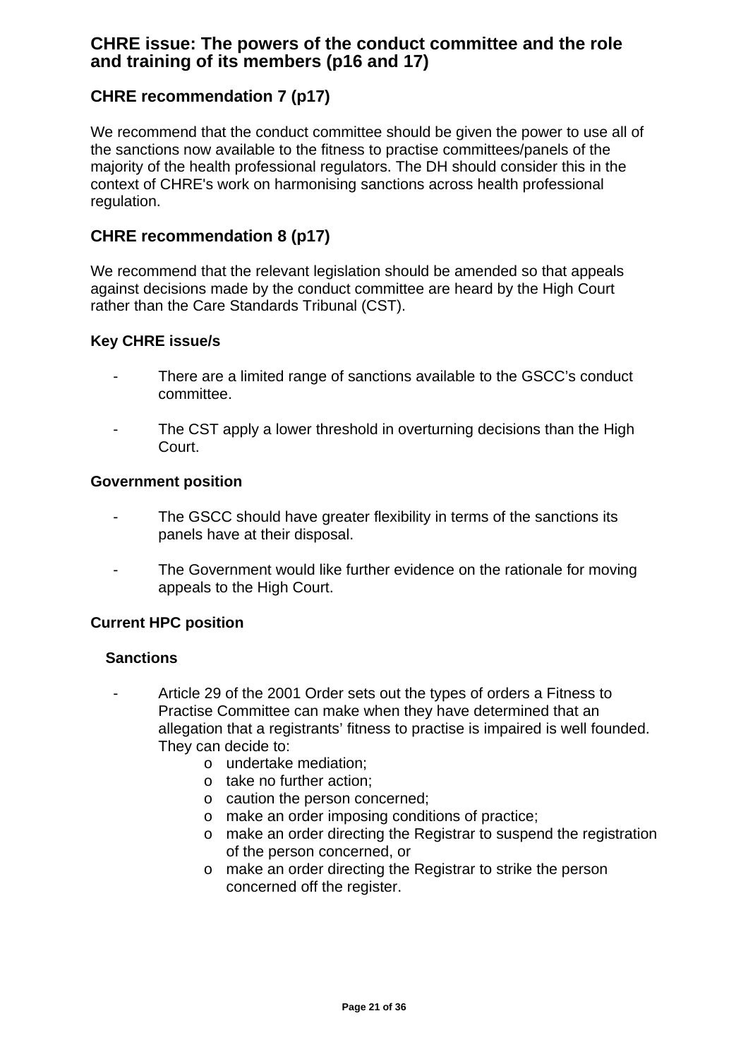## CHRE issue: The powers of the conduct committee and the role and training of its members (p16 and 17)

## CHRE recommendation 7 (p17)

We recommend that the conduct committee should be given the power to use all of the sanctions now available to the fitness to practise committees/panels of the majority of the health professional regulators. The DH should consider this in the context of CHRE's work on harmonising sanctions across health professional regulation.

## CHRE recommendation 8 (p17)

We recommend that the relevant legislation should be amended so that appeals against decisions made by the conduct committee are heard by the High Court rather than the Care Standards Tribunal (CST).

### Key CHRE issue/s

- There are a limited range of sanctions available to the GSCC's conduct committee.
- The CST apply a lower threshold in overturning decisions than the High Court.

### Government position

- The GSCC should have greater flexibility in terms of the sanctions its panels have at their disposal.
- The Government would like further evidence on the rationale for moving appeals to the High Court.

### Current HPC position

#### Sanctions

- Article 29 of the 2001 Order sets out the types of orders a Fitness to Practise Committee can make when they have determined that an allegation that a registrants' fitness to practise is impaired is well founded. They can decide to:
  - undertake mediation;
  - take no further action;
  - caution the person concerned;
  - make an order imposing conditions of practice;
  - make an order directing the Registrar to suspend the registration of the person concerned, or
  - make an order directing the Registrar to strike the person concerned off the register.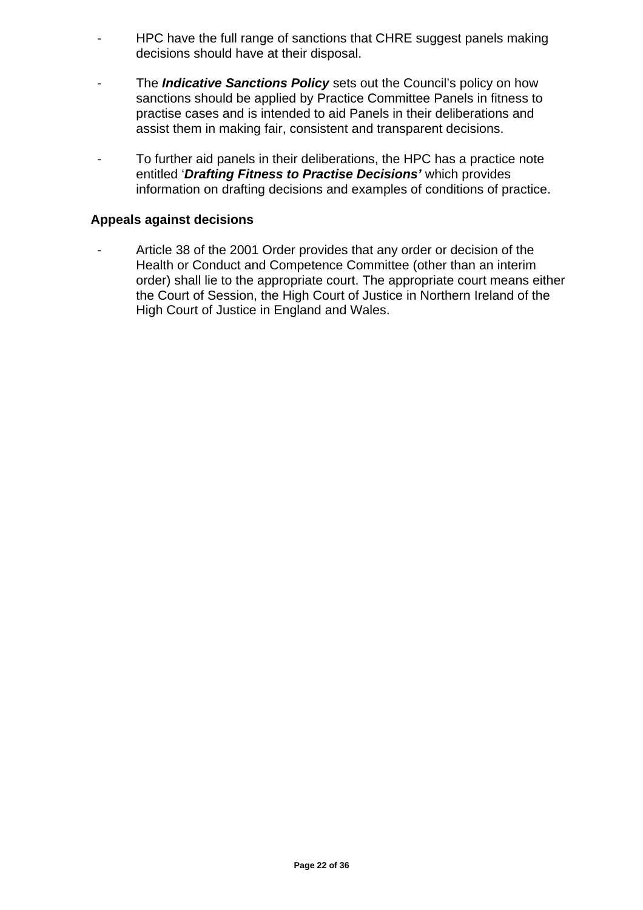- HPC have the full range of sanctions that CHRE suggest panels making decisions should have at their disposal.

- The ***Indicative Sanctions Policy*** sets out the Council's policy on how sanctions should be applied by Practice Committee Panels in fitness to practise cases and is intended to aid Panels in their deliberations and assist them in making fair, consistent and transparent decisions.

- To further aid panels in their deliberations, the HPC has a practice note entitled '***Drafting Fitness to Practise Decisions'*** which provides information on drafting decisions and examples of conditions of practice.

**Appeals against decisions**

- Article 38 of the 2001 Order provides that any order or decision of the Health or Conduct and Competence Committee (other than an interim order) shall lie to the appropriate court. The appropriate court means either the Court of Session, the High Court of Justice in Northern Ireland of the High Court of Justice in England and Wales.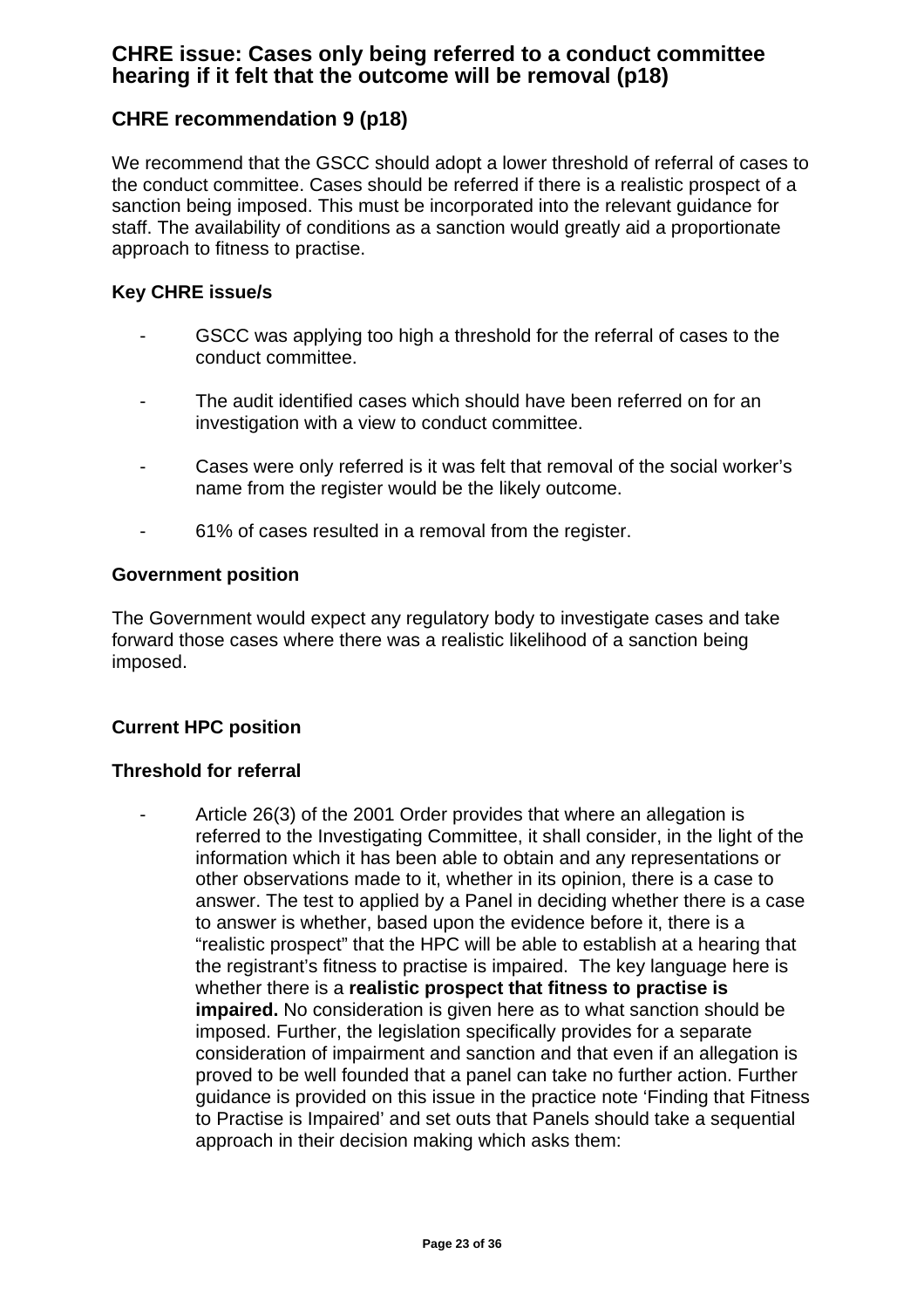## CHRE issue: Cases only being referred to a conduct committee hearing if it felt that the outcome will be removal (p18)

### CHRE recommendation 9 (p18)

We recommend that the GSCC should adopt a lower threshold of referral of cases to the conduct committee. Cases should be referred if there is a realistic prospect of a sanction being imposed. This must be incorporated into the relevant guidance for staff. The availability of conditions as a sanction would greatly aid a proportionate approach to fitness to practise.

**Key CHRE issue/s**

- GSCC was applying too high a threshold for the referral of cases to the conduct committee.
- The audit identified cases which should have been referred on for an investigation with a view to conduct committee.
- Cases were only referred is it was felt that removal of the social worker's name from the register would be the likely outcome.
- 61% of cases resulted in a removal from the register.

**Government position**

The Government would expect any regulatory body to investigate cases and take forward those cases where there was a realistic likelihood of a sanction being imposed.

**Current HPC position**

**Threshold for referral**

- Article 26(3) of the 2001 Order provides that where an allegation is referred to the Investigating Committee, it shall consider, in the light of the information which it has been able to obtain and any representations or other observations made to it, whether in its opinion, there is a case to answer. The test to applied by a Panel in deciding whether there is a case to answer is whether, based upon the evidence before it, there is a "realistic prospect" that the HPC will be able to establish at a hearing that the registrant's fitness to practise is impaired. The key language here is whether there is a **realistic prospect that fitness to practise is impaired.** No consideration is given here as to what sanction should be imposed. Further, the legislation specifically provides for a separate consideration of impairment and sanction and that even if an allegation is proved to be well founded that a panel can take no further action. Further guidance is provided on this issue in the practice note 'Finding that Fitness to Practise is Impaired' and set outs that Panels should take a sequential approach in their decision making which asks them: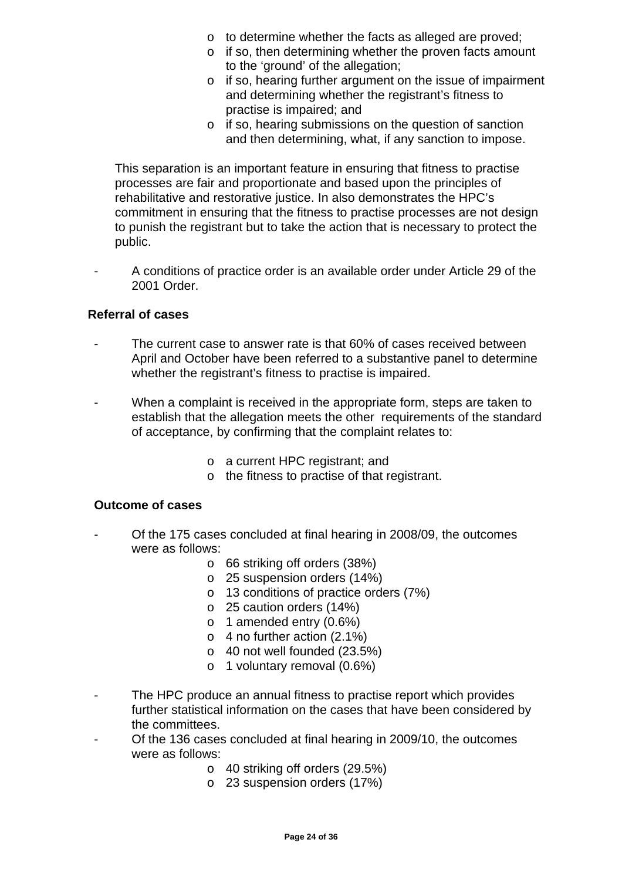- to determine whether the facts as alleged are proved;
  - if so, then determining whether the proven facts amount to the 'ground' of the allegation;
  - if so, hearing further argument on the issue of impairment and determining whether the registrant's fitness to practise is impaired; and
  - if so, hearing submissions on the question of sanction and then determining, what, if any sanction to impose.

This separation is an important feature in ensuring that fitness to practise processes are fair and proportionate and based upon the principles of rehabilitative and restorative justice. In also demonstrates the HPC's commitment in ensuring that the fitness to practise processes are not design to punish the registrant but to take the action that is necessary to protect the public.

- A conditions of practice order is an available order under Article 29 of the 2001 Order.

**Referral of cases**

- The current case to answer rate is that 60% of cases received between April and October have been referred to a substantive panel to determine whether the registrant's fitness to practise is impaired.

- When a complaint is received in the appropriate form, steps are taken to establish that the allegation meets the other requirements of the standard of acceptance, by confirming that the complaint relates to:
  - a current HPC registrant; and
  - the fitness to practise of that registrant.

**Outcome of cases**

- Of the 175 cases concluded at final hearing in 2008/09, the outcomes were as follows:
  - 66 striking off orders (38%)
  - 25 suspension orders (14%)
  - 13 conditions of practice orders (7%)
  - 25 caution orders (14%)
  - 1 amended entry (0.6%)
  - 4 no further action (2.1%)
  - 40 not well founded (23.5%)
  - 1 voluntary removal (0.6%)

- The HPC produce an annual fitness to practise report which provides further statistical information on the cases that have been considered by the committees.
- Of the 136 cases concluded at final hearing in 2009/10, the outcomes were as follows:
  - 40 striking off orders (29.5%)
  - 23 suspension orders (17%)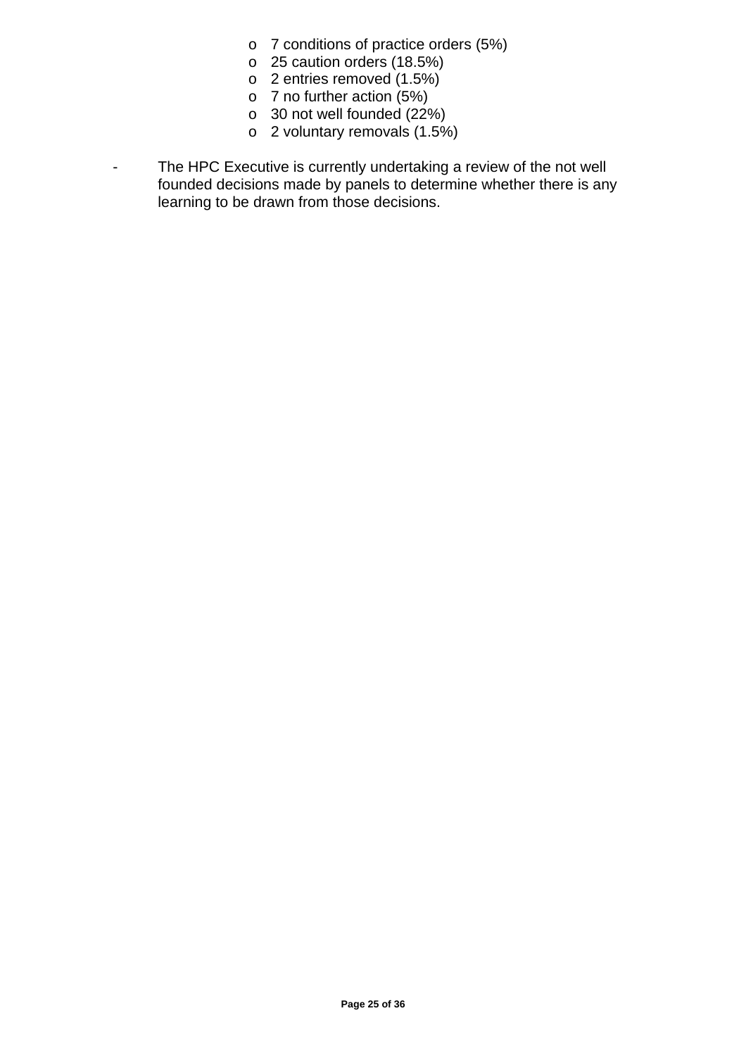- 7 conditions of practice orders (5%)
  - 25 caution orders (18.5%)
  - 2 entries removed (1.5%)
  - 7 no further action (5%)
  - 30 not well founded (22%)
  - 2 voluntary removals (1.5%)

- The HPC Executive is currently undertaking a review of the not well founded decisions made by panels to determine whether there is any learning to be drawn from those decisions.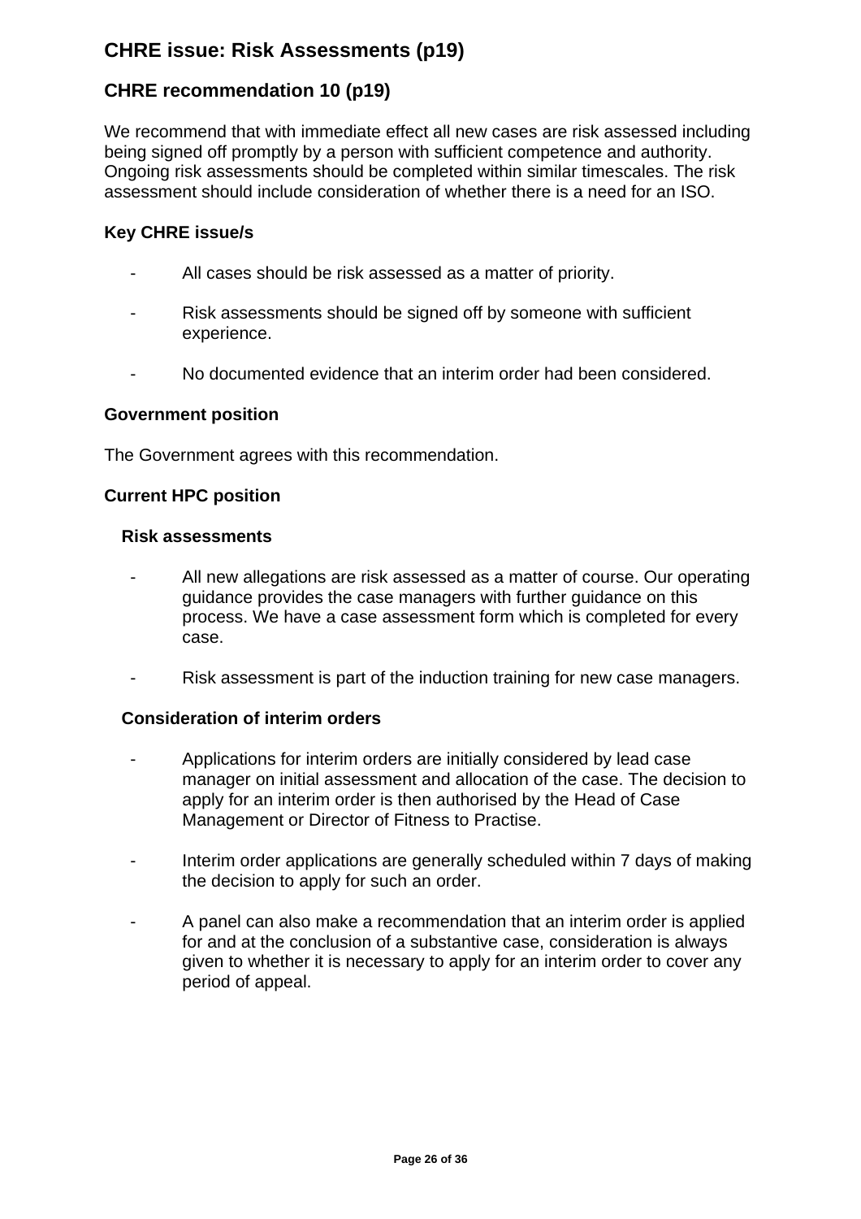## CHRE issue: Risk Assessments (p19)

## CHRE recommendation 10 (p19)

We recommend that with immediate effect all new cases are risk assessed including being signed off promptly by a person with sufficient competence and authority. Ongoing risk assessments should be completed within similar timescales. The risk assessment should include consideration of whether there is a need for an ISO.

### Key CHRE issue/s

- All cases should be risk assessed as a matter of priority.
- Risk assessments should be signed off by someone with sufficient experience.
- No documented evidence that an interim order had been considered.

### Government position

The Government agrees with this recommendation.

### Current HPC position

#### Risk assessments

- All new allegations are risk assessed as a matter of course. Our operating guidance provides the case managers with further guidance on this process. We have a case assessment form which is completed for every case.
- Risk assessment is part of the induction training for new case managers.

#### Consideration of interim orders

- Applications for interim orders are initially considered by lead case manager on initial assessment and allocation of the case. The decision to apply for an interim order is then authorised by the Head of Case Management or Director of Fitness to Practise.
- Interim order applications are generally scheduled within 7 days of making the decision to apply for such an order.
- A panel can also make a recommendation that an interim order is applied for and at the conclusion of a substantive case, consideration is always given to whether it is necessary to apply for an interim order to cover any period of appeal.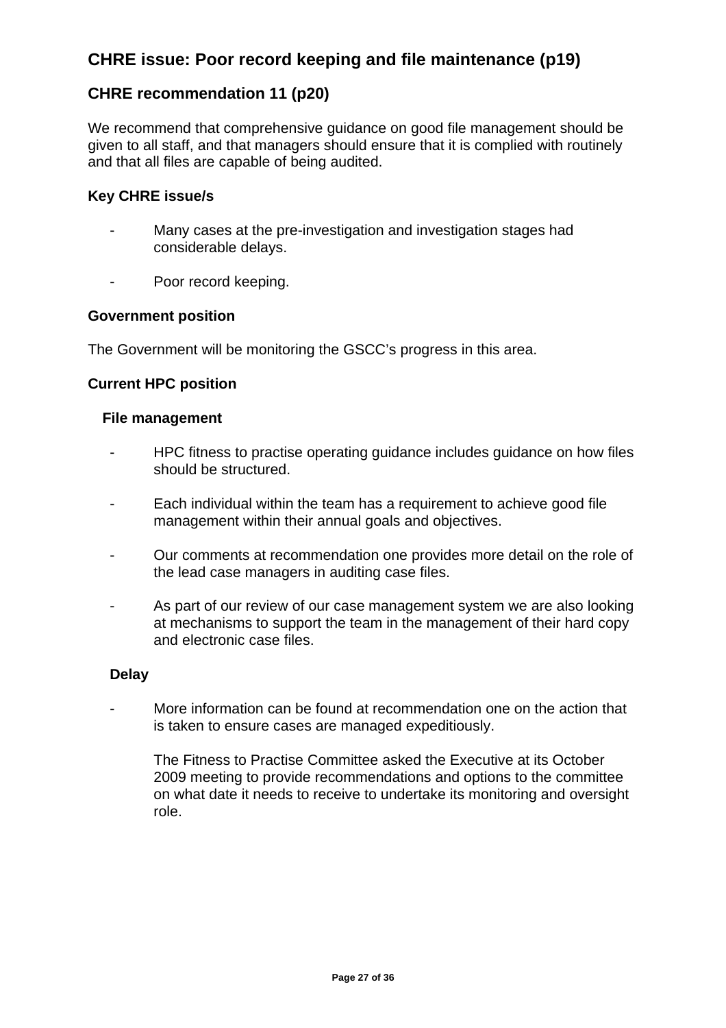## CHRE issue: Poor record keeping and file maintenance (p19)

## CHRE recommendation 11 (p20)

We recommend that comprehensive guidance on good file management should be given to all staff, and that managers should ensure that it is complied with routinely and that all files are capable of being audited.

**Key CHRE issue/s**

- Many cases at the pre-investigation and investigation stages had considerable delays.
- Poor record keeping.

**Government position**

The Government will be monitoring the GSCC's progress in this area.

**Current HPC position**

**File management**

- HPC fitness to practise operating guidance includes guidance on how files should be structured.
- Each individual within the team has a requirement to achieve good file management within their annual goals and objectives.
- Our comments at recommendation one provides more detail on the role of the lead case managers in auditing case files.
- As part of our review of our case management system we are also looking at mechanisms to support the team in the management of their hard copy and electronic case files.

**Delay**

- More information can be found at recommendation one on the action that is taken to ensure cases are managed expeditiously.

  The Fitness to Practise Committee asked the Executive at its October 2009 meeting to provide recommendations and options to the committee on what date it needs to receive to undertake its monitoring and oversight role.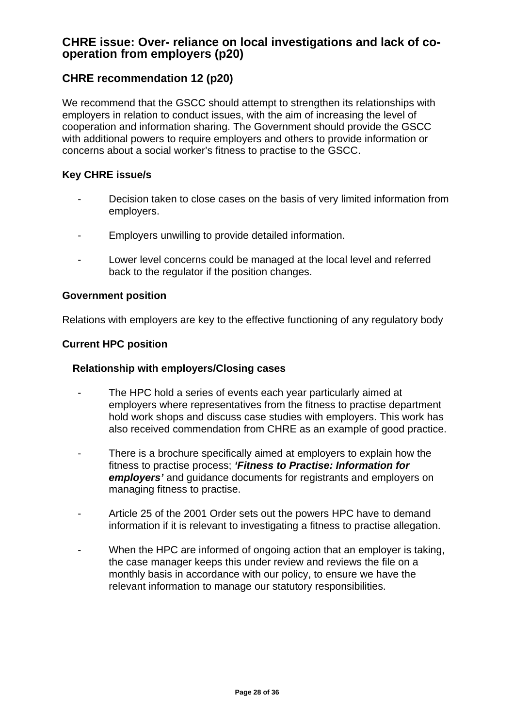## CHRE issue: Over- reliance on local investigations and lack of co-operation from employers (p20)

## CHRE recommendation 12 (p20)

We recommend that the GSCC should attempt to strengthen its relationships with employers in relation to conduct issues, with the aim of increasing the level of cooperation and information sharing. The Government should provide the GSCC with additional powers to require employers and others to provide information or concerns about a social worker's fitness to practise to the GSCC.

**Key CHRE issue/s**

- Decision taken to close cases on the basis of very limited information from employers.
- Employers unwilling to provide detailed information.
- Lower level concerns could be managed at the local level and referred back to the regulator if the position changes.

**Government position**

Relations with employers are key to the effective functioning of any regulatory body

**Current HPC position**

**Relationship with employers/Closing cases**

- The HPC hold a series of events each year particularly aimed at employers where representatives from the fitness to practise department hold work shops and discuss case studies with employers. This work has also received commendation from CHRE as an example of good practice.
- There is a brochure specifically aimed at employers to explain how the fitness to practise process; ***'Fitness to Practise: Information for employers'*** and guidance documents for registrants and employers on managing fitness to practise.
- Article 25 of the 2001 Order sets out the powers HPC have to demand information if it is relevant to investigating a fitness to practise allegation.
- When the HPC are informed of ongoing action that an employer is taking, the case manager keeps this under review and reviews the file on a monthly basis in accordance with our policy, to ensure we have the relevant information to manage our statutory responsibilities.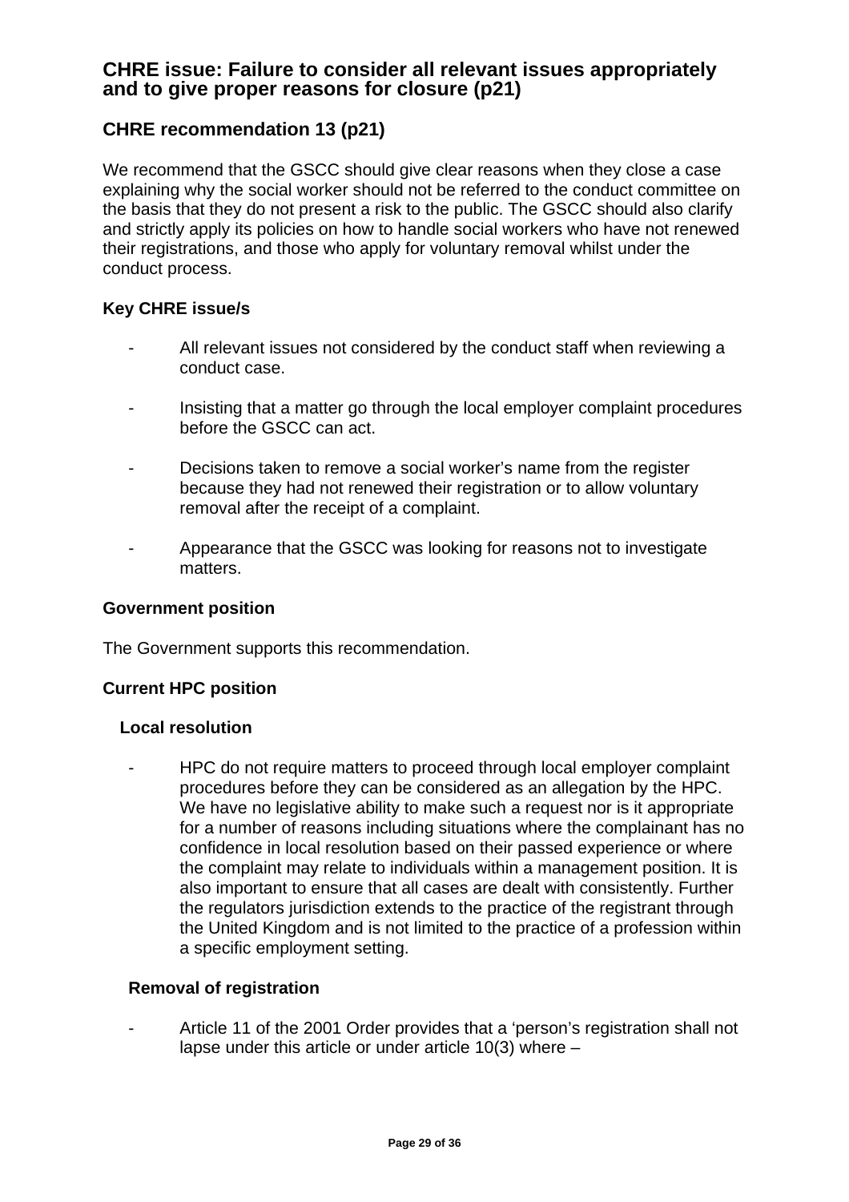## CHRE issue: Failure to consider all relevant issues appropriately and to give proper reasons for closure (p21)

## CHRE recommendation 13 (p21)

We recommend that the GSCC should give clear reasons when they close a case explaining why the social worker should not be referred to the conduct committee on the basis that they do not present a risk to the public. The GSCC should also clarify and strictly apply its policies on how to handle social workers who have not renewed their registrations, and those who apply for voluntary removal whilst under the conduct process.

### Key CHRE issue/s

- All relevant issues not considered by the conduct staff when reviewing a conduct case.
- Insisting that a matter go through the local employer complaint procedures before the GSCC can act.
- Decisions taken to remove a social worker's name from the register because they had not renewed their registration or to allow voluntary removal after the receipt of a complaint.
- Appearance that the GSCC was looking for reasons not to investigate matters.

### Government position

The Government supports this recommendation.

### Current HPC position

#### Local resolution

- HPC do not require matters to proceed through local employer complaint procedures before they can be considered as an allegation by the HPC. We have no legislative ability to make such a request nor is it appropriate for a number of reasons including situations where the complainant has no confidence in local resolution based on their passed experience or where the complaint may relate to individuals within a management position. It is also important to ensure that all cases are dealt with consistently. Further the regulators jurisdiction extends to the practice of the registrant through the United Kingdom and is not limited to the practice of a profession within a specific employment setting.

#### Removal of registration

- Article 11 of the 2001 Order provides that a 'person's registration shall not lapse under this article or under article 10(3) where –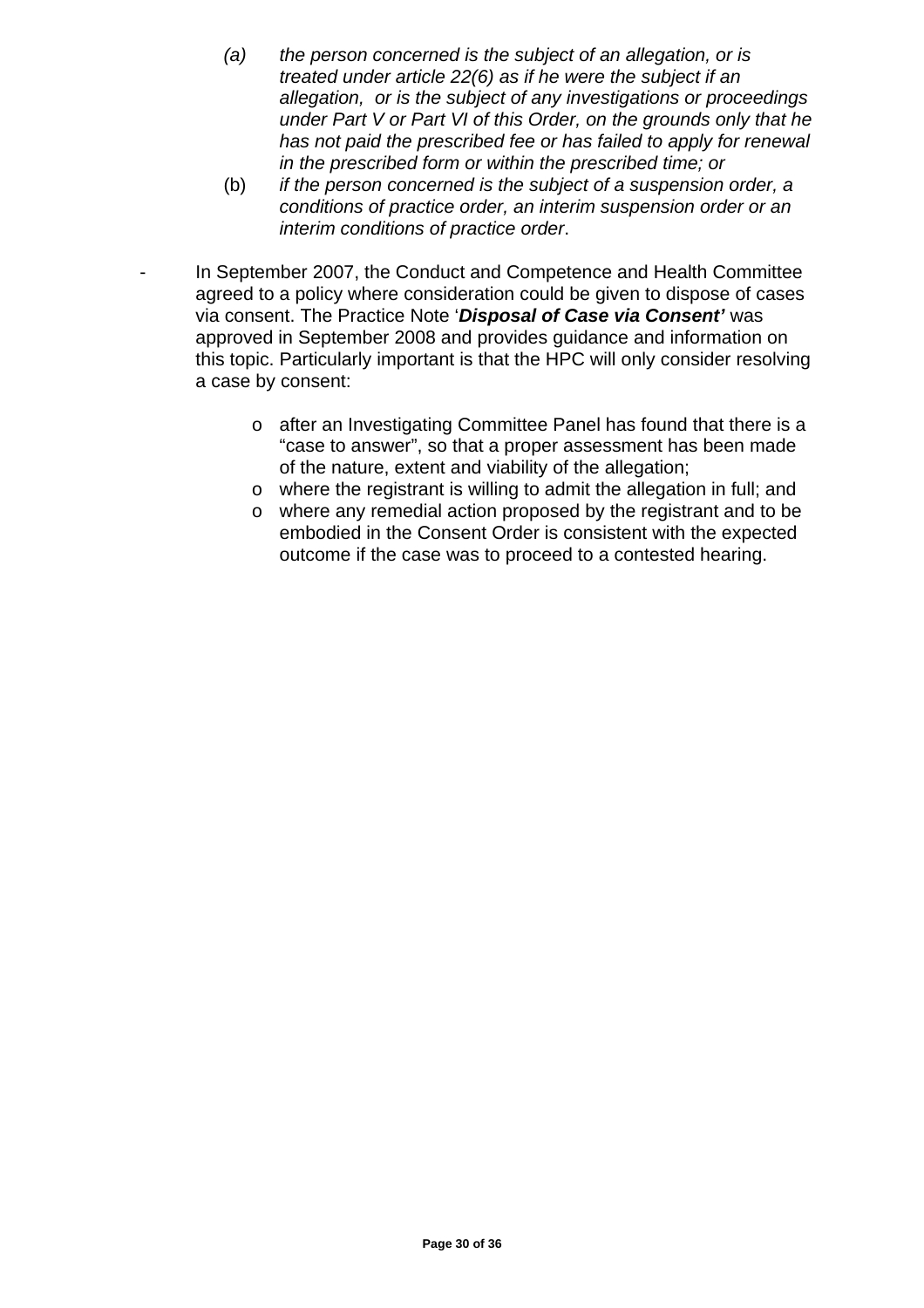(a) *the person concerned is the subject of an allegation, or is treated under article 22(6) as if he were the subject if an allegation, or is the subject of any investigations or proceedings under Part V or Part VI of this Order, on the grounds only that he has not paid the prescribed fee or has failed to apply for renewal in the prescribed form or within the prescribed time; or*

(b) *if the person concerned is the subject of a suspension order, a conditions of practice order, an interim suspension order or an interim conditions of practice order*.

- In September 2007, the Conduct and Competence and Health Committee agreed to a policy where consideration could be given to dispose of cases via consent. The Practice Note '***Disposal of Case via Consent'*** was approved in September 2008 and provides guidance and information on this topic. Particularly important is that the HPC will only consider resolving a case by consent:

    - after an Investigating Committee Panel has found that there is a "case to answer", so that a proper assessment has been made of the nature, extent and viability of the allegation;
    - where the registrant is willing to admit the allegation in full; and
    - where any remedial action proposed by the registrant and to be embodied in the Consent Order is consistent with the expected outcome if the case was to proceed to a contested hearing.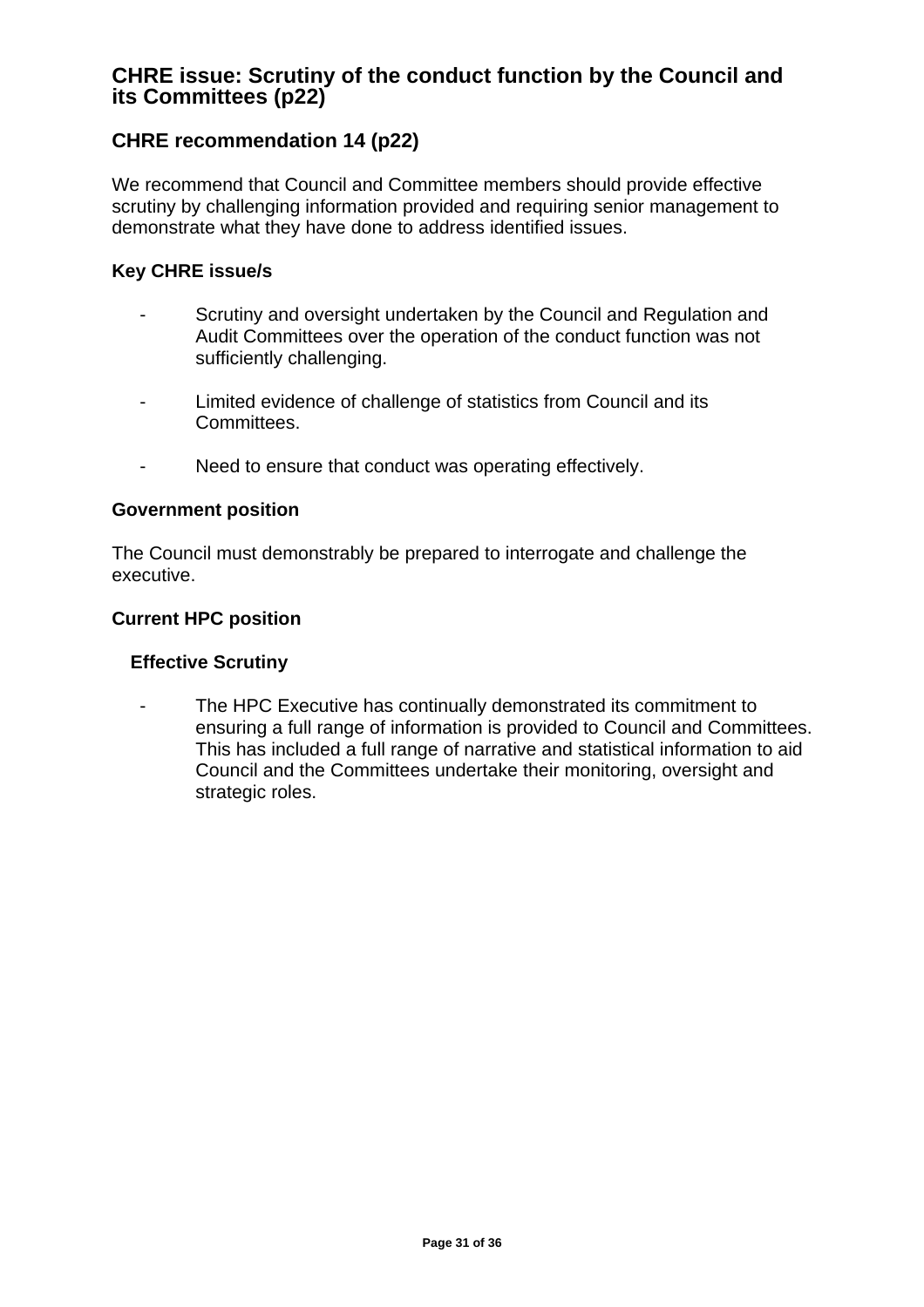## CHRE issue: Scrutiny of the conduct function by the Council and its Committees (p22)

### CHRE recommendation 14 (p22)

We recommend that Council and Committee members should provide effective scrutiny by challenging information provided and requiring senior management to demonstrate what they have done to address identified issues.

**Key CHRE issue/s**

- Scrutiny and oversight undertaken by the Council and Regulation and Audit Committees over the operation of the conduct function was not sufficiently challenging.

- Limited evidence of challenge of statistics from Council and its Committees.

- Need to ensure that conduct was operating effectively.

**Government position**

The Council must demonstrably be prepared to interrogate and challenge the executive.

**Current HPC position**

**Effective Scrutiny**

- The HPC Executive has continually demonstrated its commitment to ensuring a full range of information is provided to Council and Committees. This has included a full range of narrative and statistical information to aid Council and the Committees undertake their monitoring, oversight and strategic roles.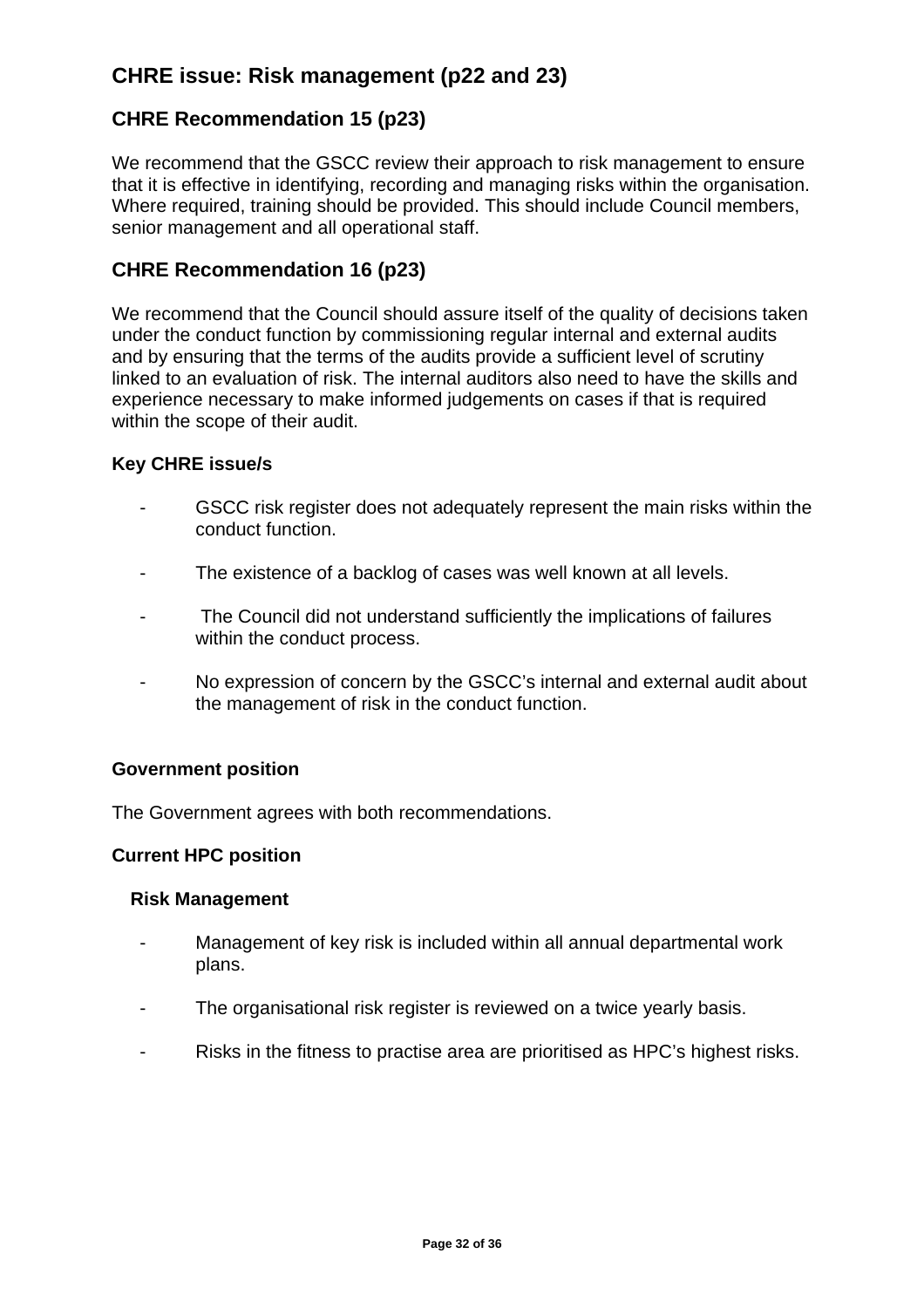## CHRE issue: Risk management (p22 and 23)

### CHRE Recommendation 15 (p23)

We recommend that the GSCC review their approach to risk management to ensure that it is effective in identifying, recording and managing risks within the organisation. Where required, training should be provided. This should include Council members, senior management and all operational staff.

### CHRE Recommendation 16 (p23)

We recommend that the Council should assure itself of the quality of decisions taken under the conduct function by commissioning regular internal and external audits and by ensuring that the terms of the audits provide a sufficient level of scrutiny linked to an evaluation of risk. The internal auditors also need to have the skills and experience necessary to make informed judgements on cases if that is required within the scope of their audit.

**Key CHRE issue/s**

- GSCC risk register does not adequately represent the main risks within the conduct function.
- The existence of a backlog of cases was well known at all levels.
- The Council did not understand sufficiently the implications of failures within the conduct process.
- No expression of concern by the GSCC's internal and external audit about the management of risk in the conduct function.

**Government position**

The Government agrees with both recommendations.

**Current HPC position**

**Risk Management**

- Management of key risk is included within all annual departmental work plans.
- The organisational risk register is reviewed on a twice yearly basis.
- Risks in the fitness to practise area are prioritised as HPC's highest risks.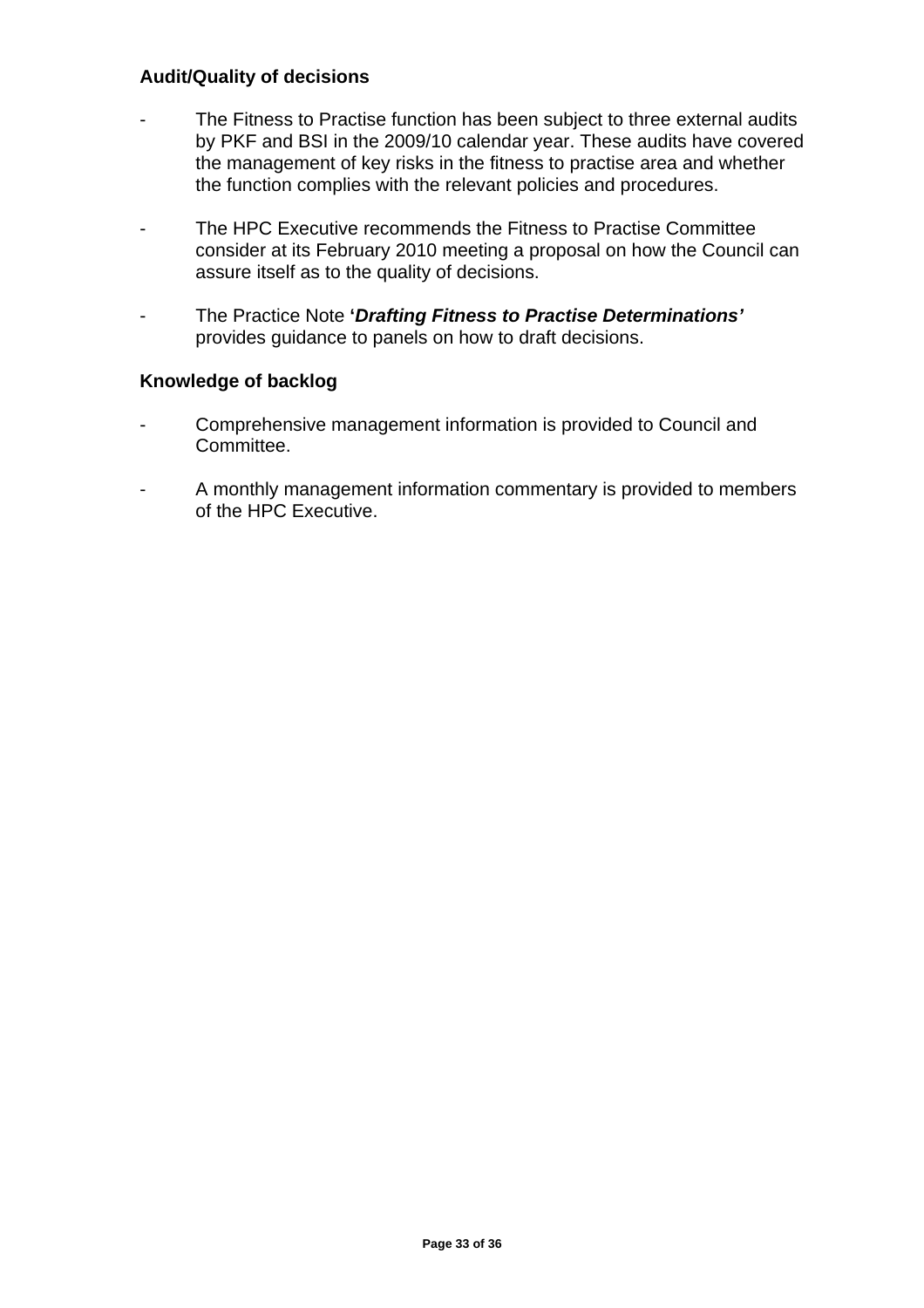**Audit/Quality of decisions**

- The Fitness to Practise function has been subject to three external audits by PKF and BSI in the 2009/10 calendar year. These audits have covered the management of key risks in the fitness to practise area and whether the function complies with the relevant policies and procedures.

- The HPC Executive recommends the Fitness to Practise Committee consider at its February 2010 meeting a proposal on how the Council can assure itself as to the quality of decisions.

- The Practice Note ***'Drafting Fitness to Practise Determinations'*** provides guidance to panels on how to draft decisions.

**Knowledge of backlog**

- Comprehensive management information is provided to Council and Committee.

- A monthly management information commentary is provided to members of the HPC Executive.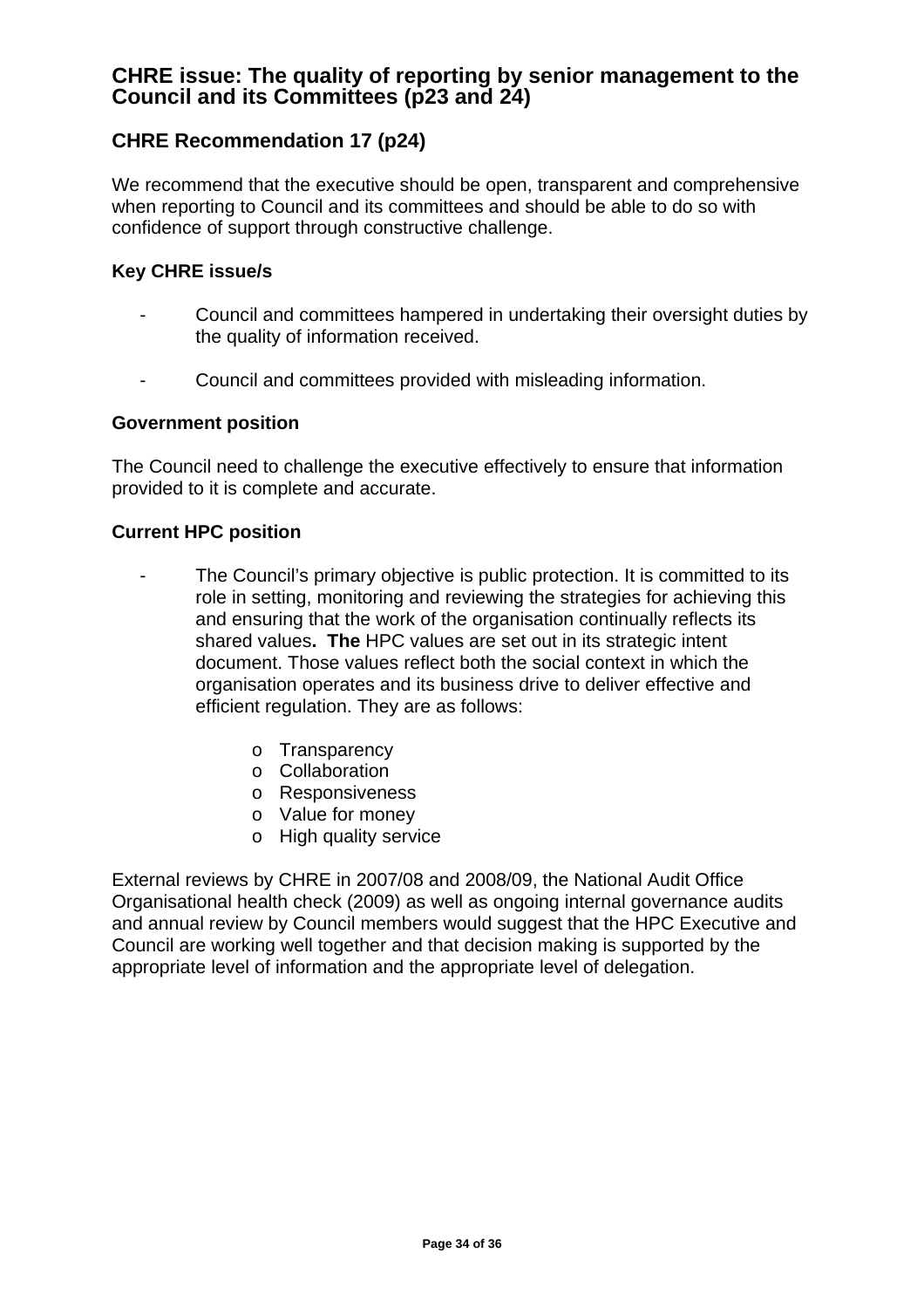## CHRE issue: The quality of reporting by senior management to the Council and its Committees (p23 and 24)

### CHRE Recommendation 17 (p24)

We recommend that the executive should be open, transparent and comprehensive when reporting to Council and its committees and should be able to do so with confidence of support through constructive challenge.

**Key CHRE issue/s**

- Council and committees hampered in undertaking their oversight duties by the quality of information received.
- Council and committees provided with misleading information.

**Government position**

The Council need to challenge the executive effectively to ensure that information provided to it is complete and accurate.

**Current HPC position**

- The Council's primary objective is public protection. It is committed to its role in setting, monitoring and reviewing the strategies for achieving this and ensuring that the work of the organisation continually reflects its shared values**. The** HPC values are set out in its strategic intent document. Those values reflect both the social context in which the organisation operates and its business drive to deliver effective and efficient regulation. They are as follows:
  - Transparency
  - Collaboration
  - Responsiveness
  - Value for money
  - High quality service

External reviews by CHRE in 2007/08 and 2008/09, the National Audit Office Organisational health check (2009) as well as ongoing internal governance audits and annual review by Council members would suggest that the HPC Executive and Council are working well together and that decision making is supported by the appropriate level of information and the appropriate level of delegation.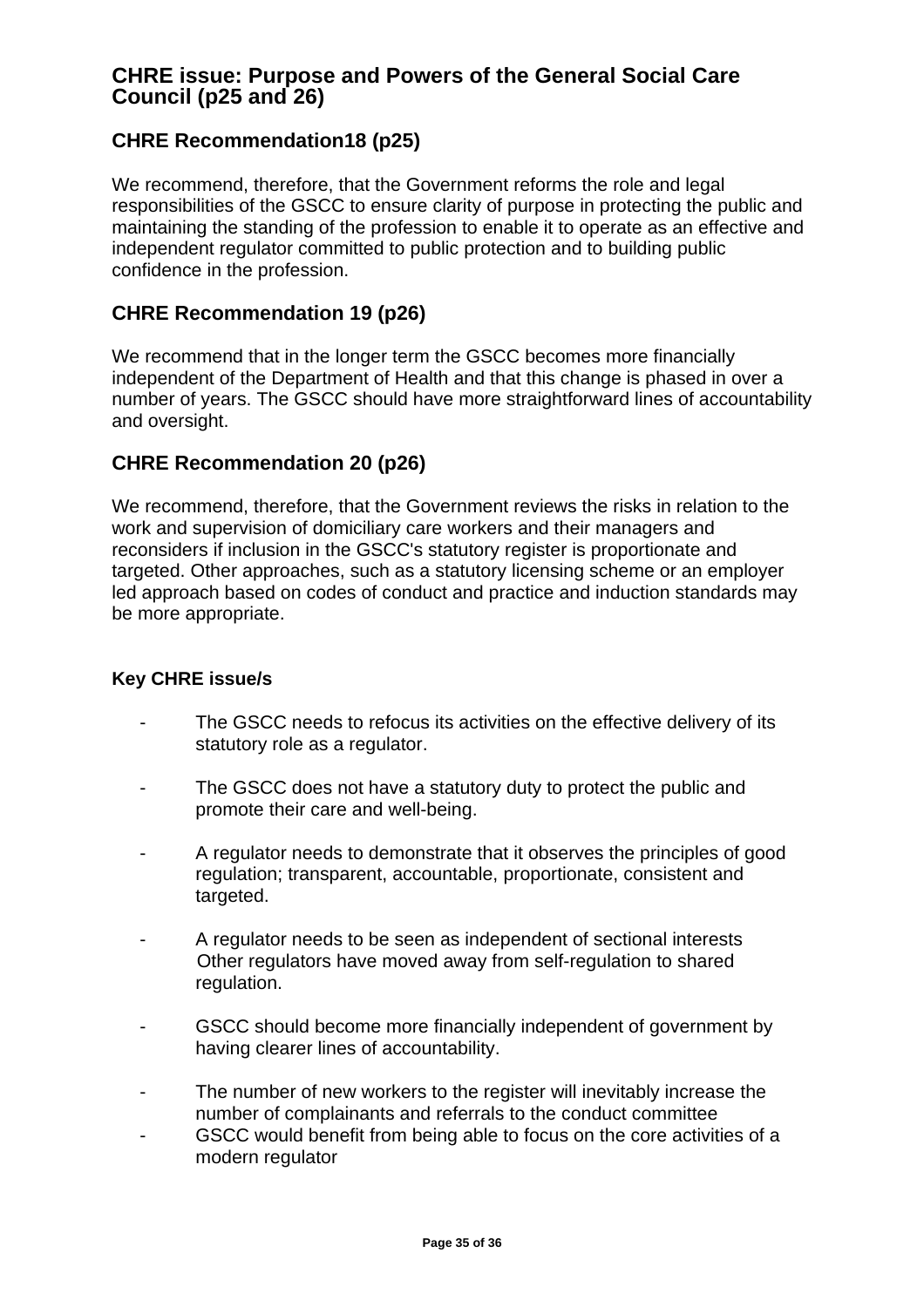## CHRE issue: Purpose and Powers of the General Social Care Council (p25 and 26)

### CHRE Recommendation18 (p25)

We recommend, therefore, that the Government reforms the role and legal responsibilities of the GSCC to ensure clarity of purpose in protecting the public and maintaining the standing of the profession to enable it to operate as an effective and independent regulator committed to public protection and to building public confidence in the profession.

### CHRE Recommendation 19 (p26)

We recommend that in the longer term the GSCC becomes more financially independent of the Department of Health and that this change is phased in over a number of years. The GSCC should have more straightforward lines of accountability and oversight.

### CHRE Recommendation 20 (p26)

We recommend, therefore, that the Government reviews the risks in relation to the work and supervision of domiciliary care workers and their managers and reconsiders if inclusion in the GSCC's statutory register is proportionate and targeted. Other approaches, such as a statutory licensing scheme or an employer led approach based on codes of conduct and practice and induction standards may be more appropriate.

**Key CHRE issue/s**

- The GSCC needs to refocus its activities on the effective delivery of its statutory role as a regulator.
- The GSCC does not have a statutory duty to protect the public and promote their care and well-being.
- A regulator needs to demonstrate that it observes the principles of good regulation; transparent, accountable, proportionate, consistent and targeted.
- A regulator needs to be seen as independent of sectional interests Other regulators have moved away from self-regulation to shared regulation.
- GSCC should become more financially independent of government by having clearer lines of accountability.
- The number of new workers to the register will inevitably increase the number of complainants and referrals to the conduct committee
- GSCC would benefit from being able to focus on the core activities of a modern regulator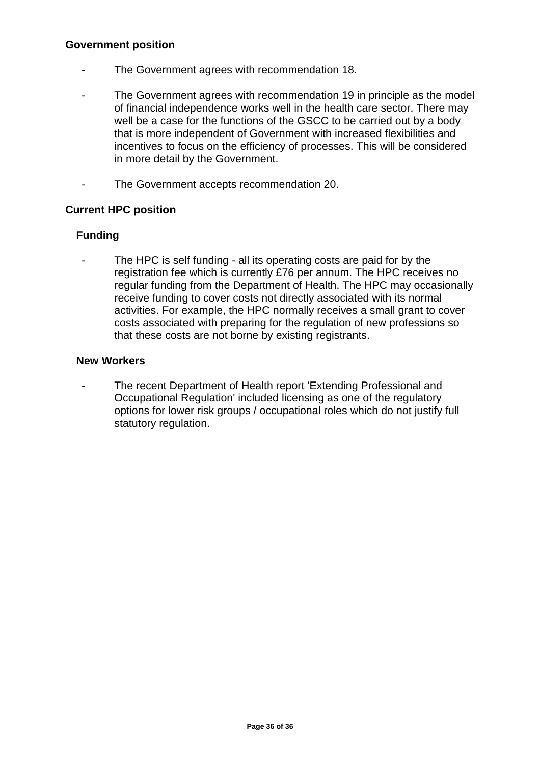**Government position**

- The Government agrees with recommendation 18.

- The Government agrees with recommendation 19 in principle as the model of financial independence works well in the health care sector. There may well be a case for the functions of the GSCC to be carried out by a body that is more independent of Government with increased flexibilities and incentives to focus on the efficiency of processes. This will be considered in more detail by the Government.

- The Government accepts recommendation 20.

**Current HPC position**

**Funding**

- The HPC is self funding - all its operating costs are paid for by the registration fee which is currently £76 per annum. The HPC receives no regular funding from the Department of Health. The HPC may occasionally receive funding to cover costs not directly associated with its normal activities. For example, the HPC normally receives a small grant to cover costs associated with preparing for the regulation of new professions so that these costs are not borne by existing registrants.

**New Workers**

- The recent Department of Health report 'Extending Professional and Occupational Regulation' included licensing as one of the regulatory options for lower risk groups / occupational roles which do not justify full statutory regulation.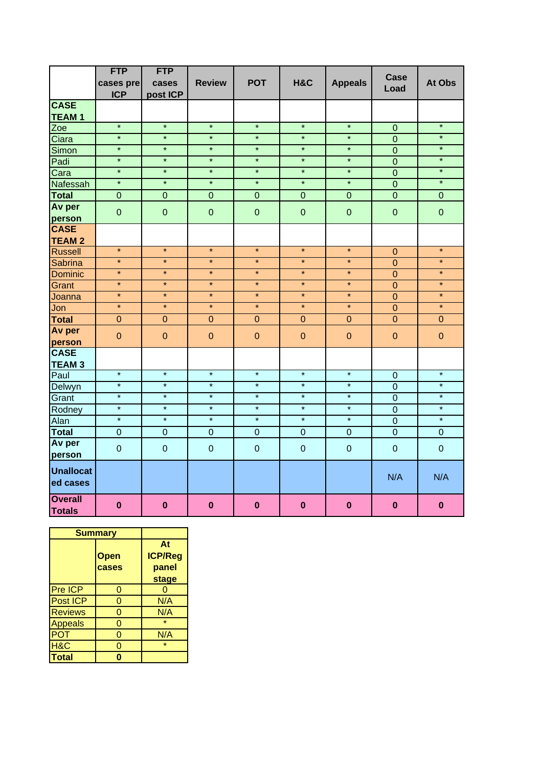| | FTP cases pre ICP | FTP cases post ICP | Review | POT | H&C | Appeals | Case Load | At Obs |
|---|---|---|---|---|---|---|---|---|
| **CASE TEAM 1** | | | | | | | | |
| Zoe | * | * | * | * | * | * | 0 | * |
| Ciara | * | * | * | * | * | * | 0 | * |
| Simon | * | * | * | * | * | * | 0 | * |
| Padi | * | * | * | * | * | * | 0 | * |
| Cara | * | * | * | * | * | * | 0 | * |
| Nafessah | * | * | * | * | * | * | 0 | * |
| **Total** | 0 | 0 | 0 | 0 | 0 | 0 | 0 | 0 |
| **Av per person** | 0 | 0 | 0 | 0 | 0 | 0 | 0 | 0 |
| **CASE TEAM 2** | | | | | | | | |
| Russell | * | * | * | * | * | * | 0 | * |
| Sabrina | * | * | * | * | * | * | 0 | * |
| Dominic | * | * | * | * | * | * | 0 | * |
| Grant | * | * | * | * | * | * | 0 | * |
| Joanna | * | * | * | * | * | * | 0 | * |
| Jon | * | * | * | * | * | * | 0 | * |
| **Total** | 0 | 0 | 0 | 0 | 0 | 0 | 0 | 0 |
| **Av per person** | 0 | 0 | 0 | 0 | 0 | 0 | 0 | 0 |
| **CASE TEAM 3** | | | | | | | | |
| Paul | * | * | * | * | * | * | 0 | * |
| Delwyn | * | * | * | * | * | * | 0 | * |
| Grant | * | * | * | * | * | * | 0 | * |
| Rodney | * | * | * | * | * | * | 0 | * |
| Alan | * | * | * | * | * | * | 0 | * |
| **Total** | 0 | 0 | 0 | 0 | 0 | 0 | 0 | 0 |
| **Av per person** | 0 | 0 | 0 | 0 | 0 | 0 | 0 | 0 |
| **Unallocated cases** | | | | | | | N/A | N/A |
| **Overall Totals** | **0** | **0** | **0** | **0** | **0** | **0** | **0** | **0** |

| **Summary** | | |
|---|---|---|
| | **Open cases** | **At ICP/Reg panel stage** |
| Pre ICP | 0 | 0 |
| Post ICP | 0 | N/A |
| Reviews | 0 | N/A |
| Appeals | 0 | * |
| POT | 0 | N/A |
| H&C | 0 | * |
| **Total** | **0** | |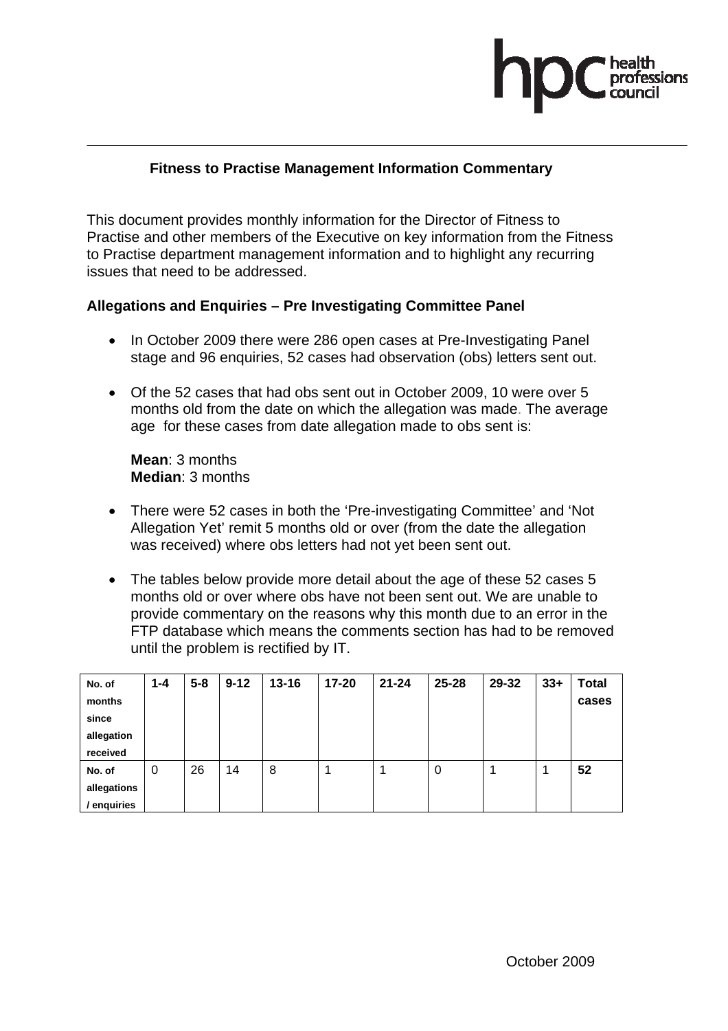## Fitness to Practise Management Information Commentary

This document provides monthly information for the Director of Fitness to Practise and other members of the Executive on key information from the Fitness to Practise department management information and to highlight any recurring issues that need to be addressed.

### Allegations and Enquiries – Pre Investigating Committee Panel

- In October 2009 there were 286 open cases at Pre-Investigating Panel stage and 96 enquiries, 52 cases had observation (obs) letters sent out.

- Of the 52 cases that had obs sent out in October 2009, 10 were over 5 months old from the date on which the allegation was made. The average age for these cases from date allegation made to obs sent is:

  **Mean**: 3 months
  **Median**: 3 months

- There were 52 cases in both the 'Pre-investigating Committee' and 'Not Allegation Yet' remit 5 months old or over (from the date the allegation was received) where obs letters had not yet been sent out.

- The tables below provide more detail about the age of these 52 cases 5 months old or over where obs have not been sent out. We are unable to provide commentary on the reasons why this month due to an error in the FTP database which means the comments section has had to be removed until the problem is rectified by IT.

| No. of months since allegation received | 1-4 | 5-8 | 9-12 | 13-16 | 17-20 | 21-24 | 25-28 | 29-32 | 33+ | Total cases |
|---|---|---|---|---|---|---|---|---|---|---|
| No. of allegations / enquiries | 0 | 26 | 14 | 8 | 1 | 1 | 0 | 1 | 1 | **52** |

October 2009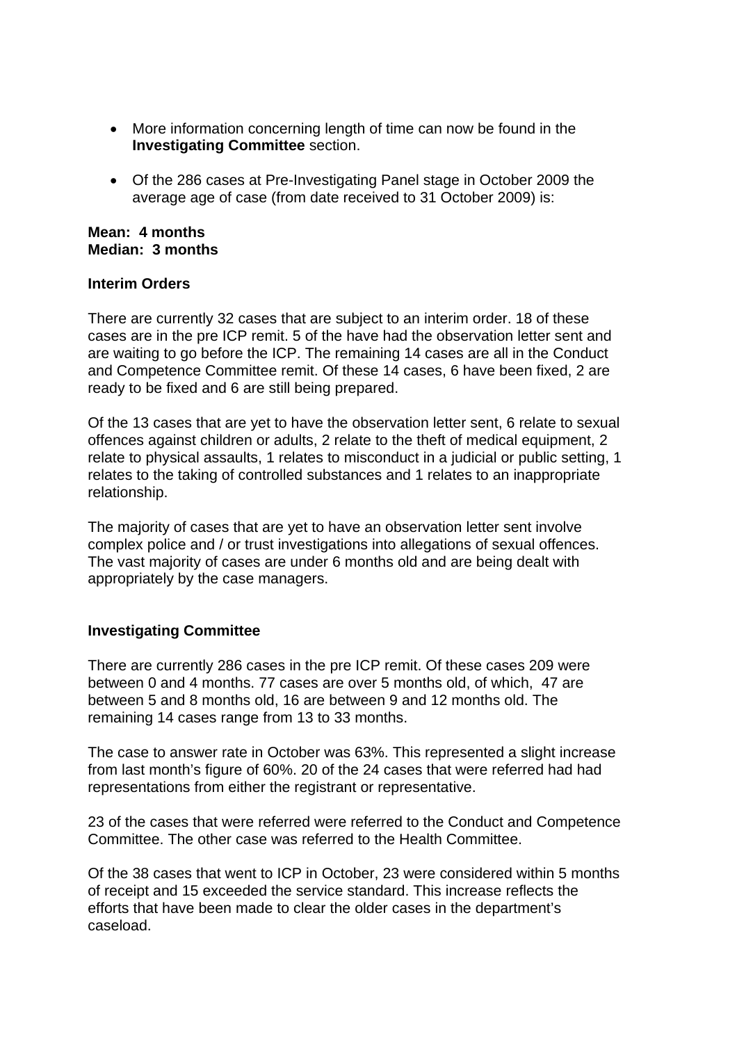- More information concerning length of time can now be found in the **Investigating Committee** section.

- Of the 286 cases at Pre-Investigating Panel stage in October 2009 the average age of case (from date received to 31 October 2009) is:

**Mean: 4 months**
**Median: 3 months**

**Interim Orders**

There are currently 32 cases that are subject to an interim order. 18 of these cases are in the pre ICP remit. 5 of the have had the observation letter sent and are waiting to go before the ICP. The remaining 14 cases are all in the Conduct and Competence Committee remit. Of these 14 cases, 6 have been fixed, 2 are ready to be fixed and 6 are still being prepared.

Of the 13 cases that are yet to have the observation letter sent, 6 relate to sexual offences against children or adults, 2 relate to the theft of medical equipment, 2 relate to physical assaults, 1 relates to misconduct in a judicial or public setting, 1 relates to the taking of controlled substances and 1 relates to an inappropriate relationship.

The majority of cases that are yet to have an observation letter sent involve complex police and / or trust investigations into allegations of sexual offences. The vast majority of cases are under 6 months old and are being dealt with appropriately by the case managers.

**Investigating Committee**

There are currently 286 cases in the pre ICP remit. Of these cases 209 were between 0 and 4 months. 77 cases are over 5 months old, of which, 47 are between 5 and 8 months old, 16 are between 9 and 12 months old. The remaining 14 cases range from 13 to 33 months.

The case to answer rate in October was 63%. This represented a slight increase from last month's figure of 60%. 20 of the 24 cases that were referred had had representations from either the registrant or representative.

23 of the cases that were referred were referred to the Conduct and Competence Committee. The other case was referred to the Health Committee.

Of the 38 cases that went to ICP in October, 23 were considered within 5 months of receipt and 15 exceeded the service standard. This increase reflects the efforts that have been made to clear the older cases in the department's caseload.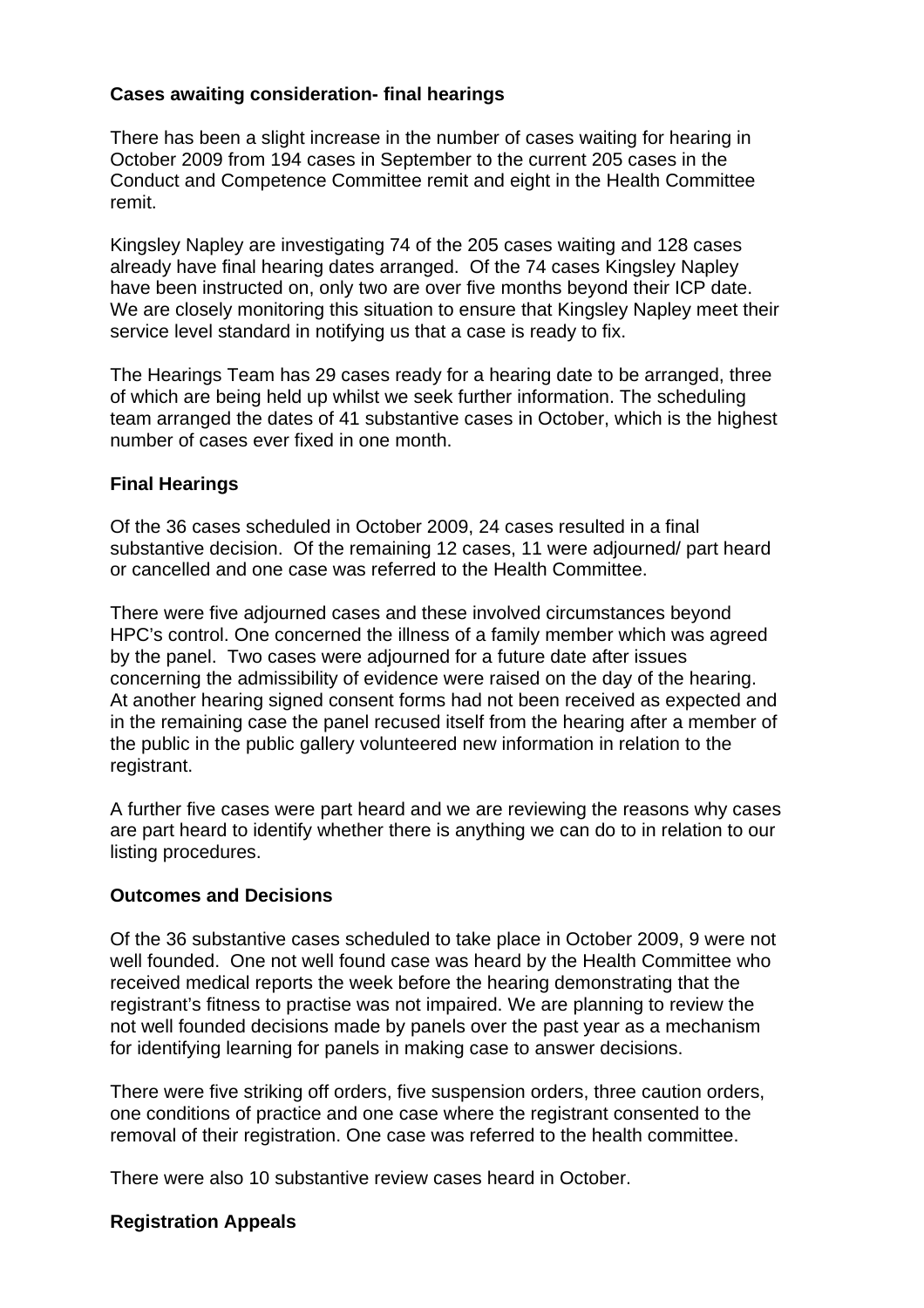**Cases awaiting consideration- final hearings**

There has been a slight increase in the number of cases waiting for hearing in October 2009 from 194 cases in September to the current 205 cases in the Conduct and Competence Committee remit and eight in the Health Committee remit.

Kingsley Napley are investigating 74 of the 205 cases waiting and 128 cases already have final hearing dates arranged. Of the 74 cases Kingsley Napley have been instructed on, only two are over five months beyond their ICP date. We are closely monitoring this situation to ensure that Kingsley Napley meet their service level standard in notifying us that a case is ready to fix.

The Hearings Team has 29 cases ready for a hearing date to be arranged, three of which are being held up whilst we seek further information. The scheduling team arranged the dates of 41 substantive cases in October, which is the highest number of cases ever fixed in one month.

**Final Hearings**

Of the 36 cases scheduled in October 2009, 24 cases resulted in a final substantive decision. Of the remaining 12 cases, 11 were adjourned/ part heard or cancelled and one case was referred to the Health Committee.

There were five adjourned cases and these involved circumstances beyond HPC's control. One concerned the illness of a family member which was agreed by the panel. Two cases were adjourned for a future date after issues concerning the admissibility of evidence were raised on the day of the hearing. At another hearing signed consent forms had not been received as expected and in the remaining case the panel recused itself from the hearing after a member of the public in the public gallery volunteered new information in relation to the registrant.

A further five cases were part heard and we are reviewing the reasons why cases are part heard to identify whether there is anything we can do to in relation to our listing procedures.

**Outcomes and Decisions**

Of the 36 substantive cases scheduled to take place in October 2009, 9 were not well founded. One not well found case was heard by the Health Committee who received medical reports the week before the hearing demonstrating that the registrant's fitness to practise was not impaired. We are planning to review the not well founded decisions made by panels over the past year as a mechanism for identifying learning for panels in making case to answer decisions.

There were five striking off orders, five suspension orders, three caution orders, one conditions of practice and one case where the registrant consented to the removal of their registration. One case was referred to the health committee.

There were also 10 substantive review cases heard in October.

**Registration Appeals**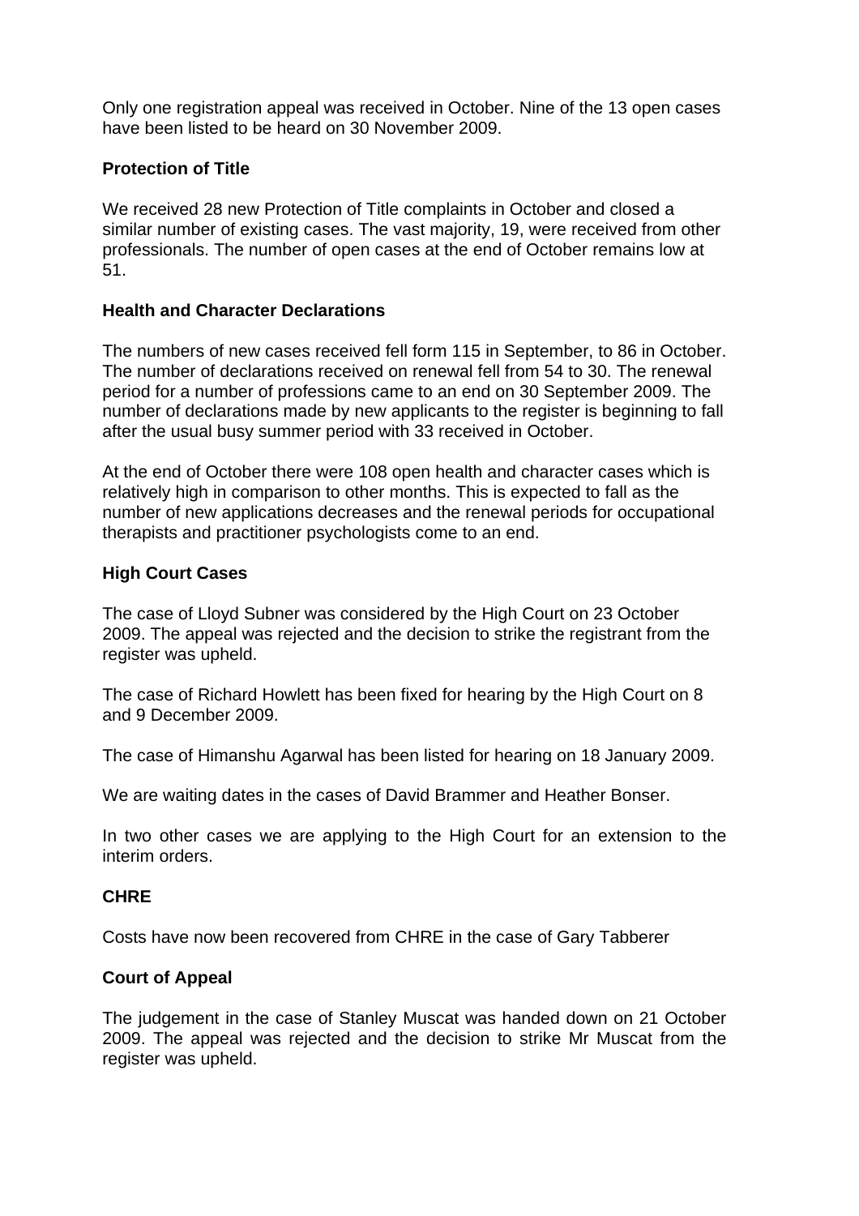Only one registration appeal was received in October. Nine of the 13 open cases have been listed to be heard on 30 November 2009.

**Protection of Title**

We received 28 new Protection of Title complaints in October and closed a similar number of existing cases. The vast majority, 19, were received from other professionals. The number of open cases at the end of October remains low at 51.

**Health and Character Declarations**

The numbers of new cases received fell form 115 in September, to 86 in October. The number of declarations received on renewal fell from 54 to 30. The renewal period for a number of professions came to an end on 30 September 2009. The number of declarations made by new applicants to the register is beginning to fall after the usual busy summer period with 33 received in October.

At the end of October there were 108 open health and character cases which is relatively high in comparison to other months. This is expected to fall as the number of new applications decreases and the renewal periods for occupational therapists and practitioner psychologists come to an end.

**High Court Cases**

The case of Lloyd Subner was considered by the High Court on 23 October 2009. The appeal was rejected and the decision to strike the registrant from the register was upheld.

The case of Richard Howlett has been fixed for hearing by the High Court on 8 and 9 December 2009.

The case of Himanshu Agarwal has been listed for hearing on 18 January 2009.

We are waiting dates in the cases of David Brammer and Heather Bonser.

In two other cases we are applying to the High Court for an extension to the interim orders.

**CHRE**

Costs have now been recovered from CHRE in the case of Gary Tabberer

**Court of Appeal**

The judgement in the case of Stanley Muscat was handed down on 21 October 2009. The appeal was rejected and the decision to strike Mr Muscat from the register was upheld.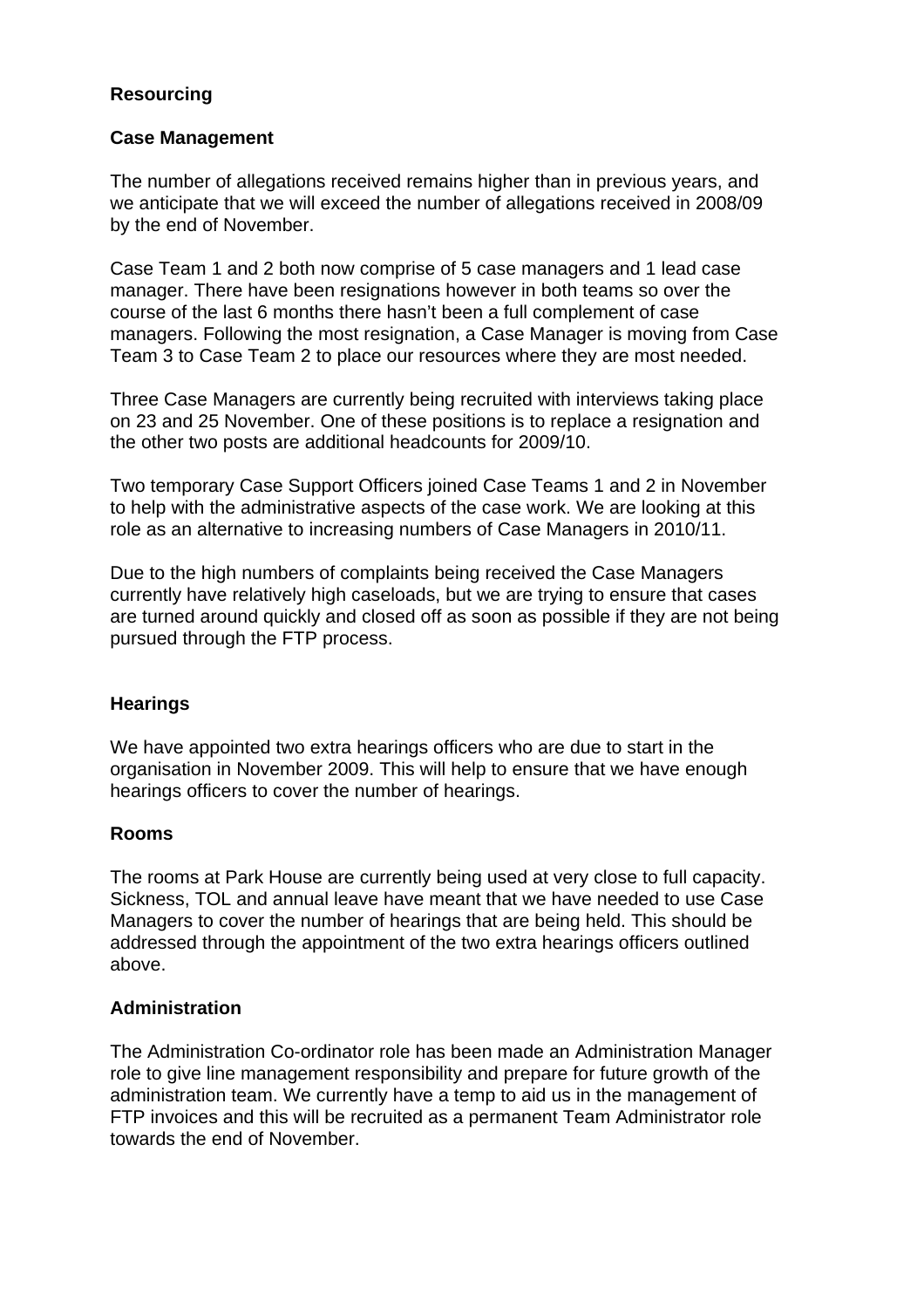**Resourcing**

**Case Management**

The number of allegations received remains higher than in previous years, and we anticipate that we will exceed the number of allegations received in 2008/09 by the end of November.

Case Team 1 and 2 both now comprise of 5 case managers and 1 lead case manager. There have been resignations however in both teams so over the course of the last 6 months there hasn't been a full complement of case managers. Following the most resignation, a Case Manager is moving from Case Team 3 to Case Team 2 to place our resources where they are most needed.

Three Case Managers are currently being recruited with interviews taking place on 23 and 25 November. One of these positions is to replace a resignation and the other two posts are additional headcounts for 2009/10.

Two temporary Case Support Officers joined Case Teams 1 and 2 in November to help with the administrative aspects of the case work. We are looking at this role as an alternative to increasing numbers of Case Managers in 2010/11.

Due to the high numbers of complaints being received the Case Managers currently have relatively high caseloads, but we are trying to ensure that cases are turned around quickly and closed off as soon as possible if they are not being pursued through the FTP process.

**Hearings**

We have appointed two extra hearings officers who are due to start in the organisation in November 2009. This will help to ensure that we have enough hearings officers to cover the number of hearings.

**Rooms**

The rooms at Park House are currently being used at very close to full capacity. Sickness, TOL and annual leave have meant that we have needed to use Case Managers to cover the number of hearings that are being held. This should be addressed through the appointment of the two extra hearings officers outlined above.

**Administration**

The Administration Co-ordinator role has been made an Administration Manager role to give line management responsibility and prepare for future growth of the administration team. We currently have a temp to aid us in the management of FTP invoices and this will be recruited as a permanent Team Administrator role towards the end of November.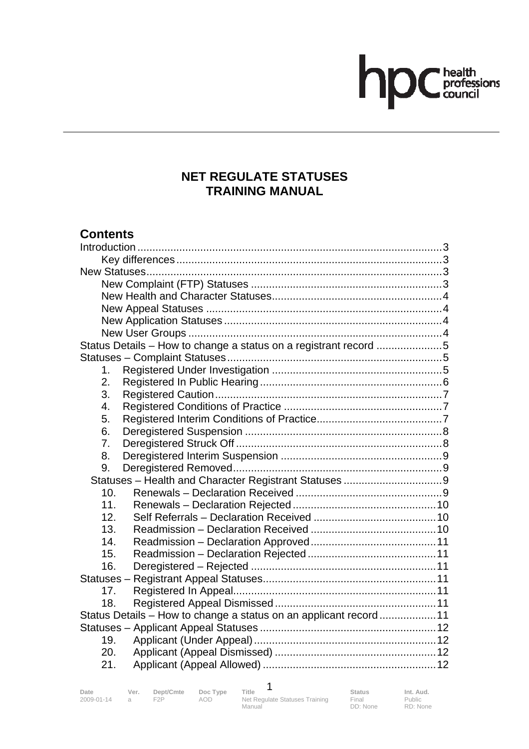# NET REGULATE STATUSES TRAINING MANUAL

## Contents

Introduction .......... 3
- Key differences .......... 3

New Statuses .......... 3
- New Complaint (FTP) Statuses .......... 3
- New Health and Character Statuses .......... 4
- New Appeal Statuses .......... 4
- New Application Statuses .......... 4
- New User Groups .......... 4

Status Details – How to change a status on a registrant record .......... 5

Statuses – Complaint Statuses .......... 5
1. Registered Under Investigation .......... 5
2. Registered In Public Hearing .......... 6
3. Registered Caution .......... 7
4. Registered Conditions of Practice .......... 7
5. Registered Interim Conditions of Practice .......... 7
6. Deregistered Suspension .......... 8
7. Deregistered Struck Off .......... 8
8. Deregistered Interim Suspension .......... 9
9. Deregistered Removed .......... 9

Statuses – Health and Character Registrant Statuses .......... 9

10. Renewals – Declaration Received .......... 9
11. Renewals – Declaration Rejected .......... 10
12. Self Referrals – Declaration Received .......... 10
13. Readmission – Declaration Received .......... 10
14. Readmission – Declaration Approved .......... 11
15. Readmission – Declaration Rejected .......... 11
16. Deregistered – Rejected .......... 11

Statuses – Registrant Appeal Statuses .......... 11

17. Registered In Appeal .......... 11
18. Registered Appeal Dismissed .......... 11

Status Details – How to change a status on an applicant record .......... 11

Statuses – Applicant Appeal Statuses .......... 12

19. Applicant (Under Appeal) .......... 12
20. Applicant (Appeal Dismissed) .......... 12
21. Applicant (Appeal Allowed) .......... 12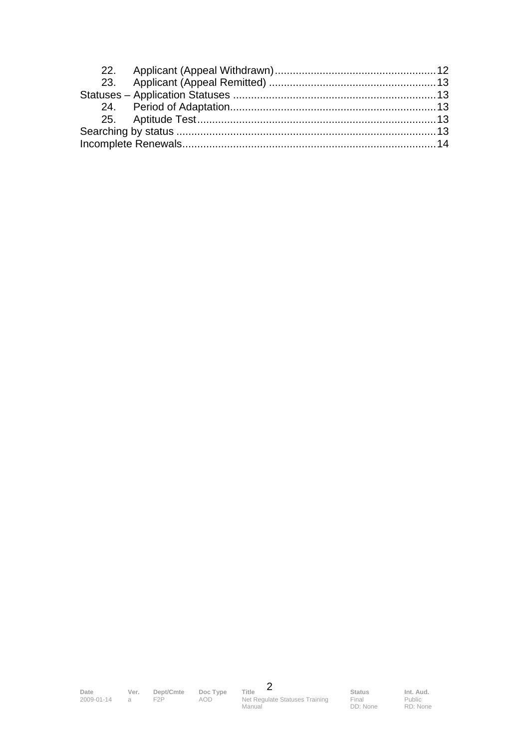22. Applicant (Appeal Withdrawn) ........................................................ 12
23. Applicant (Appeal Remitted) .......................................................... 13

Statuses – Application Statuses ........................................................ 13

24. Period of Adaptation ........................................................................ 13
25. Aptitude Test .................................................................................... 13

Searching by status .............................................................................. 13

Incomplete Renewals ............................................................................ 14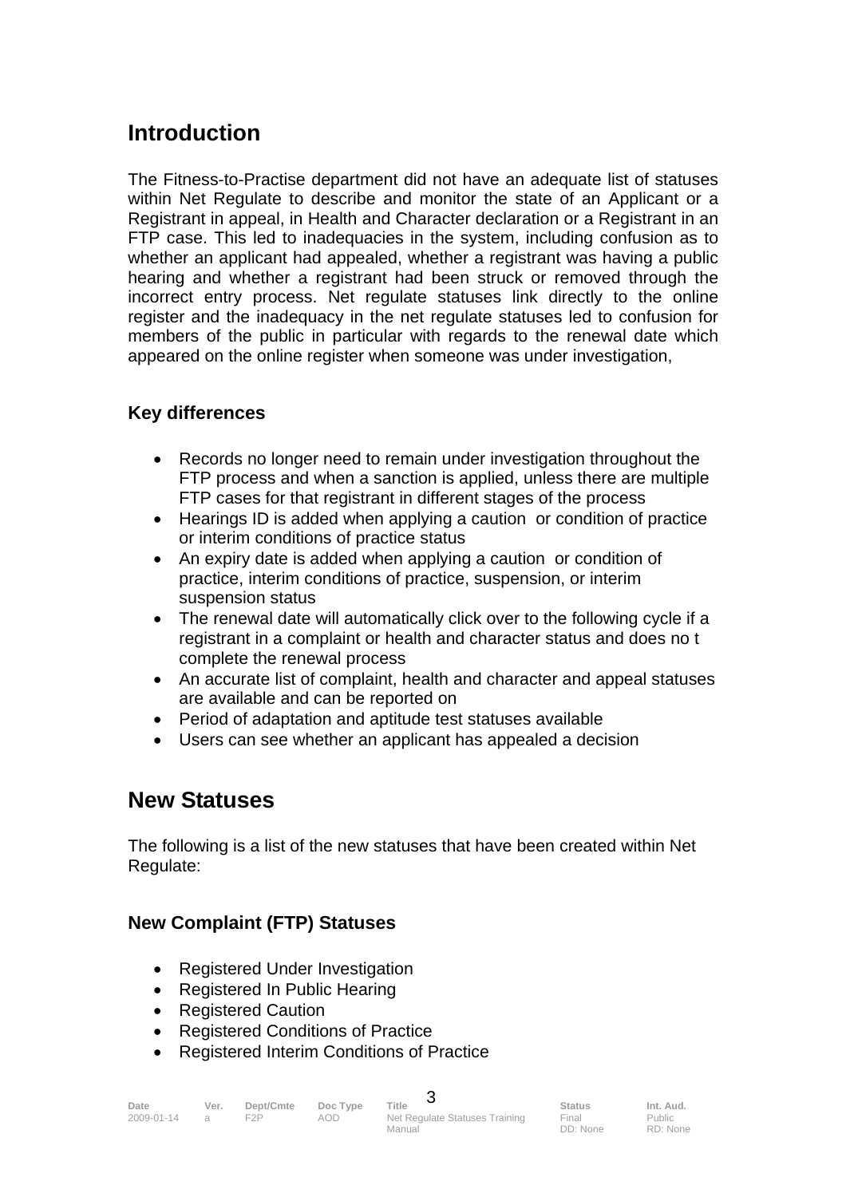## Introduction

The Fitness-to-Practise department did not have an adequate list of statuses within Net Regulate to describe and monitor the state of an Applicant or a Registrant in appeal, in Health and Character declaration or a Registrant in an FTP case. This led to inadequacies in the system, including confusion as to whether an applicant had appealed, whether a registrant was having a public hearing and whether a registrant had been struck or removed through the incorrect entry process. Net regulate statuses link directly to the online register and the inadequacy in the net regulate statuses led to confusion for members of the public in particular with regards to the renewal date which appeared on the online register when someone was under investigation,

### Key differences

- Records no longer need to remain under investigation throughout the FTP process and when a sanction is applied, unless there are multiple FTP cases for that registrant in different stages of the process
- Hearings ID is added when applying a caution or condition of practice or interim conditions of practice status
- An expiry date is added when applying a caution or condition of practice, interim conditions of practice, suspension, or interim suspension status
- The renewal date will automatically click over to the following cycle if a registrant in a complaint or health and character status and does no t complete the renewal process
- An accurate list of complaint, health and character and appeal statuses are available and can be reported on
- Period of adaptation and aptitude test statuses available
- Users can see whether an applicant has appealed a decision

## New Statuses

The following is a list of the new statuses that have been created within Net Regulate:

### New Complaint (FTP) Statuses

- Registered Under Investigation
- Registered In Public Hearing
- Registered Caution
- Registered Conditions of Practice
- Registered Interim Conditions of Practice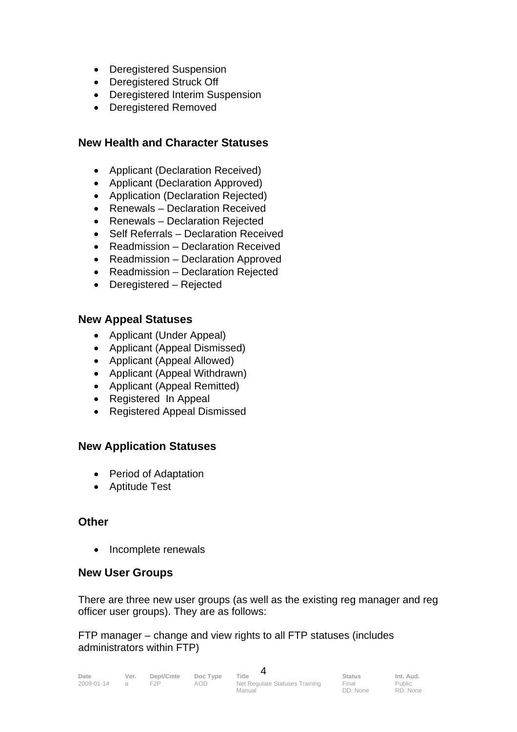- Deregistered Suspension
- Deregistered Struck Off
- Deregistered Interim Suspension
- Deregistered Removed

### New Health and Character Statuses

- Applicant (Declaration Received)
- Applicant (Declaration Approved)
- Application (Declaration Rejected)
- Renewals – Declaration Received
- Renewals – Declaration Rejected
- Self Referrals – Declaration Received
- Readmission – Declaration Received
- Readmission – Declaration Approved
- Readmission – Declaration Rejected
- Deregistered – Rejected

### New Appeal Statuses

- Applicant (Under Appeal)
- Applicant (Appeal Dismissed)
- Applicant (Appeal Allowed)
- Applicant (Appeal Withdrawn)
- Applicant (Appeal Remitted)
- Registered In Appeal
- Registered Appeal Dismissed

### New Application Statuses

- Period of Adaptation
- Aptitude Test

### Other

- Incomplete renewals

### New User Groups

There are three new user groups (as well as the existing reg manager and reg officer user groups). They are as follows:

FTP manager – change and view rights to all FTP statuses (includes administrators within FTP)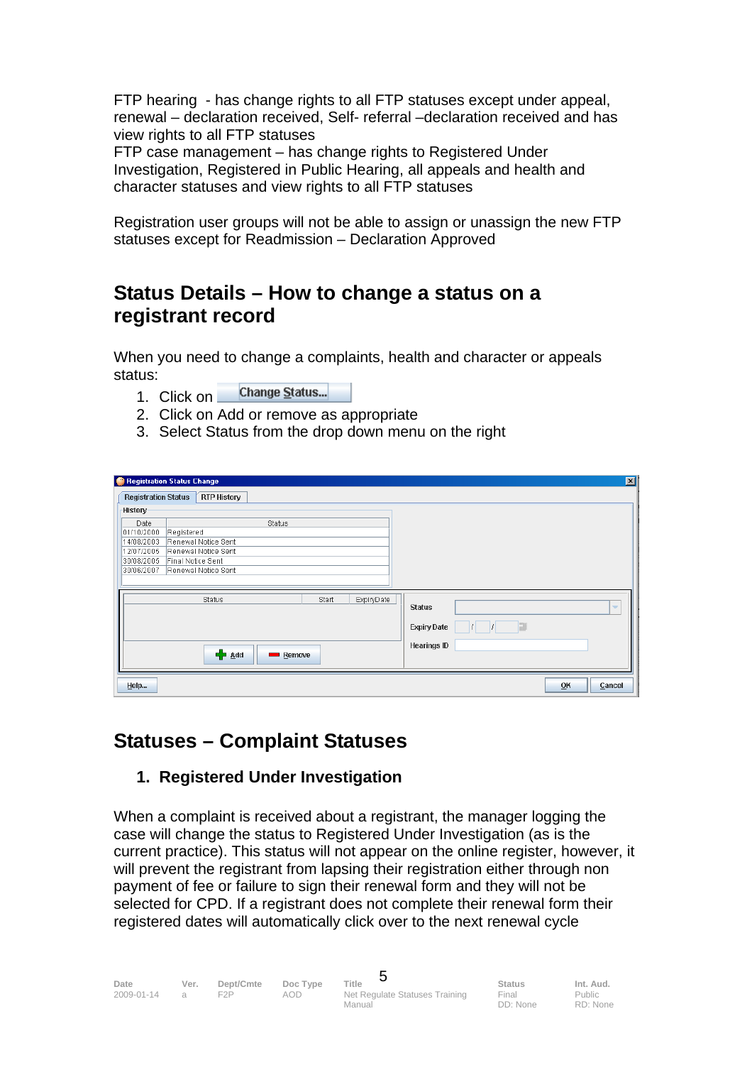FTP hearing - has change rights to all FTP statuses except under appeal, renewal – declaration received, Self- referral –declaration received and has view rights to all FTP statuses
FTP case management – has change rights to Registered Under Investigation, Registered in Public Hearing, all appeals and health and character statuses and view rights to all FTP statuses

Registration user groups will not be able to assign or unassign the new FTP statuses except for Readmission – Declaration Approved

## Status Details – How to change a status on a registrant record

When you need to change a complaints, health and character or appeals status:

1. Click on Change Status...
2. Click on Add or remove as appropriate
3. Select Status from the drop down menu on the right

## Statuses – Complaint Statuses

### 1. Registered Under Investigation

When a complaint is received about a registrant, the manager logging the case will change the status to Registered Under Investigation (as is the current practice). This status will not appear on the online register, however, it will prevent the registrant from lapsing their registration either through non payment of fee or failure to sign their renewal form and they will not be selected for CPD. If a registrant does not complete their renewal form their registered dates will automatically click over to the next renewal cycle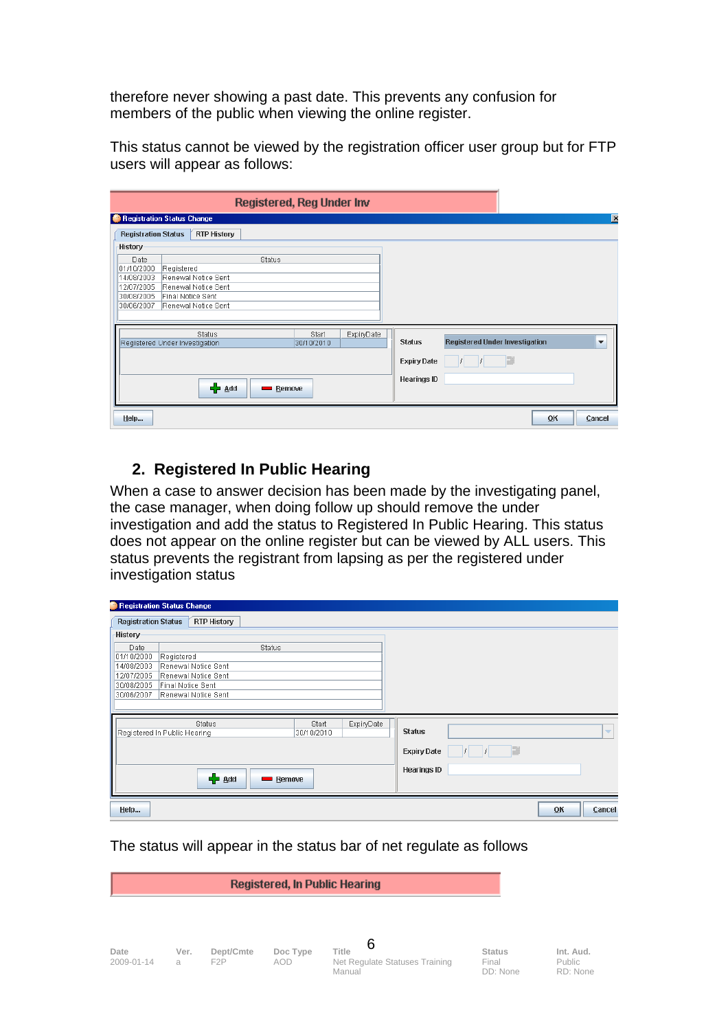therefore never showing a past date. This prevents any confusion for members of the public when viewing the online register.

This status cannot be viewed by the registration officer user group but for FTP users will appear as follows:

## 2. Registered In Public Hearing

When a case to answer decision has been made by the investigating panel, the case manager, when doing follow up should remove the under investigation and add the status to Registered In Public Hearing. This status does not appear on the online register but can be viewed by ALL users. This status prevents the registrant from lapsing as per the registered under investigation status

The status will appear in the status bar of net regulate as follows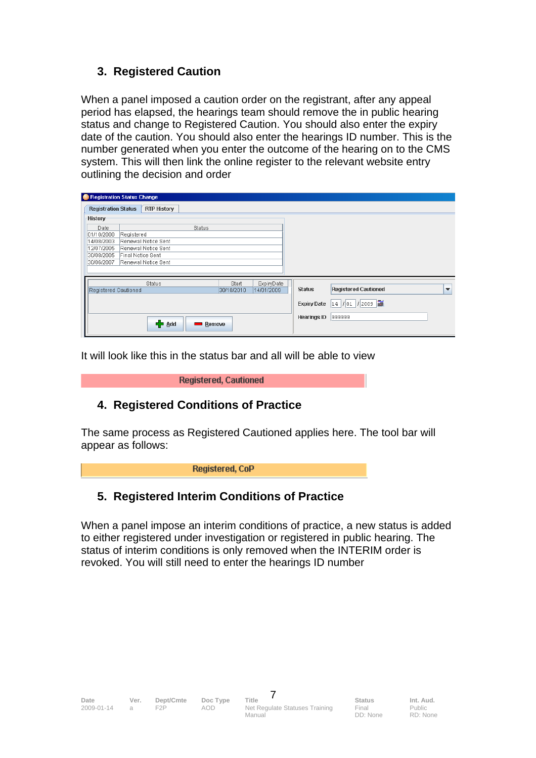## 3. Registered Caution

When a panel imposed a caution order on the registrant, after any appeal period has elapsed, the hearings team should remove the in public hearing status and change to Registered Caution. You should also enter the expiry date of the caution. You should also enter the hearings ID number. This is the number generated when you enter the outcome of the hearing on to the CMS system. This will then link the online register to the relevant website entry outlining the decision and order

Registration Status Change

Registration Status | RTP History

History

| Date | Status |
|---|---|
| 01/10/2000 | Registered |
| 14/08/2003 | Renewal Notice Sent |
| 12/07/2005 | Renewal Notice Sent |
| 30/08/2005 | Final Notice Sent |
| 30/06/2007 | Renewal Notice Sent |

| Status | Start | ExpiryDate |
|---|---|---|
| Registered Cautioned | 30/10/2010 | 14/01/2009 |

Add | Remove

Status: Registered Cautioned

Expiry Date: 14 / 01 / 2009

Hearings ID: 999999

It will look like this in the status bar and all will be able to view

Registered, Cautioned

## 4. Registered Conditions of Practice

The same process as Registered Cautioned applies here. The tool bar will appear as follows:

Registered, CoP

## 5. Registered Interim Conditions of Practice

When a panel impose an interim conditions of practice, a new status is added to either registered under investigation or registered in public hearing. The status of interim conditions is only removed when the INTERIM order is revoked. You will still need to enter the hearings ID number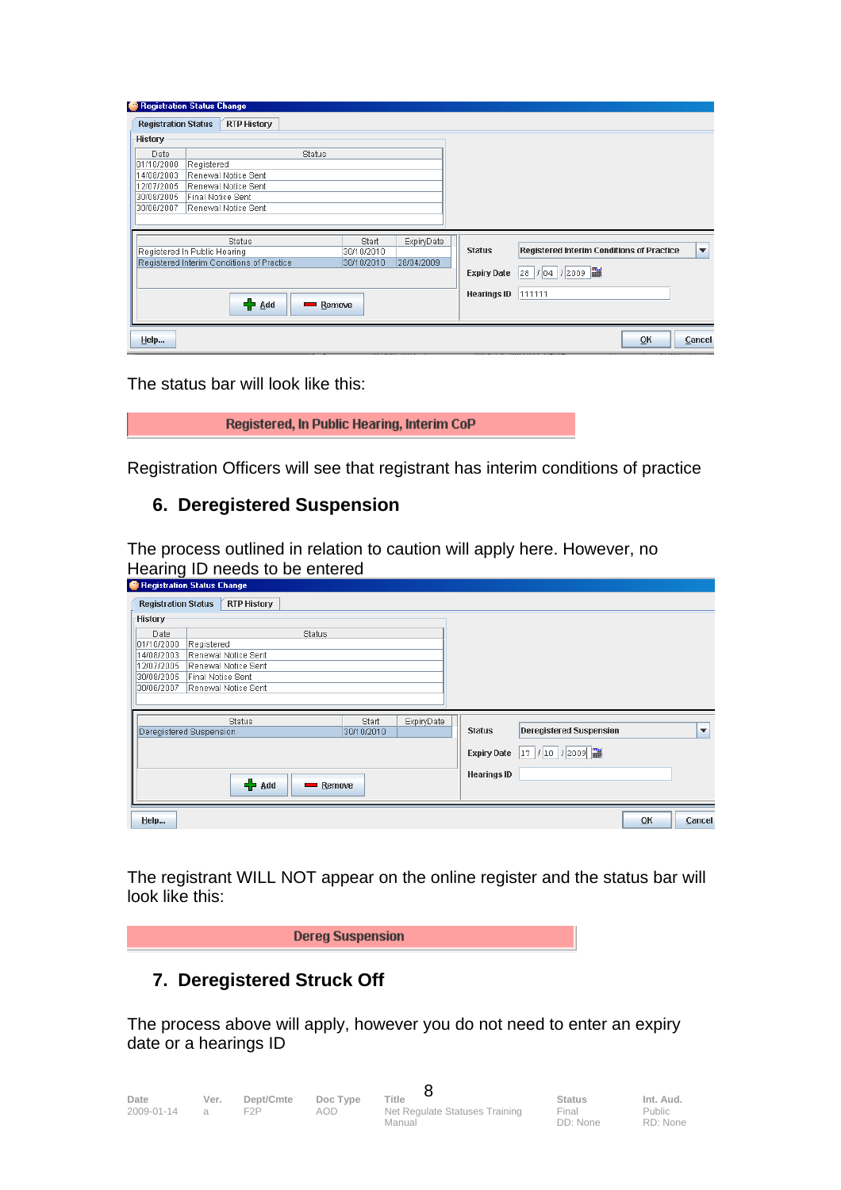The status bar will look like this:

**Registered, In Public Hearing, Interim CoP**

Registration Officers will see that registrant has interim conditions of practice

## 6. Deregistered Suspension

The process outlined in relation to caution will apply here. However, no Hearing ID needs to be entered

The registrant WILL NOT appear on the online register and the status bar will look like this:

**Dereg Suspension**

## 7. Deregistered Struck Off

The process above will apply, however you do not need to enter an expiry date or a hearings ID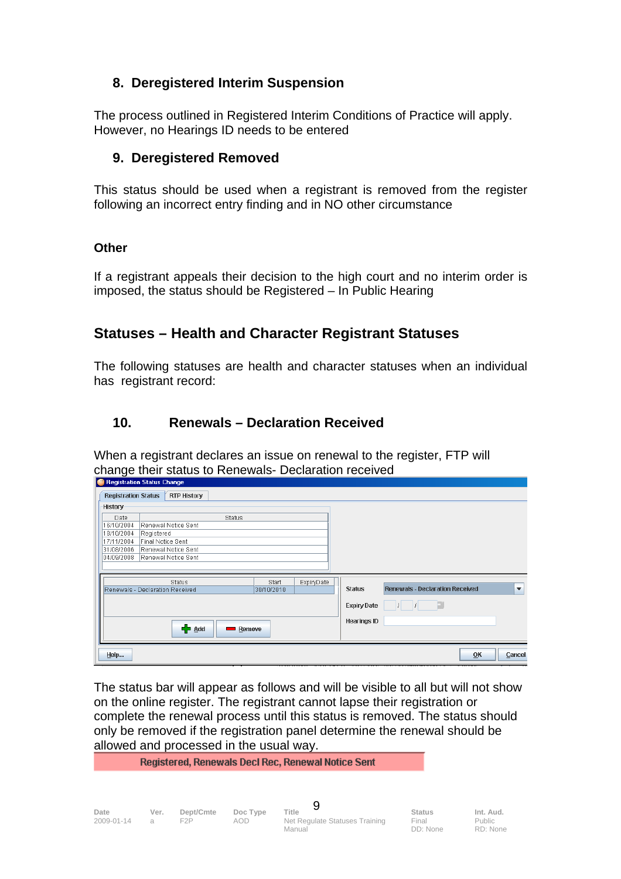## 8. Deregistered Interim Suspension

The process outlined in Registered Interim Conditions of Practice will apply. However, no Hearings ID needs to be entered

## 9. Deregistered Removed

This status should be used when a registrant is removed from the register following an incorrect entry finding and in NO other circumstance

**Other**

If a registrant appeals their decision to the high court and no interim order is imposed, the status should be Registered – In Public Hearing

## Statuses – Health and Character Registrant Statuses

The following statuses are health and character statuses when an individual has registrant record:

## 10. Renewals – Declaration Received

When a registrant declares an issue on renewal to the register, FTP will change their status to Renewals- Declaration received

Registration Status Change

Registration Status | RTP History

History

| Date | Status |
|---|---|
| 18/10/2004 | Renewal Notice Sent |
| 18/10/2004 | Registered |
| 17/11/2004 | Final Notice Sent |
| 31/08/2006 | Renewal Notice Sent |
| 04/09/2008 | Renewal Notice Sent |

| Status | Start | ExpiryDate |
|---|---|---|
| Renewals - Declaration Received | 30/10/2010 | |

Add | Remove

Status: Renewals - Declaration Received

Expiry Date

Hearings ID

Help... | OK | Cancel

The status bar will appear as follows and will be visible to all but will not show on the online register. The registrant cannot lapse their registration or complete the renewal process until this status is removed. The status should only be removed if the registration panel determine the renewal should be allowed and processed in the usual way.

Registered, Renewals Decl Rec, Renewal Notice Sent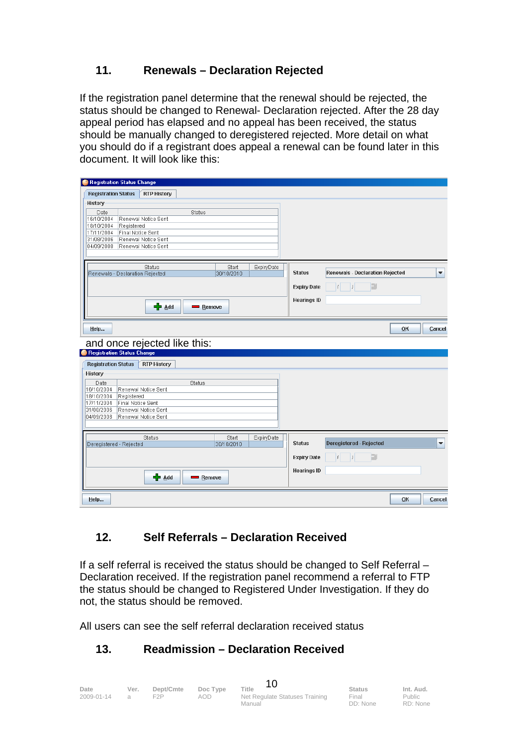## 11. Renewals – Declaration Rejected

If the registration panel determine that the renewal should be rejected, the status should be changed to Renewal- Declaration rejected. After the 28 day appeal period has elapsed and no appeal has been received, the status should be manually changed to deregistered rejected. More detail on what you should do if a registrant does appeal a renewal can be found later in this document. It will look like this:

Registration Status Change

Registration Status | RTP History

History

| Date | Status |
|---|---|
| 16/10/2004 | Renewal Notice Sent |
| 18/10/2004 | Registered |
| 17/11/2004 | Final Notice Sent |
| 31/08/2006 | Renewal Notice Sent |
| 04/09/2008 | Renewal Notice Sent |

| Status | Start | ExpiryDate |
|---|---|---|
| Renewals - Declaration Rejected | 30/10/2010 | |

Status: Renewals - Declaration Rejected

Expiry Date

Hearings ID

Add | Remove

Help... | OK | Cancel

and once rejected like this:

Registration Status Change

Registration Status | RTP History

History

| Date | Status |
|---|---|
| 16/10/2004 | Renewal Notice Sent |
| 18/10/2004 | Registered |
| 17/11/2004 | Final Notice Sent |
| 31/08/2006 | Renewal Notice Sent |
| 04/09/2008 | Renewal Notice Sent |

| Status | Start | ExpiryDate |
|---|---|---|
| Deregistered - Rejected | 30/10/2010 | |

Status: Deregistered - Rejected

Expiry Date

Hearings ID

Add | Remove

Help... | OK | Cancel

## 12. Self Referrals – Declaration Received

If a self referral is received the status should be changed to Self Referral – Declaration received. If the registration panel recommend a referral to FTP the status should be changed to Registered Under Investigation. If they do not, the status should be removed.

All users can see the self referral declaration received status

## 13. Readmission – Declaration Received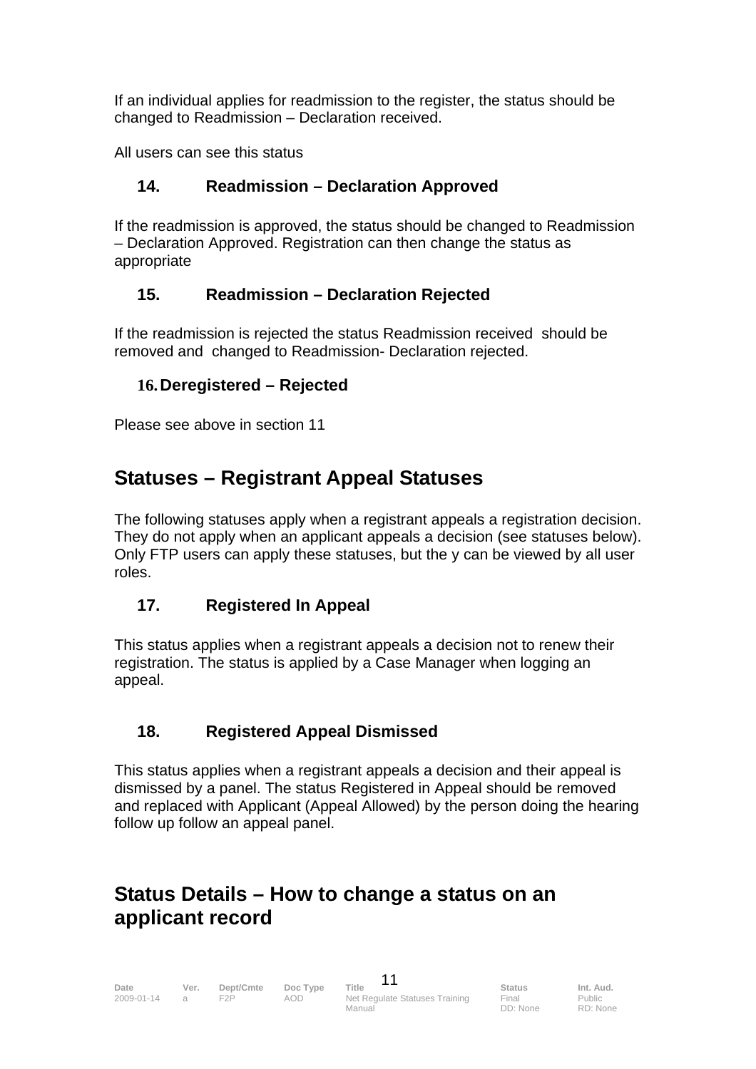If an individual applies for readmission to the register, the status should be changed to Readmission – Declaration received.

All users can see this status

### 14. Readmission – Declaration Approved

If the readmission is approved, the status should be changed to Readmission – Declaration Approved. Registration can then change the status as appropriate

### 15. Readmission – Declaration Rejected

If the readmission is rejected the status Readmission received should be removed and changed to Readmission- Declaration rejected.

### 16. Deregistered – Rejected

Please see above in section 11

## Statuses – Registrant Appeal Statuses

The following statuses apply when a registrant appeals a registration decision. They do not apply when an applicant appeals a decision (see statuses below). Only FTP users can apply these statuses, but the y can be viewed by all user roles.

### 17. Registered In Appeal

This status applies when a registrant appeals a decision not to renew their registration. The status is applied by a Case Manager when logging an appeal.

### 18. Registered Appeal Dismissed

This status applies when a registrant appeals a decision and their appeal is dismissed by a panel. The status Registered in Appeal should be removed and replaced with Applicant (Appeal Allowed) by the person doing the hearing follow up follow an appeal panel.

## Status Details – How to change a status on an applicant record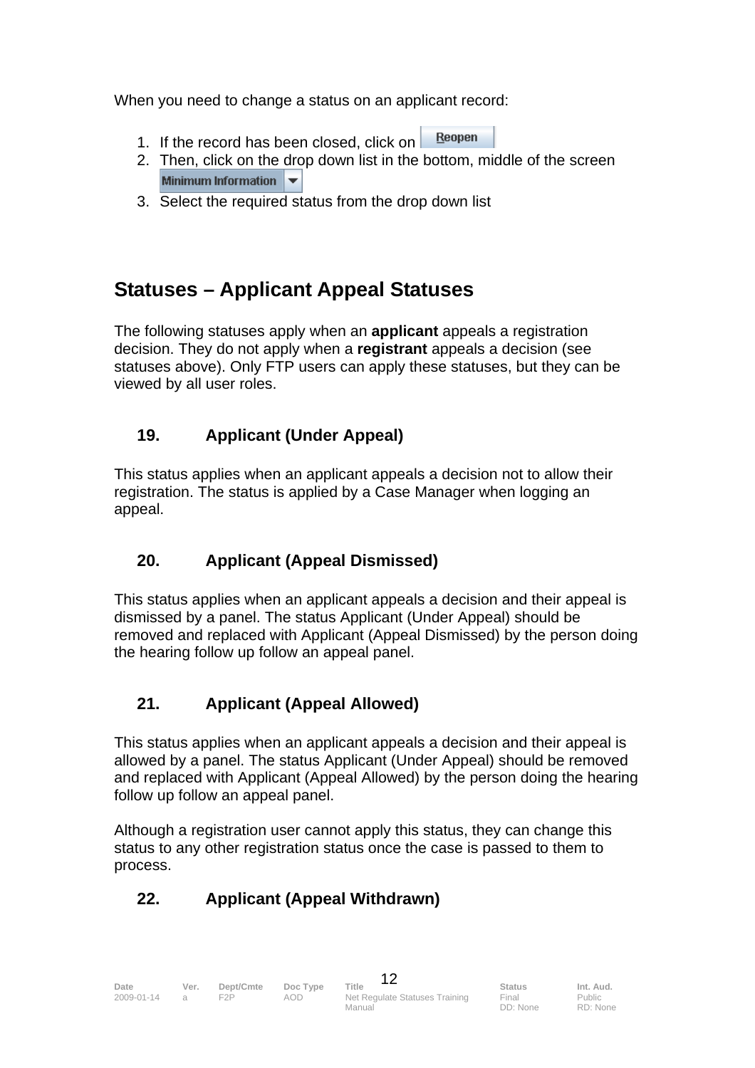When you need to change a status on an applicant record:

1. If the record has been closed, click on Reopen
2. Then, click on the drop down list in the bottom, middle of the screen Minimum Information
3. Select the required status from the drop down list

## Statuses – Applicant Appeal Statuses

The following statuses apply when an **applicant** appeals a registration decision. They do not apply when a **registrant** appeals a decision (see statuses above). Only FTP users can apply these statuses, but they can be viewed by all user roles.

### 19. Applicant (Under Appeal)

This status applies when an applicant appeals a decision not to allow their registration. The status is applied by a Case Manager when logging an appeal.

### 20. Applicant (Appeal Dismissed)

This status applies when an applicant appeals a decision and their appeal is dismissed by a panel. The status Applicant (Under Appeal) should be removed and replaced with Applicant (Appeal Dismissed) by the person doing the hearing follow up follow an appeal panel.

### 21. Applicant (Appeal Allowed)

This status applies when an applicant appeals a decision and their appeal is allowed by a panel. The status Applicant (Under Appeal) should be removed and replaced with Applicant (Appeal Allowed) by the person doing the hearing follow up follow an appeal panel.

Although a registration user cannot apply this status, they can change this status to any other registration status once the case is passed to them to process.

### 22. Applicant (Appeal Withdrawn)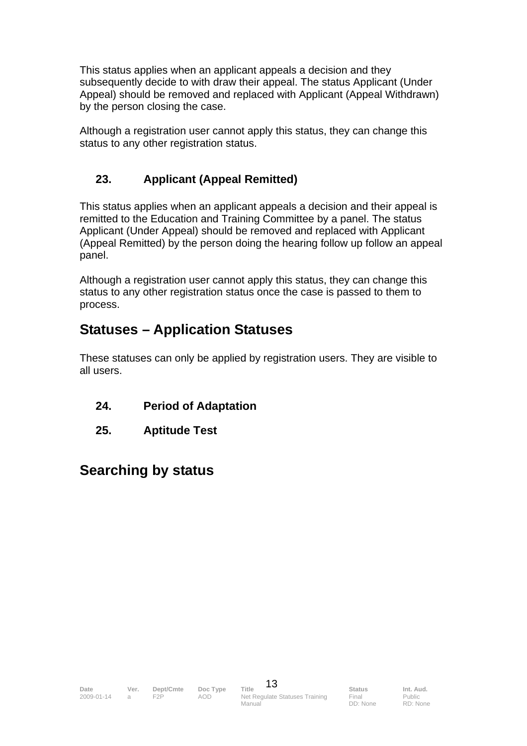This status applies when an applicant appeals a decision and they subsequently decide to with draw their appeal. The status Applicant (Under Appeal) should be removed and replaced with Applicant (Appeal Withdrawn) by the person closing the case.

Although a registration user cannot apply this status, they can change this status to any other registration status.

### 23. Applicant (Appeal Remitted)

This status applies when an applicant appeals a decision and their appeal is remitted to the Education and Training Committee by a panel. The status Applicant (Under Appeal) should be removed and replaced with Applicant (Appeal Remitted) by the person doing the hearing follow up follow an appeal panel.

Although a registration user cannot apply this status, they can change this status to any other registration status once the case is passed to them to process.

## Statuses – Application Statuses

These statuses can only be applied by registration users. They are visible to all users.

### 24. Period of Adaptation

### 25. Aptitude Test

## Searching by status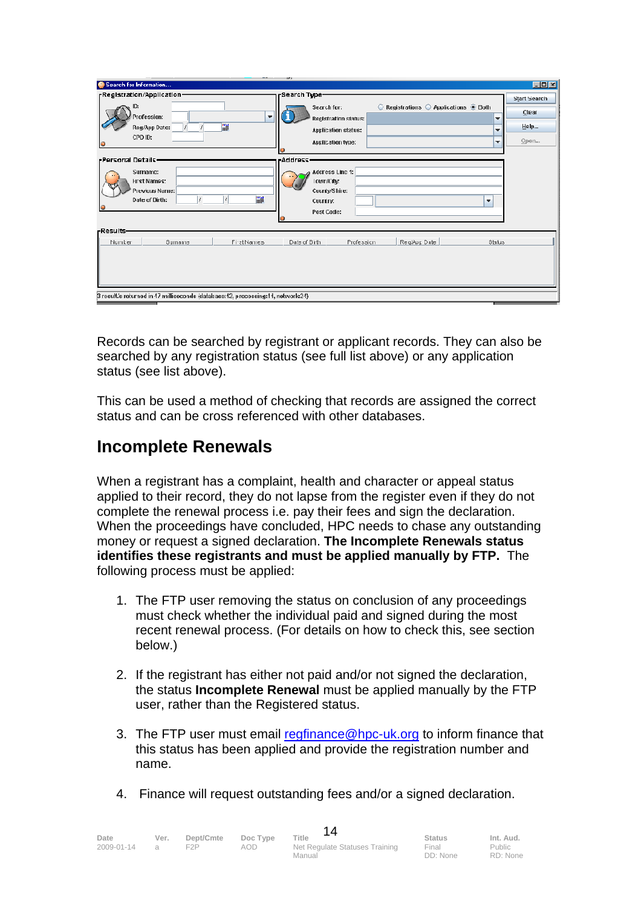Records can be searched by registrant or applicant records. They can also be searched by any registration status (see full list above) or any application status (see list above).

This can be used a method of checking that records are assigned the correct status and can be cross referenced with other databases.

## Incomplete Renewals

When a registrant has a complaint, health and character or appeal status applied to their record, they do not lapse from the register even if they do not complete the renewal process i.e. pay their fees and sign the declaration. When the proceedings have concluded, HPC needs to chase any outstanding money or request a signed declaration. **The Incomplete Renewals status identifies these registrants and must be applied manually by FTP.** The following process must be applied:

1. The FTP user removing the status on conclusion of any proceedings must check whether the individual paid and signed during the most recent renewal process. (For details on how to check this, see section below.)

2. If the registrant has either not paid and/or not signed the declaration, the status **Incomplete Renewal** must be applied manually by the FTP user, rather than the Registered status.

3. The FTP user must email regfinance@hpc-uk.org to inform finance that this status has been applied and provide the registration number and name.

4. Finance will request outstanding fees and/or a signed declaration.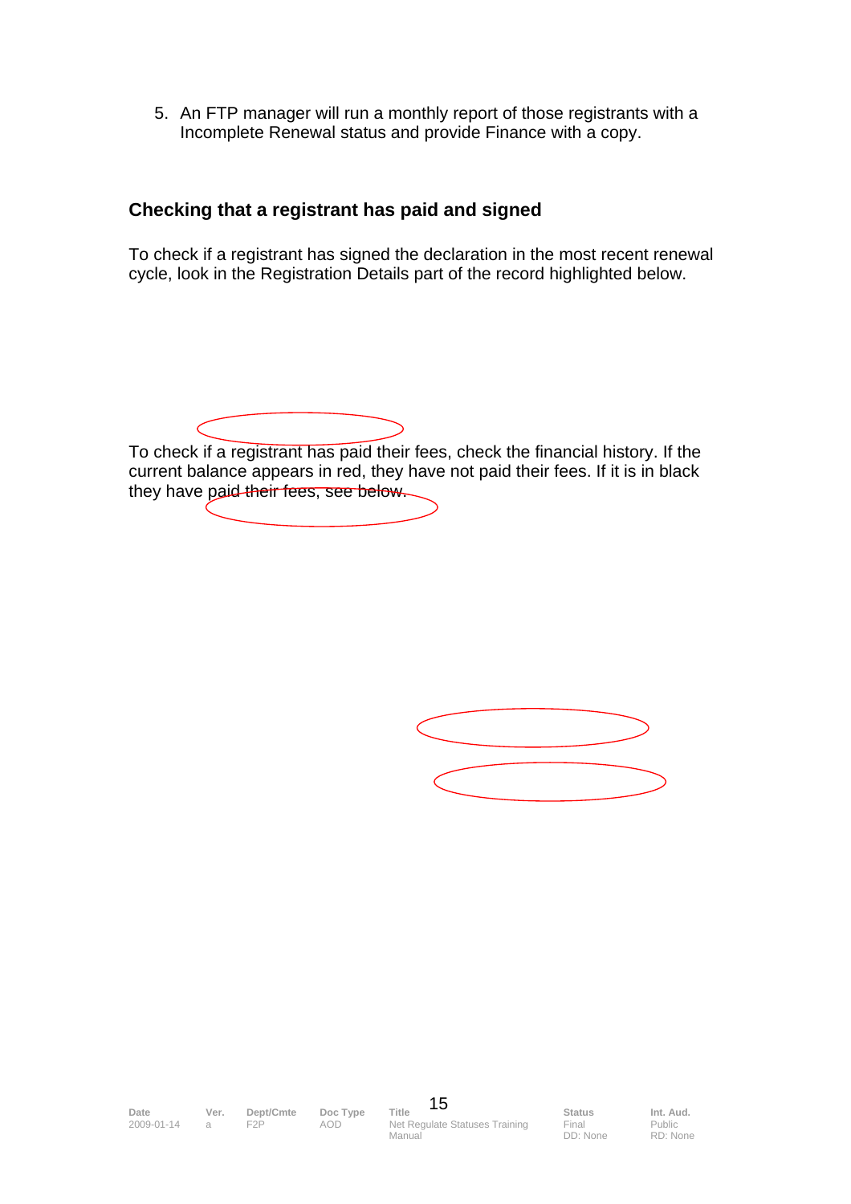5. An FTP manager will run a monthly report of those registrants with a Incomplete Renewal status and provide Finance with a copy.

### Checking that a registrant has paid and signed

To check if a registrant has signed the declaration in the most recent renewal cycle, look in the Registration Details part of the record highlighted below.

To check if a registrant has paid their fees, check the financial history. If the current balance appears in red, they have not paid their fees. If it is in black they have paid their fees, see below.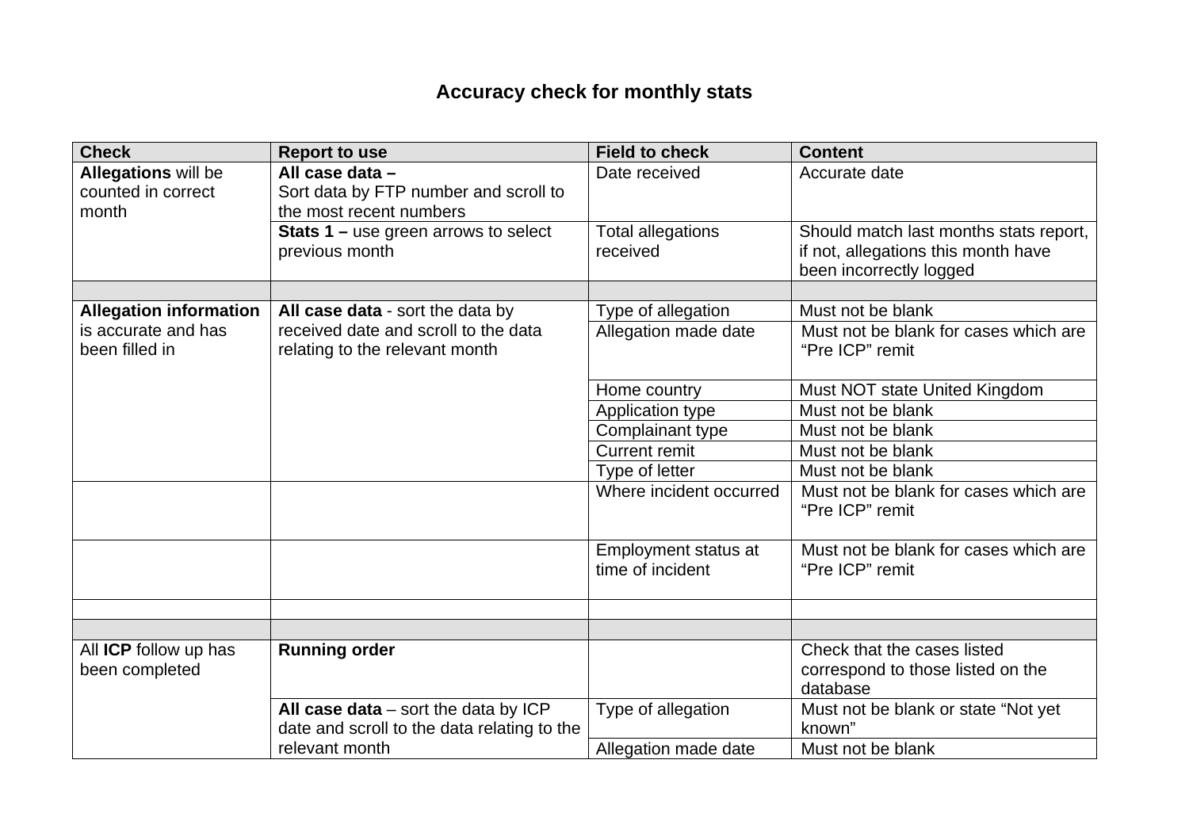# Accuracy check for monthly stats

| Check | Report to use | Field to check | Content |
|---|---|---|---|
| **Allegations** will be counted in correct month | **All case data –** Sort data by FTP number and scroll to the most recent numbers | Date received | Accurate date |
| | **Stats 1 –** use green arrows to select previous month | Total allegations received | Should match last months stats report, if not, allegations this month have been incorrectly logged |
| | | | |
| **Allegation information** is accurate and has been filled in | **All case data** - sort the data by received date and scroll to the data relating to the relevant month | Type of allegation | Must not be blank |
| | | Allegation made date | Must not be blank for cases which are "Pre ICP" remit |
| | | Home country | Must NOT state United Kingdom |
| | | Application type | Must not be blank |
| | | Complainant type | Must not be blank |
| | | Current remit | Must not be blank |
| | | Type of letter | Must not be blank |
| | | Where incident occurred | Must not be blank for cases which are "Pre ICP" remit |
| | | Employment status at time of incident | Must not be blank for cases which are "Pre ICP" remit |
| | | | |
| | | | |
| All **ICP** follow up has been completed | **Running order** | | Check that the cases listed correspond to those listed on the database |
| | **All case data** – sort the data by ICP date and scroll to the data relating to the relevant month | Type of allegation | Must not be blank or state "Not yet known" |
| | | Allegation made date | Must not be blank |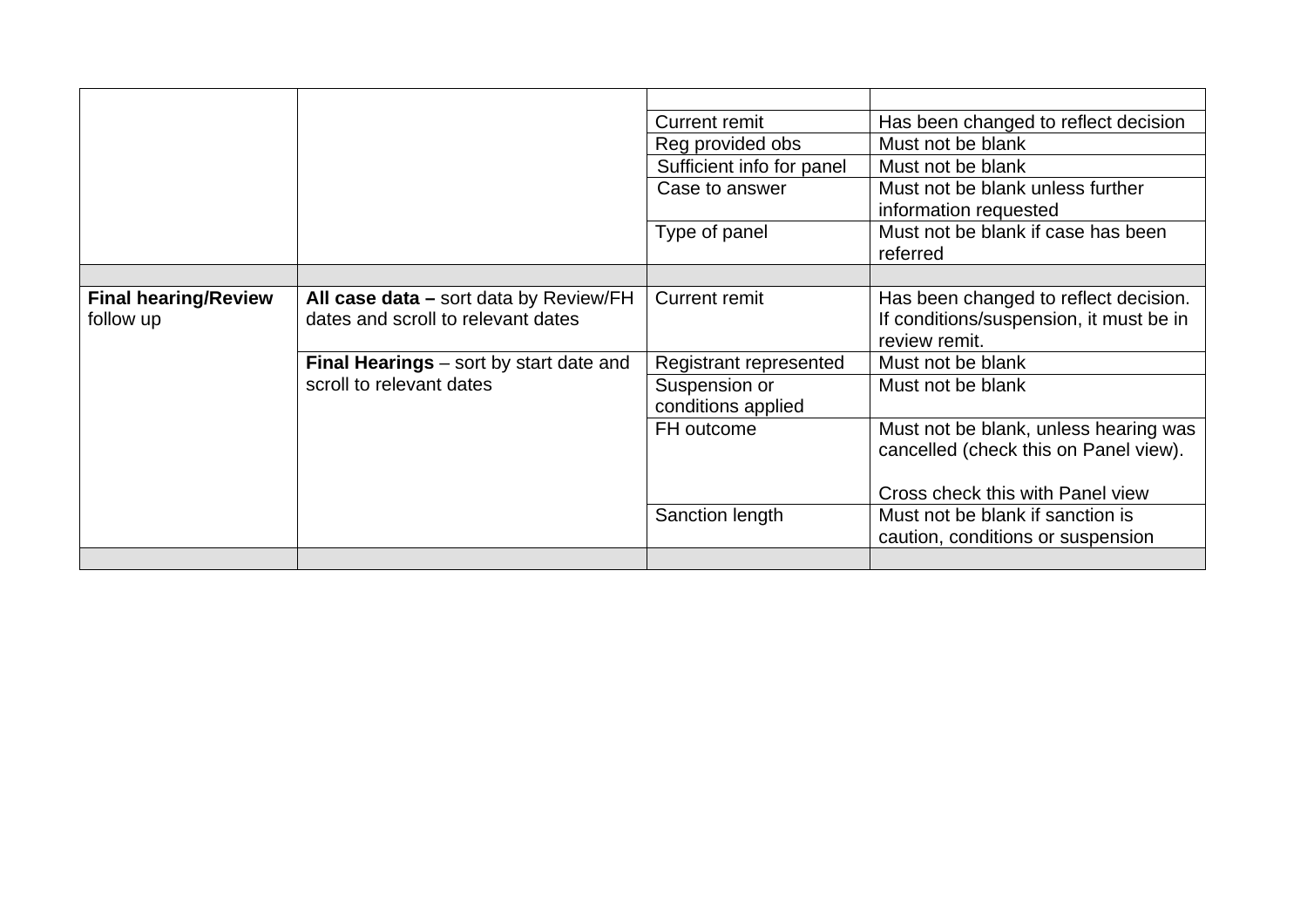| | | | |
|---|---|---|---|
| | | | |
| | | Current remit | Has been changed to reflect decision |
| | | Reg provided obs | Must not be blank |
| | | Sufficient info for panel | Must not be blank |
| | | Case to answer | Must not be blank unless further information requested |
| | | Type of panel | Must not be blank if case has been referred |
| | | | |
| **Final hearing/Review** follow up | **All case data –** sort data by Review/FH dates and scroll to relevant dates | Current remit | Has been changed to reflect decision. If conditions/suspension, it must be in review remit. |
| | **Final Hearings** – sort by start date and scroll to relevant dates | Registrant represented | Must not be blank |
| | | Suspension or conditions applied | Must not be blank |
| | | FH outcome | Must not be blank, unless hearing was cancelled (check this on Panel view).<br><br>Cross check this with Panel view |
| | | Sanction length | Must not be blank if sanction is caution, conditions or suspension |
| | | | |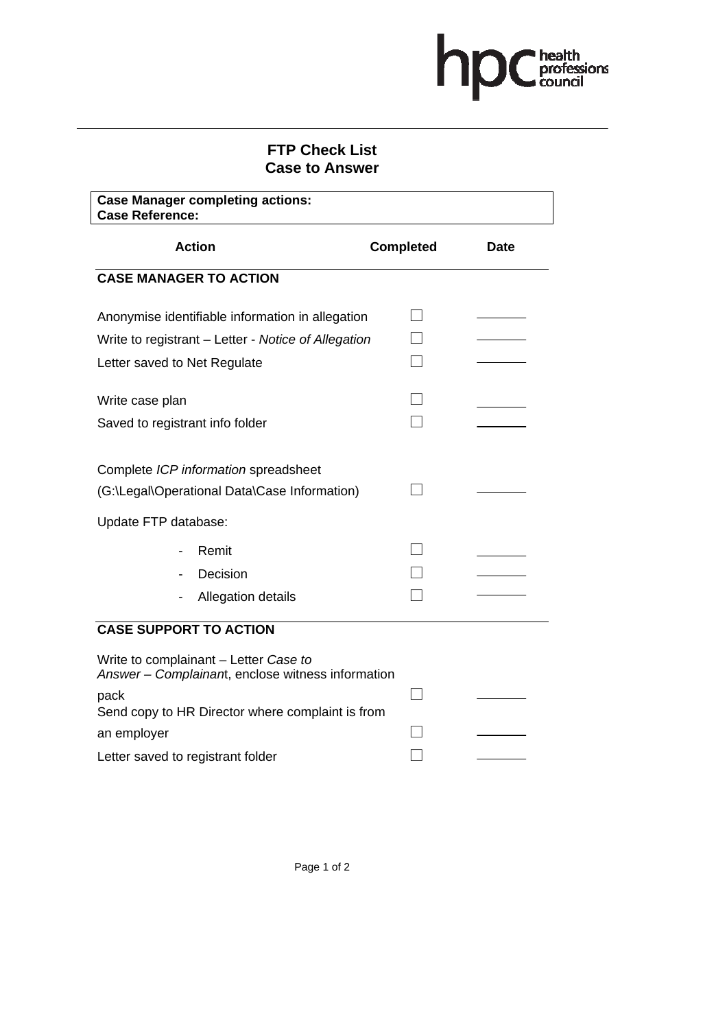# FTP Check List
## Case to Answer

| **Case Manager completing actions:** |
|---|
| **Case Reference:** |

| Action | Completed | Date |
|---|---|---|
| **CASE MANAGER TO ACTION** | | |
| Anonymise identifiable information in allegation | ☐ | ______ |
| Write to registrant – Letter - *Notice of Allegation* | ☐ | ______ |
| Letter saved to Net Regulate | ☐ | ______ |
| Write case plan | ☐ | ______ |
| Saved to registrant info folder | ☐ | ______ |
| Complete *ICP information* spreadsheet (G:\Legal\Operational Data\Case Information) | ☐ | ______ |
| Update FTP database: | | |
| - Remit | ☐ | ______ |
| - Decision | ☐ | ______ |
| - Allegation details | ☐ | ______ |
| **CASE SUPPORT TO ACTION** | | |
| Write to complainant – Letter *Case to Answer – Complainant*, enclose witness information pack | ☐ | ______ |
| Send copy to HR Director where complaint is from an employer | ☐ | ______ |
| Letter saved to registrant folder | ☐ | ______ |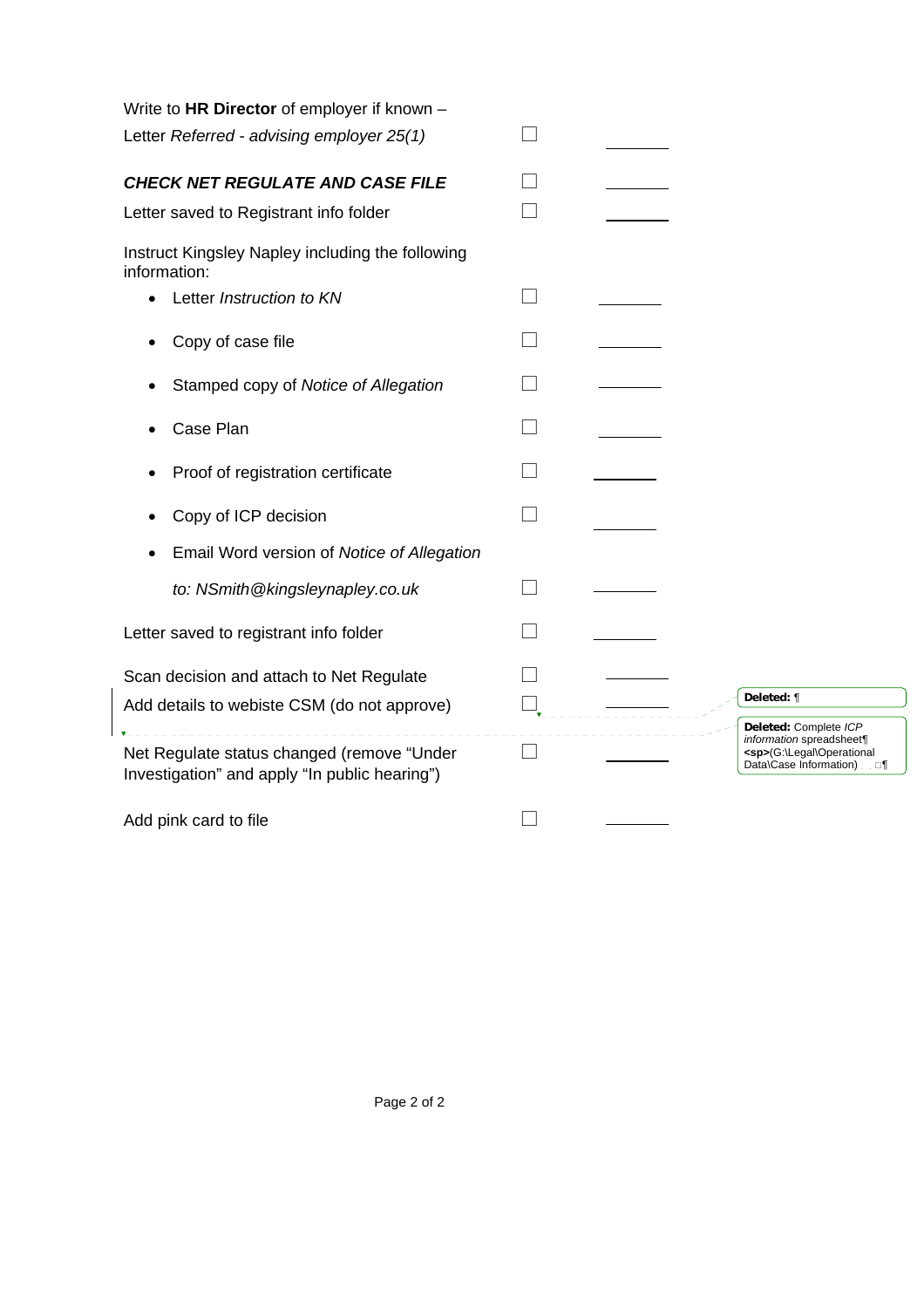Write to **HR Director** of employer if known –

Letter *Referred - advising employer 25(1)* ☐ ________

***CHECK NET REGULATE AND CASE FILE*** ☐ ________

Letter saved to Registrant info folder ☐ ________

Instruct Kingsley Napley including the following information:

- Letter *Instruction to KN* ☐ ________
- Copy of case file ☐ ________
- Stamped copy of *Notice of Allegation* ☐ ________
- Case Plan ☐ ________
- Proof of registration certificate ☐ ________
- Copy of ICP decision ☐ ________
- Email Word version of *Notice of Allegation*

  *to: NSmith@kingsleynapley.co.uk* ☐ ________

Letter saved to registrant info folder ☐ ________

Scan decision and attach to Net Regulate ☐ ________

Add details to webiste CSM (do not approve) ☐ ________

Net Regulate status changed (remove "Under Investigation" and apply "In public hearing") ☐ ________

Add pink card to file ☐ ________

**Deleted:** ¶

**Deleted:** Complete *ICP information* spreadsheet¶
<sp>(G:\Legal\Operational Data\Case Information) ¶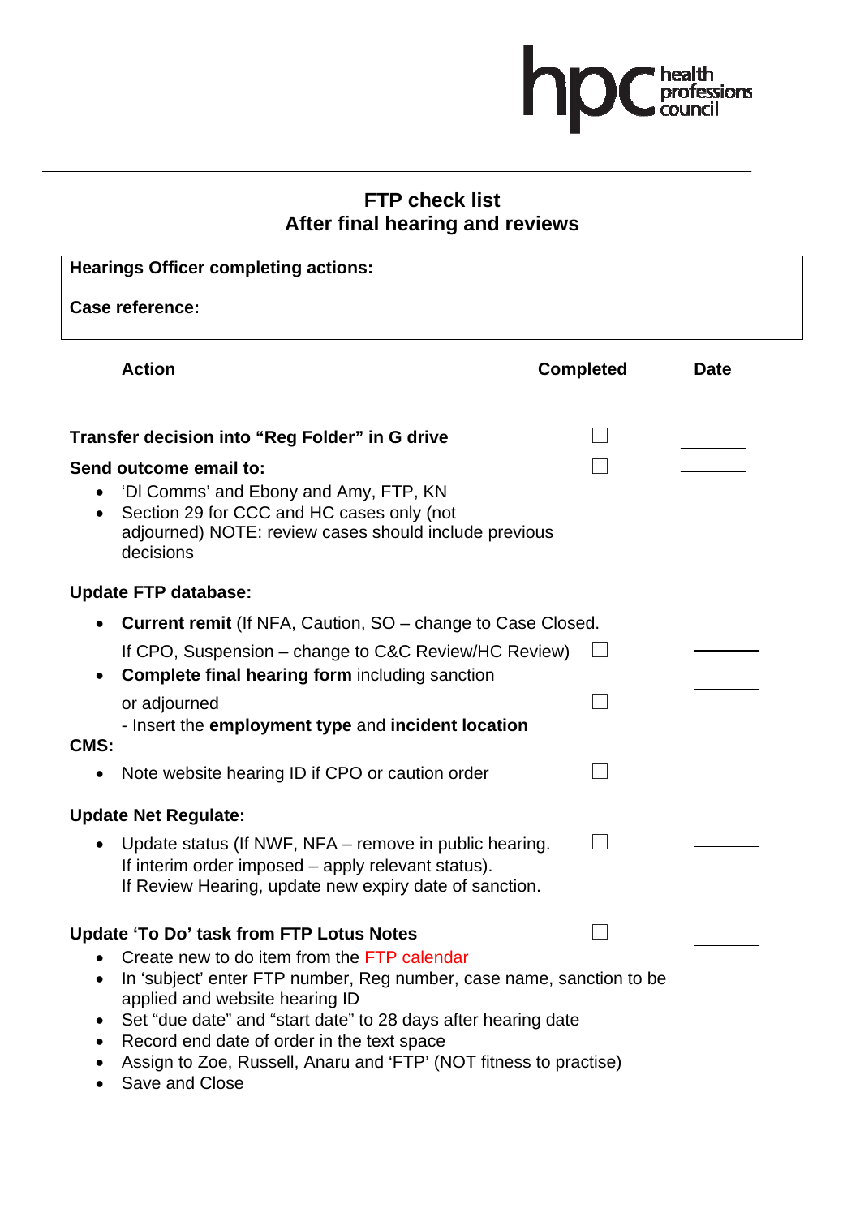# FTP check list
## After final hearing and reviews

**Hearings Officer completing actions:**

**Case reference:**

| Action | Completed | Date |
|---|---|---|
| **Transfer decision into "Reg Folder" in G drive** | ☐ | ________ |
| **Send outcome email to:**<br>• 'Dl Comms' and Ebony and Amy, FTP, KN<br>• Section 29 for CCC and HC cases only (not adjourned) NOTE: review cases should include previous decisions | ☐ | ________ |
| **Update FTP database:**<br>• **Current remit** (If NFA, Caution, SO – change to Case Closed. If CPO, Suspension – change to C&C Review/HC Review) | ☐ | ________ |
| • **Complete final hearing form** including sanction or adjourned<br>- Insert the **employment type** and **incident location** | ☐ | ________ |
| **CMS:**<br>• Note website hearing ID if CPO or caution order | ☐ | ________ |
| **Update Net Regulate:**<br>• Update status (If NWF, NFA – remove in public hearing. If interim order imposed – apply relevant status). If Review Hearing, update new expiry date of sanction. | ☐ | ________ |
| **Update 'To Do' task from FTP Lotus Notes**<br>• Create new to do item from the FTP calendar<br>• In 'subject' enter FTP number, Reg number, case name, sanction to be applied and website hearing ID<br>• Set "due date" and "start date" to 28 days after hearing date<br>• Record end date of order in the text space<br>• Assign to Zoe, Russell, Anaru and 'FTP' (NOT fitness to practise)<br>• Save and Close | ☐ | ________ |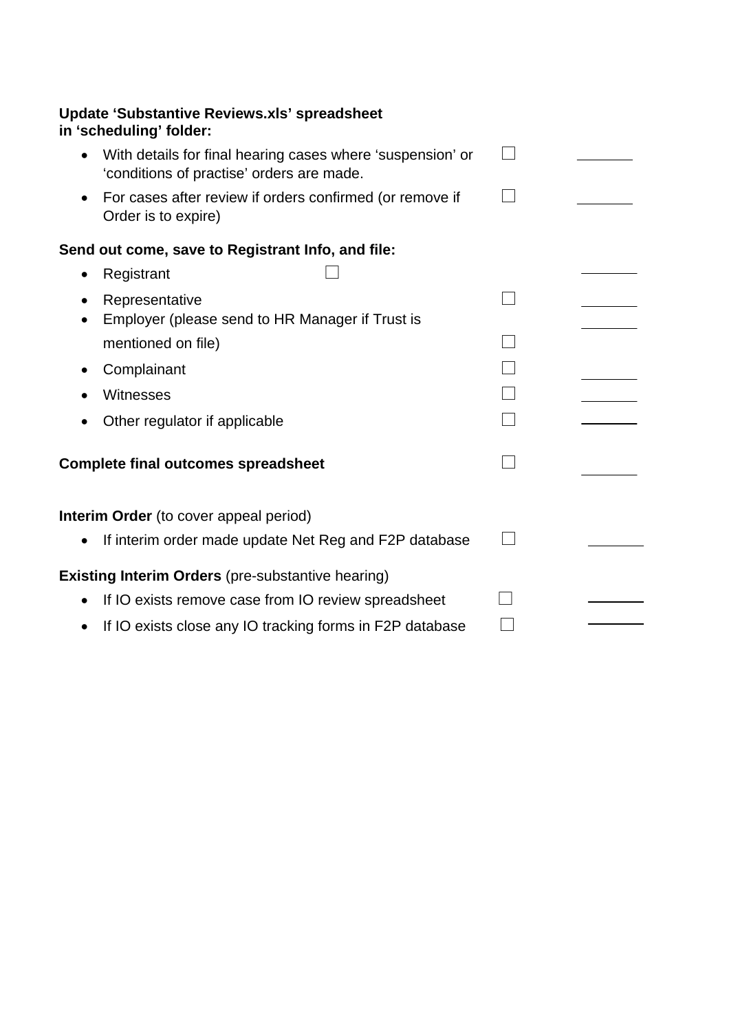**Update 'Substantive Reviews.xls' spreadsheet in 'scheduling' folder:**

- With details for final hearing cases where 'suspension' or 'conditions of practise' orders are made. ☐ _______
- For cases after review if orders confirmed (or remove if Order is to expire) ☐ _______

**Send out come, save to Registrant Info, and file:**

- Registrant ☐ _______
- Representative ☐ _______
- Employer (please send to HR Manager if Trust is mentioned on file) ☐ _______
- Complainant ☐ _______
- Witnesses ☐ _______
- Other regulator if applicable ☐ _______

**Complete final outcomes spreadsheet** ☐ _______

**Interim Order** (to cover appeal period)

- If interim order made update Net Reg and F2P database ☐ _______

**Existing Interim Orders** (pre-substantive hearing)

- If IO exists remove case from IO review spreadsheet ☐ _______
- If IO exists close any IO tracking forms in F2P database ☐ _______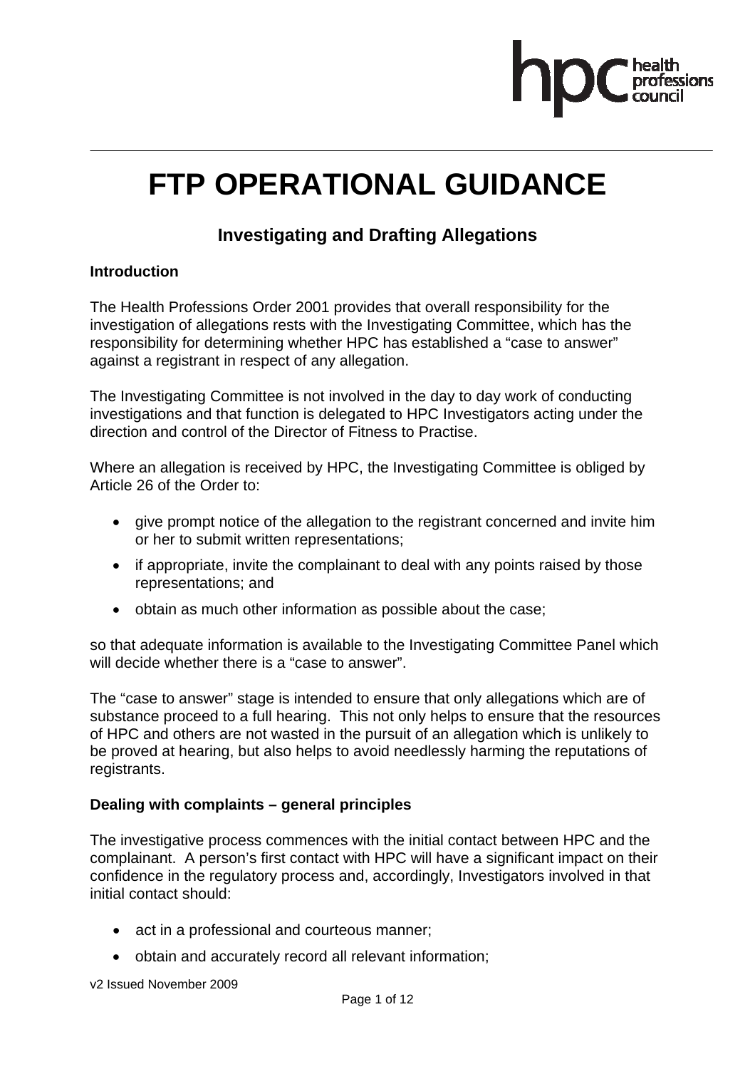# FTP OPERATIONAL GUIDANCE

## Investigating and Drafting Allegations

**Introduction**

The Health Professions Order 2001 provides that overall responsibility for the investigation of allegations rests with the Investigating Committee, which has the responsibility for determining whether HPC has established a "case to answer" against a registrant in respect of any allegation.

The Investigating Committee is not involved in the day to day work of conducting investigations and that function is delegated to HPC Investigators acting under the direction and control of the Director of Fitness to Practise.

Where an allegation is received by HPC, the Investigating Committee is obliged by Article 26 of the Order to:

- give prompt notice of the allegation to the registrant concerned and invite him or her to submit written representations;
- if appropriate, invite the complainant to deal with any points raised by those representations; and
- obtain as much other information as possible about the case;

so that adequate information is available to the Investigating Committee Panel which will decide whether there is a "case to answer".

The "case to answer" stage is intended to ensure that only allegations which are of substance proceed to a full hearing. This not only helps to ensure that the resources of HPC and others are not wasted in the pursuit of an allegation which is unlikely to be proved at hearing, but also helps to avoid needlessly harming the reputations of registrants.

**Dealing with complaints – general principles**

The investigative process commences with the initial contact between HPC and the complainant. A person's first contact with HPC will have a significant impact on their confidence in the regulatory process and, accordingly, Investigators involved in that initial contact should:

- act in a professional and courteous manner;
- obtain and accurately record all relevant information;

v2 Issued November 2009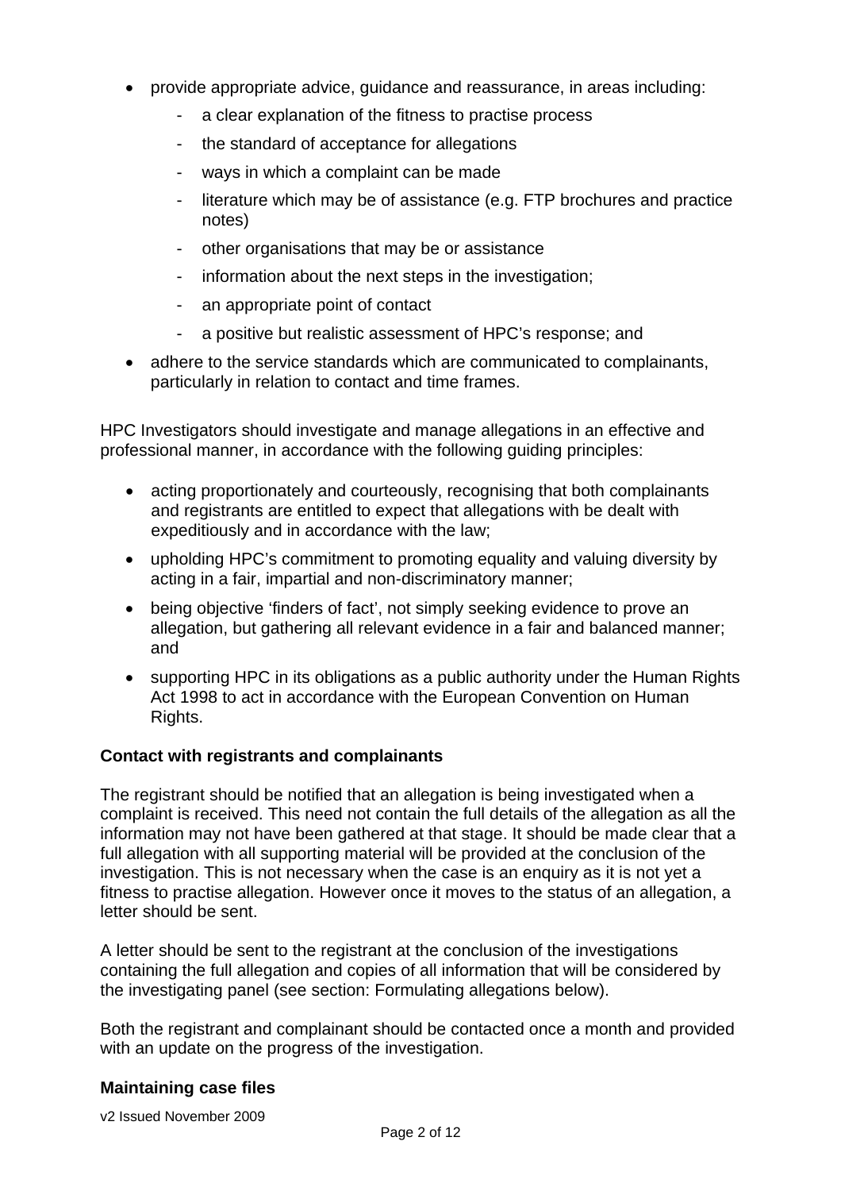- provide appropriate advice, guidance and reassurance, in areas including:
  - a clear explanation of the fitness to practise process
  - the standard of acceptance for allegations
  - ways in which a complaint can be made
  - literature which may be of assistance (e.g. FTP brochures and practice notes)
  - other organisations that may be or assistance
  - information about the next steps in the investigation;
  - an appropriate point of contact
  - a positive but realistic assessment of HPC's response; and
- adhere to the service standards which are communicated to complainants, particularly in relation to contact and time frames.

HPC Investigators should investigate and manage allegations in an effective and professional manner, in accordance with the following guiding principles:

- acting proportionately and courteously, recognising that both complainants and registrants are entitled to expect that allegations with be dealt with expeditiously and in accordance with the law;
- upholding HPC's commitment to promoting equality and valuing diversity by acting in a fair, impartial and non-discriminatory manner;
- being objective 'finders of fact', not simply seeking evidence to prove an allegation, but gathering all relevant evidence in a fair and balanced manner; and
- supporting HPC in its obligations as a public authority under the Human Rights Act 1998 to act in accordance with the European Convention on Human Rights.

**Contact with registrants and complainants**

The registrant should be notified that an allegation is being investigated when a complaint is received. This need not contain the full details of the allegation as all the information may not have been gathered at that stage. It should be made clear that a full allegation with all supporting material will be provided at the conclusion of the investigation. This is not necessary when the case is an enquiry as it is not yet a fitness to practise allegation. However once it moves to the status of an allegation, a letter should be sent.

A letter should be sent to the registrant at the conclusion of the investigations containing the full allegation and copies of all information that will be considered by the investigating panel (see section: Formulating allegations below).

Both the registrant and complainant should be contacted once a month and provided with an update on the progress of the investigation.

**Maintaining case files**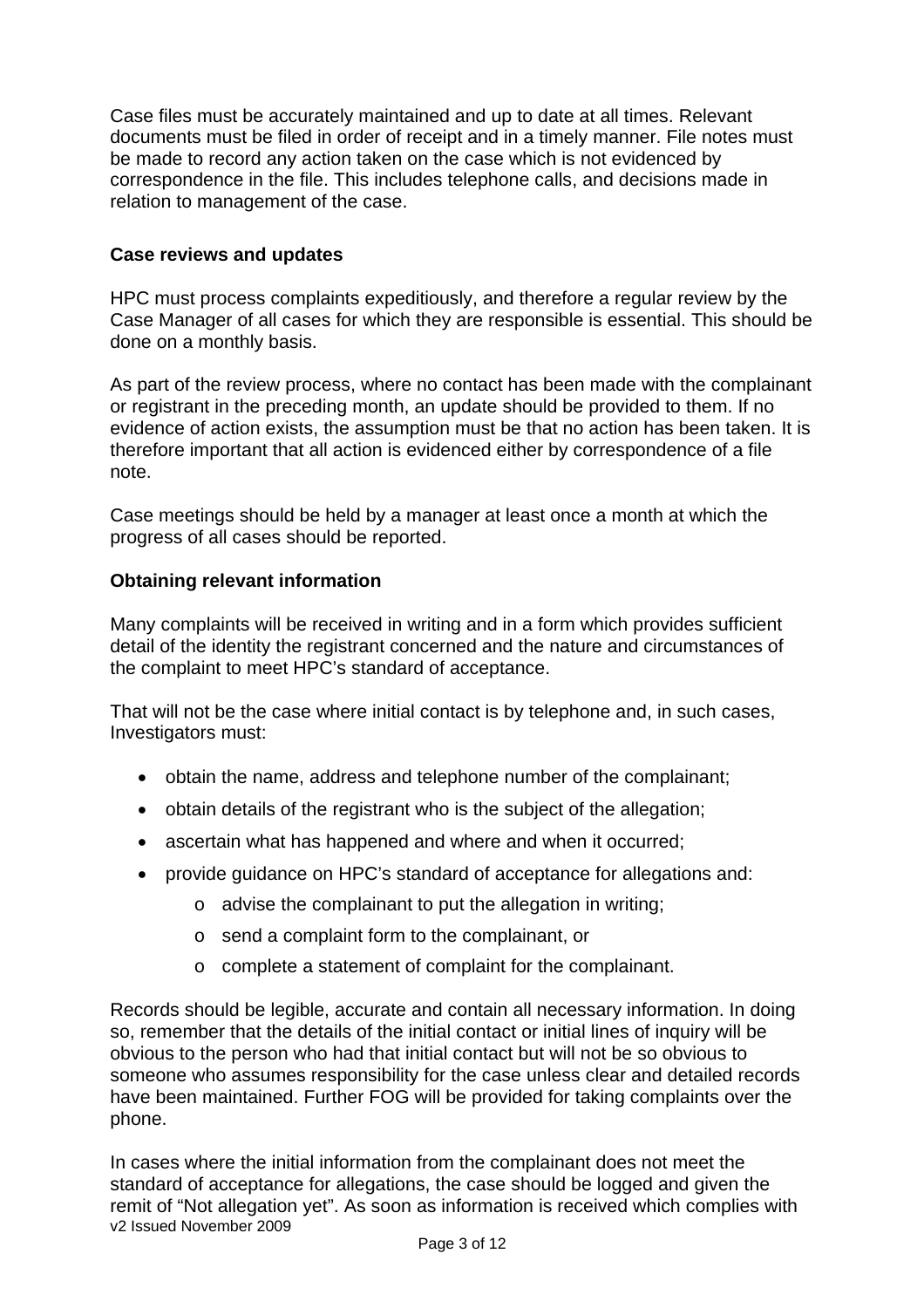Case files must be accurately maintained and up to date at all times. Relevant documents must be filed in order of receipt and in a timely manner. File notes must be made to record any action taken on the case which is not evidenced by correspondence in the file. This includes telephone calls, and decisions made in relation to management of the case.

**Case reviews and updates**

HPC must process complaints expeditiously, and therefore a regular review by the Case Manager of all cases for which they are responsible is essential. This should be done on a monthly basis.

As part of the review process, where no contact has been made with the complainant or registrant in the preceding month, an update should be provided to them. If no evidence of action exists, the assumption must be that no action has been taken. It is therefore important that all action is evidenced either by correspondence of a file note.

Case meetings should be held by a manager at least once a month at which the progress of all cases should be reported.

**Obtaining relevant information**

Many complaints will be received in writing and in a form which provides sufficient detail of the identity the registrant concerned and the nature and circumstances of the complaint to meet HPC's standard of acceptance.

That will not be the case where initial contact is by telephone and, in such cases, Investigators must:

- obtain the name, address and telephone number of the complainant;
- obtain details of the registrant who is the subject of the allegation;
- ascertain what has happened and where and when it occurred;
- provide guidance on HPC's standard of acceptance for allegations and:
  - advise the complainant to put the allegation in writing;
  - send a complaint form to the complainant, or
  - complete a statement of complaint for the complainant.

Records should be legible, accurate and contain all necessary information. In doing so, remember that the details of the initial contact or initial lines of inquiry will be obvious to the person who had that initial contact but will not be so obvious to someone who assumes responsibility for the case unless clear and detailed records have been maintained. Further FOG will be provided for taking complaints over the phone.

In cases where the initial information from the complainant does not meet the standard of acceptance for allegations, the case should be logged and given the remit of "Not allegation yet". As soon as information is received which complies with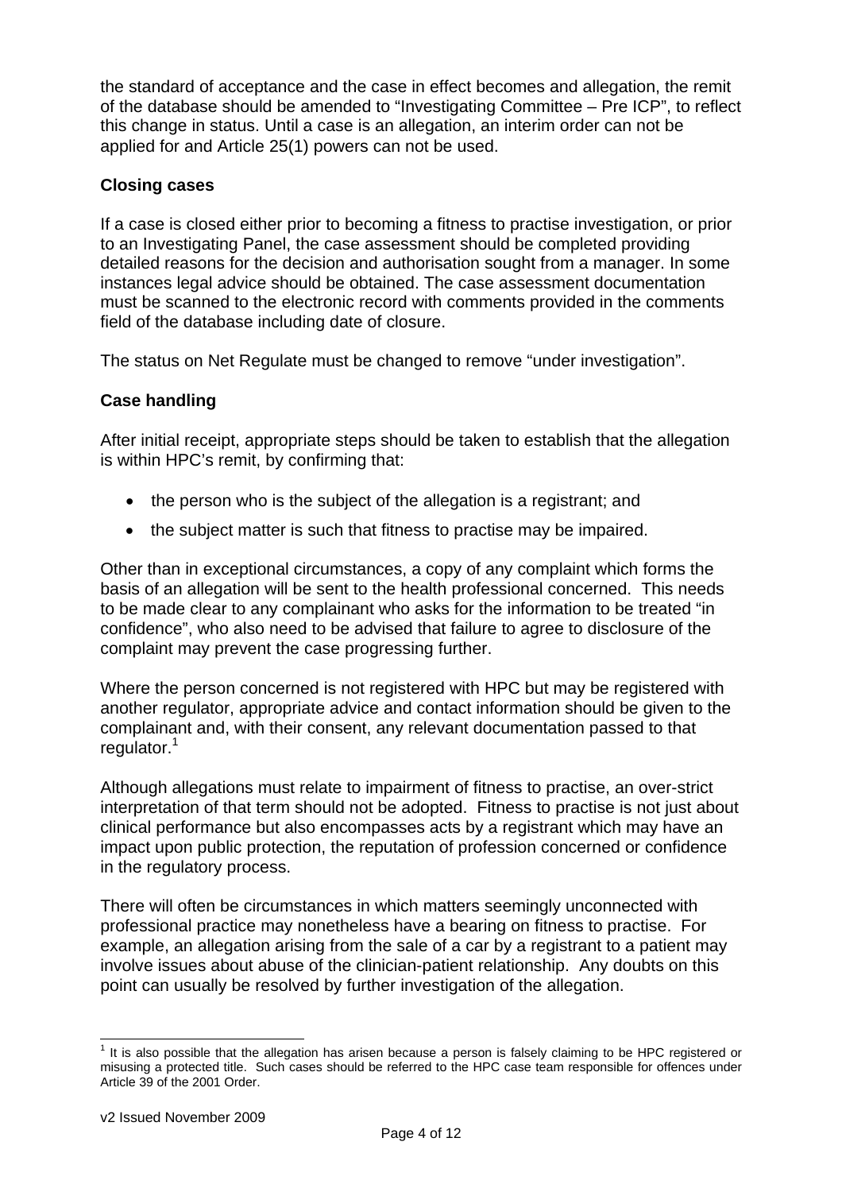the standard of acceptance and the case in effect becomes and allegation, the remit of the database should be amended to "Investigating Committee – Pre ICP", to reflect this change in status. Until a case is an allegation, an interim order can not be applied for and Article 25(1) powers can not be used.

**Closing cases**

If a case is closed either prior to becoming a fitness to practise investigation, or prior to an Investigating Panel, the case assessment should be completed providing detailed reasons for the decision and authorisation sought from a manager. In some instances legal advice should be obtained. The case assessment documentation must be scanned to the electronic record with comments provided in the comments field of the database including date of closure.

The status on Net Regulate must be changed to remove "under investigation".

**Case handling**

After initial receipt, appropriate steps should be taken to establish that the allegation is within HPC's remit, by confirming that:

- the person who is the subject of the allegation is a registrant; and
- the subject matter is such that fitness to practise may be impaired.

Other than in exceptional circumstances, a copy of any complaint which forms the basis of an allegation will be sent to the health professional concerned. This needs to be made clear to any complainant who asks for the information to be treated "in confidence", who also need to be advised that failure to agree to disclosure of the complaint may prevent the case progressing further.

Where the person concerned is not registered with HPC but may be registered with another regulator, appropriate advice and contact information should be given to the complainant and, with their consent, any relevant documentation passed to that regulator.[1]

Although allegations must relate to impairment of fitness to practise, an over-strict interpretation of that term should not be adopted. Fitness to practise is not just about clinical performance but also encompasses acts by a registrant which may have an impact upon public protection, the reputation of profession concerned or confidence in the regulatory process.

There will often be circumstances in which matters seemingly unconnected with professional practice may nonetheless have a bearing on fitness to practise. For example, an allegation arising from the sale of a car by a registrant to a patient may involve issues about abuse of the clinician-patient relationship. Any doubts on this point can usually be resolved by further investigation of the allegation.

[1] It is also possible that the allegation has arisen because a person is falsely claiming to be HPC registered or misusing a protected title. Such cases should be referred to the HPC case team responsible for offences under Article 39 of the 2001 Order.

v2 Issued November 2009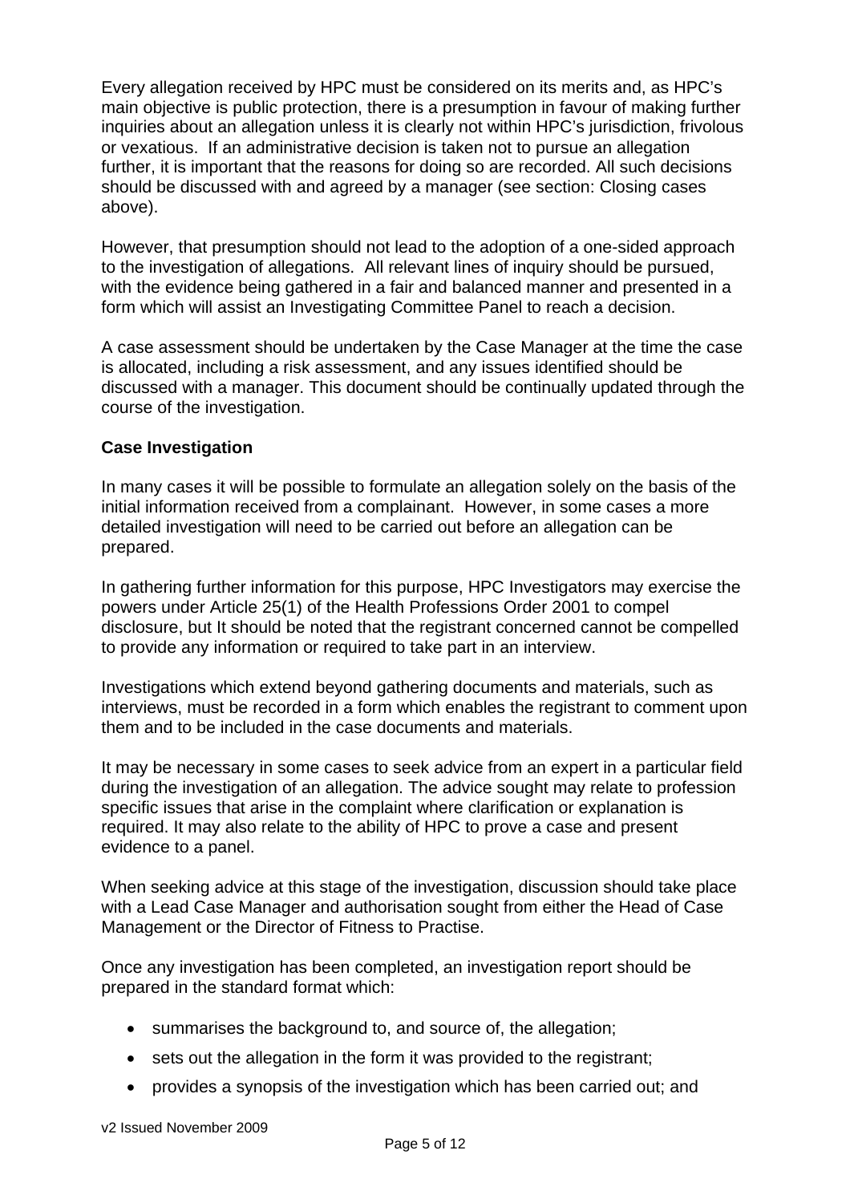Every allegation received by HPC must be considered on its merits and, as HPC's main objective is public protection, there is a presumption in favour of making further inquiries about an allegation unless it is clearly not within HPC's jurisdiction, frivolous or vexatious. If an administrative decision is taken not to pursue an allegation further, it is important that the reasons for doing so are recorded. All such decisions should be discussed with and agreed by a manager (see section: Closing cases above).

However, that presumption should not lead to the adoption of a one-sided approach to the investigation of allegations. All relevant lines of inquiry should be pursued, with the evidence being gathered in a fair and balanced manner and presented in a form which will assist an Investigating Committee Panel to reach a decision.

A case assessment should be undertaken by the Case Manager at the time the case is allocated, including a risk assessment, and any issues identified should be discussed with a manager. This document should be continually updated through the course of the investigation.

**Case Investigation**

In many cases it will be possible to formulate an allegation solely on the basis of the initial information received from a complainant. However, in some cases a more detailed investigation will need to be carried out before an allegation can be prepared.

In gathering further information for this purpose, HPC Investigators may exercise the powers under Article 25(1) of the Health Professions Order 2001 to compel disclosure, but It should be noted that the registrant concerned cannot be compelled to provide any information or required to take part in an interview.

Investigations which extend beyond gathering documents and materials, such as interviews, must be recorded in a form which enables the registrant to comment upon them and to be included in the case documents and materials.

It may be necessary in some cases to seek advice from an expert in a particular field during the investigation of an allegation. The advice sought may relate to profession specific issues that arise in the complaint where clarification or explanation is required. It may also relate to the ability of HPC to prove a case and present evidence to a panel.

When seeking advice at this stage of the investigation, discussion should take place with a Lead Case Manager and authorisation sought from either the Head of Case Management or the Director of Fitness to Practise.

Once any investigation has been completed, an investigation report should be prepared in the standard format which:

- summarises the background to, and source of, the allegation;
- sets out the allegation in the form it was provided to the registrant;
- provides a synopsis of the investigation which has been carried out; and

v2 Issued November 2009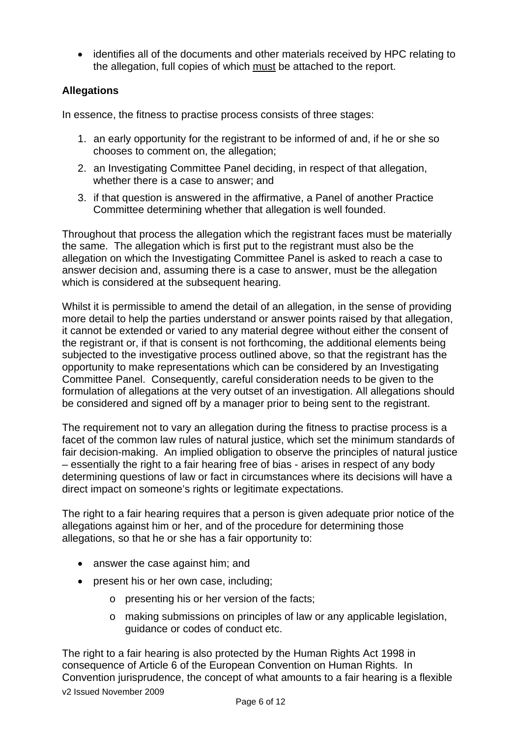- identifies all of the documents and other materials received by HPC relating to the allegation, full copies of which must be attached to the report.

**Allegations**

In essence, the fitness to practise process consists of three stages:

1. an early opportunity for the registrant to be informed of and, if he or she so chooses to comment on, the allegation;
2. an Investigating Committee Panel deciding, in respect of that allegation, whether there is a case to answer; and
3. if that question is answered in the affirmative, a Panel of another Practice Committee determining whether that allegation is well founded.

Throughout that process the allegation which the registrant faces must be materially the same. The allegation which is first put to the registrant must also be the allegation on which the Investigating Committee Panel is asked to reach a case to answer decision and, assuming there is a case to answer, must be the allegation which is considered at the subsequent hearing.

Whilst it is permissible to amend the detail of an allegation, in the sense of providing more detail to help the parties understand or answer points raised by that allegation, it cannot be extended or varied to any material degree without either the consent of the registrant or, if that is consent is not forthcoming, the additional elements being subjected to the investigative process outlined above, so that the registrant has the opportunity to make representations which can be considered by an Investigating Committee Panel. Consequently, careful consideration needs to be given to the formulation of allegations at the very outset of an investigation. All allegations should be considered and signed off by a manager prior to being sent to the registrant.

The requirement not to vary an allegation during the fitness to practise process is a facet of the common law rules of natural justice, which set the minimum standards of fair decision-making. An implied obligation to observe the principles of natural justice – essentially the right to a fair hearing free of bias - arises in respect of any body determining questions of law or fact in circumstances where its decisions will have a direct impact on someone's rights or legitimate expectations.

The right to a fair hearing requires that a person is given adequate prior notice of the allegations against him or her, and of the procedure for determining those allegations, so that he or she has a fair opportunity to:

- answer the case against him; and
- present his or her own case, including;
    - presenting his or her version of the facts;
    - making submissions on principles of law or any applicable legislation, guidance or codes of conduct etc.

The right to a fair hearing is also protected by the Human Rights Act 1998 in consequence of Article 6 of the European Convention on Human Rights. In Convention jurisprudence, the concept of what amounts to a fair hearing is a flexible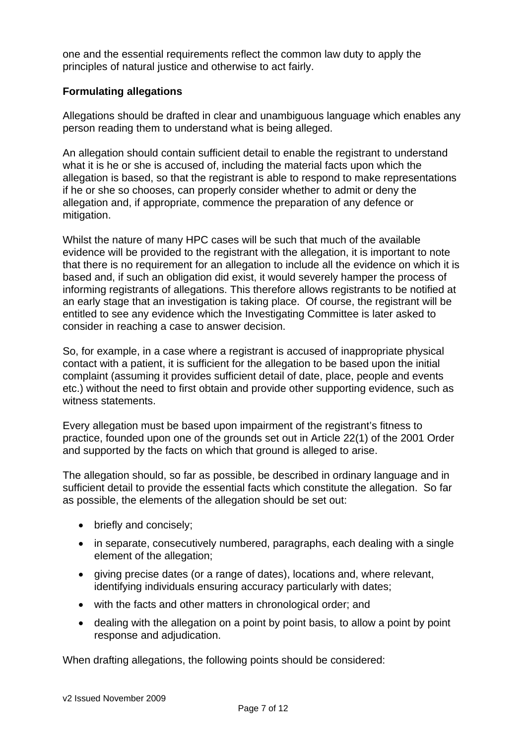one and the essential requirements reflect the common law duty to apply the principles of natural justice and otherwise to act fairly.

**Formulating allegations**

Allegations should be drafted in clear and unambiguous language which enables any person reading them to understand what is being alleged.

An allegation should contain sufficient detail to enable the registrant to understand what it is he or she is accused of, including the material facts upon which the allegation is based, so that the registrant is able to respond to make representations if he or she so chooses, can properly consider whether to admit or deny the allegation and, if appropriate, commence the preparation of any defence or mitigation.

Whilst the nature of many HPC cases will be such that much of the available evidence will be provided to the registrant with the allegation, it is important to note that there is no requirement for an allegation to include all the evidence on which it is based and, if such an obligation did exist, it would severely hamper the process of informing registrants of allegations. This therefore allows registrants to be notified at an early stage that an investigation is taking place. Of course, the registrant will be entitled to see any evidence which the Investigating Committee is later asked to consider in reaching a case to answer decision.

So, for example, in a case where a registrant is accused of inappropriate physical contact with a patient, it is sufficient for the allegation to be based upon the initial complaint (assuming it provides sufficient detail of date, place, people and events etc.) without the need to first obtain and provide other supporting evidence, such as witness statements.

Every allegation must be based upon impairment of the registrant's fitness to practice, founded upon one of the grounds set out in Article 22(1) of the 2001 Order and supported by the facts on which that ground is alleged to arise.

The allegation should, so far as possible, be described in ordinary language and in sufficient detail to provide the essential facts which constitute the allegation. So far as possible, the elements of the allegation should be set out:

- briefly and concisely;
- in separate, consecutively numbered, paragraphs, each dealing with a single element of the allegation;
- giving precise dates (or a range of dates), locations and, where relevant, identifying individuals ensuring accuracy particularly with dates;
- with the facts and other matters in chronological order; and
- dealing with the allegation on a point by point basis, to allow a point by point response and adjudication.

When drafting allegations, the following points should be considered: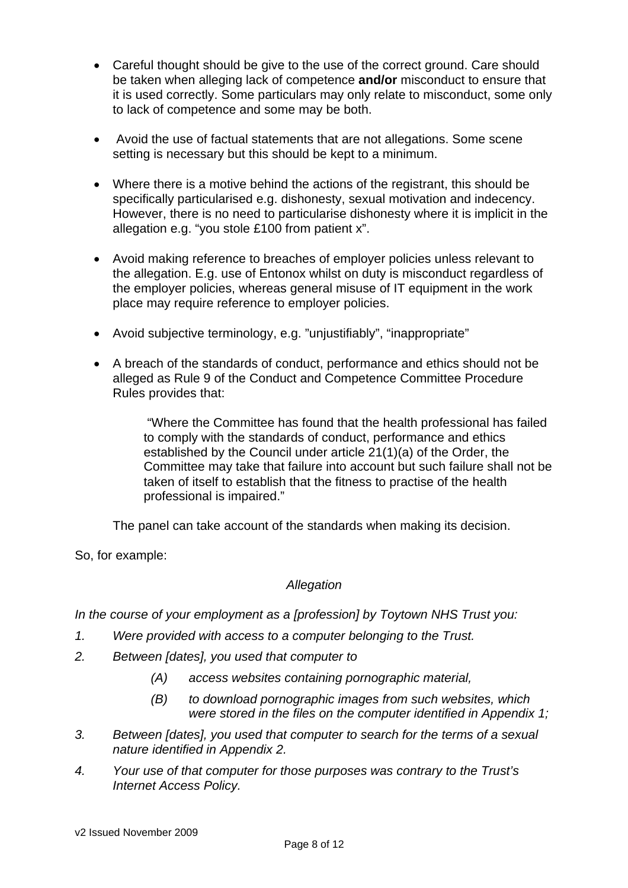- Careful thought should be give to the use of the correct ground. Care should be taken when alleging lack of competence **and/or** misconduct to ensure that it is used correctly. Some particulars may only relate to misconduct, some only to lack of competence and some may be both.

- Avoid the use of factual statements that are not allegations. Some scene setting is necessary but this should be kept to a minimum.

- Where there is a motive behind the actions of the registrant, this should be specifically particularised e.g. dishonesty, sexual motivation and indecency. However, there is no need to particularise dishonesty where it is implicit in the allegation e.g. "you stole £100 from patient x".

- Avoid making reference to breaches of employer policies unless relevant to the allegation. E.g. use of Entonox whilst on duty is misconduct regardless of the employer policies, whereas general misuse of IT equipment in the work place may require reference to employer policies.

- Avoid subjective terminology, e.g. "unjustifiably", "inappropriate"

- A breach of the standards of conduct, performance and ethics should not be alleged as Rule 9 of the Conduct and Competence Committee Procedure Rules provides that:

  > "Where the Committee has found that the health professional has failed to comply with the standards of conduct, performance and ethics established by the Council under article 21(1)(a) of the Order, the Committee may take that failure into account but such failure shall not be taken of itself to establish that the fitness to practise of the health professional is impaired."

  The panel can take account of the standards when making its decision.

So, for example:

*Allegation*

*In the course of your employment as a [profession] by Toytown NHS Trust you:*

1. *Were provided with access to a computer belonging to the Trust.*
2. *Between [dates], you used that computer to*
   - *(A) access websites containing pornographic material,*
   - *(B) to download pornographic images from such websites, which were stored in the files on the computer identified in Appendix 1;*
3. *Between [dates], you used that computer to search for the terms of a sexual nature identified in Appendix 2.*
4. *Your use of that computer for those purposes was contrary to the Trust's Internet Access Policy.*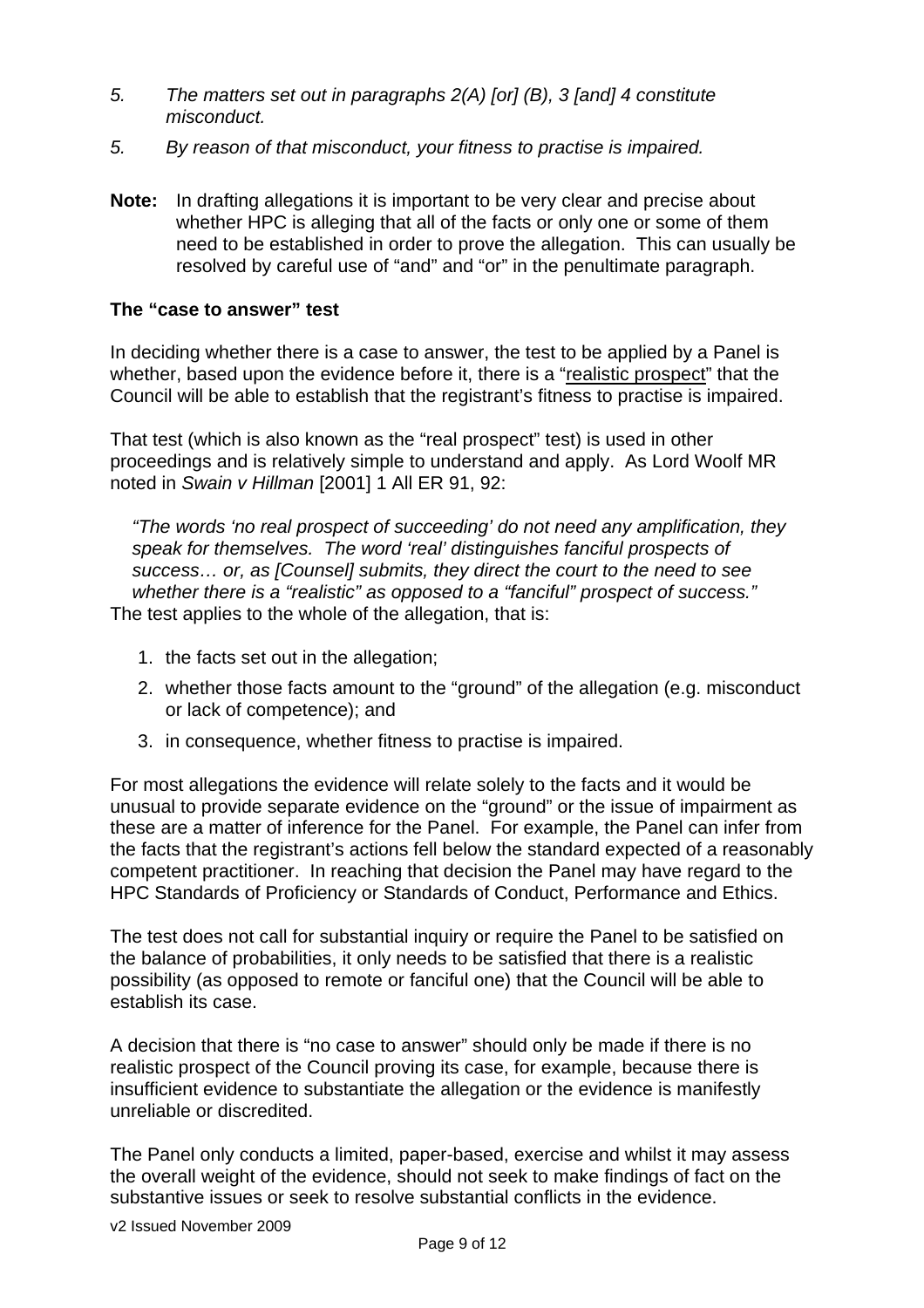5. *The matters set out in paragraphs 2(A) [or] (B), 3 [and] 4 constitute misconduct.*

5. *By reason of that misconduct, your fitness to practise is impaired.*

**Note:** In drafting allegations it is important to be very clear and precise about whether HPC is alleging that all of the facts or only one or some of them need to be established in order to prove the allegation. This can usually be resolved by careful use of "and" and "or" in the penultimate paragraph.

**The "case to answer" test**

In deciding whether there is a case to answer, the test to be applied by a Panel is whether, based upon the evidence before it, there is a "realistic prospect" that the Council will be able to establish that the registrant's fitness to practise is impaired.

That test (which is also known as the "real prospect" test) is used in other proceedings and is relatively simple to understand and apply. As Lord Woolf MR noted in *Swain v Hillman* [2001] 1 All ER 91, 92:

> *"The words 'no real prospect of succeeding' do not need any amplification, they speak for themselves. The word 'real' distinguishes fanciful prospects of success… or, as [Counsel] submits, they direct the court to the need to see whether there is a "realistic" as opposed to a "fanciful" prospect of success."*

The test applies to the whole of the allegation, that is:

1. the facts set out in the allegation;
2. whether those facts amount to the "ground" of the allegation (e.g. misconduct or lack of competence); and
3. in consequence, whether fitness to practise is impaired.

For most allegations the evidence will relate solely to the facts and it would be unusual to provide separate evidence on the "ground" or the issue of impairment as these are a matter of inference for the Panel. For example, the Panel can infer from the facts that the registrant's actions fell below the standard expected of a reasonably competent practitioner. In reaching that decision the Panel may have regard to the HPC Standards of Proficiency or Standards of Conduct, Performance and Ethics.

The test does not call for substantial inquiry or require the Panel to be satisfied on the balance of probabilities, it only needs to be satisfied that there is a realistic possibility (as opposed to remote or fanciful one) that the Council will be able to establish its case.

A decision that there is "no case to answer" should only be made if there is no realistic prospect of the Council proving its case, for example, because there is insufficient evidence to substantiate the allegation or the evidence is manifestly unreliable or discredited.

The Panel only conducts a limited, paper-based, exercise and whilst it may assess the overall weight of the evidence, should not seek to make findings of fact on the substantive issues or seek to resolve substantial conflicts in the evidence.

v2 Issued November 2009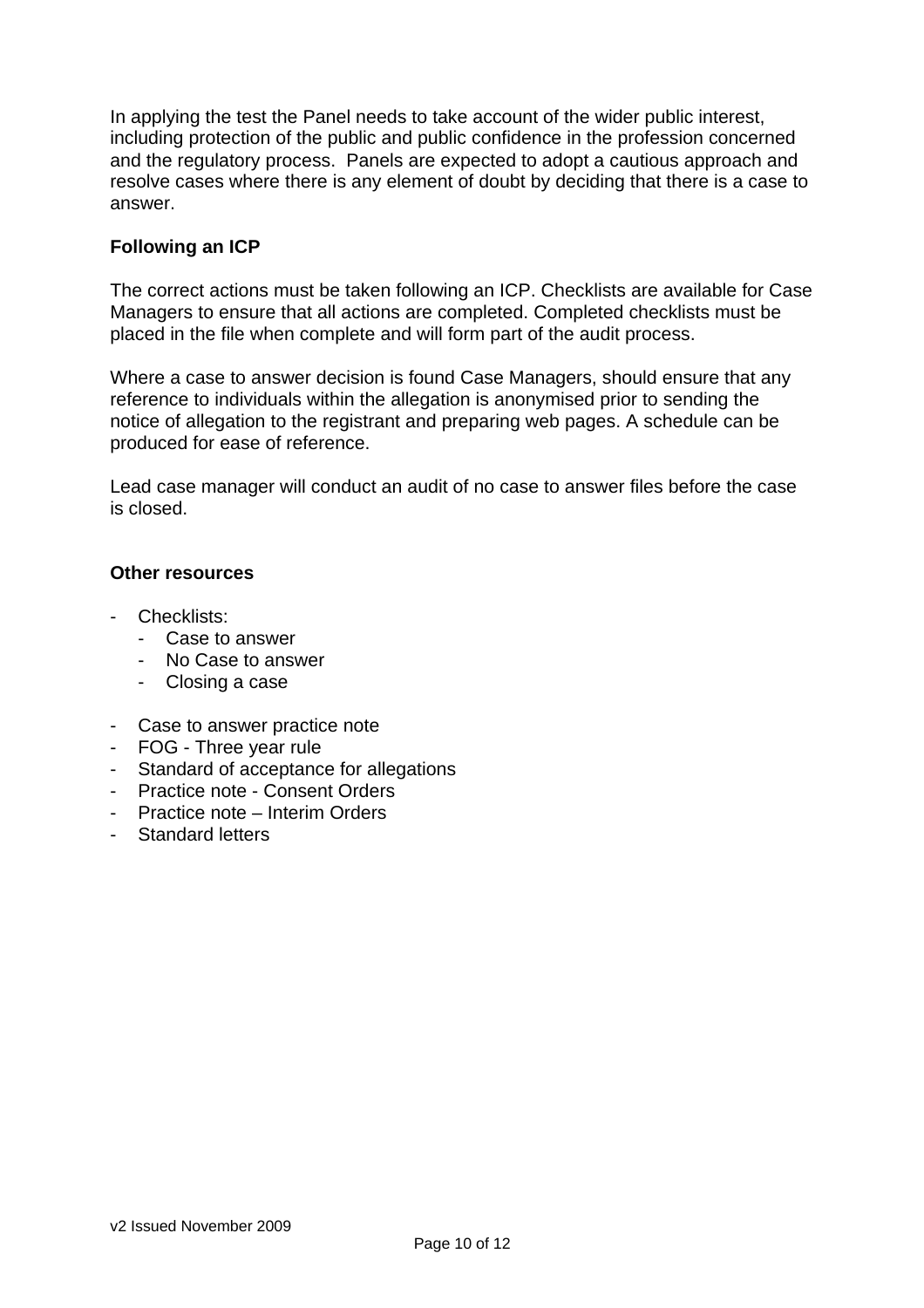In applying the test the Panel needs to take account of the wider public interest, including protection of the public and public confidence in the profession concerned and the regulatory process. Panels are expected to adopt a cautious approach and resolve cases where there is any element of doubt by deciding that there is a case to answer.

**Following an ICP**

The correct actions must be taken following an ICP. Checklists are available for Case Managers to ensure that all actions are completed. Completed checklists must be placed in the file when complete and will form part of the audit process.

Where a case to answer decision is found Case Managers, should ensure that any reference to individuals within the allegation is anonymised prior to sending the notice of allegation to the registrant and preparing web pages. A schedule can be produced for ease of reference.

Lead case manager will conduct an audit of no case to answer files before the case is closed.

**Other resources**

- Checklists:
  - Case to answer
  - No Case to answer
  - Closing a case

- Case to answer practice note
- FOG - Three year rule
- Standard of acceptance for allegations
- Practice note - Consent Orders
- Practice note – Interim Orders
- Standard letters

v2 Issued November 2009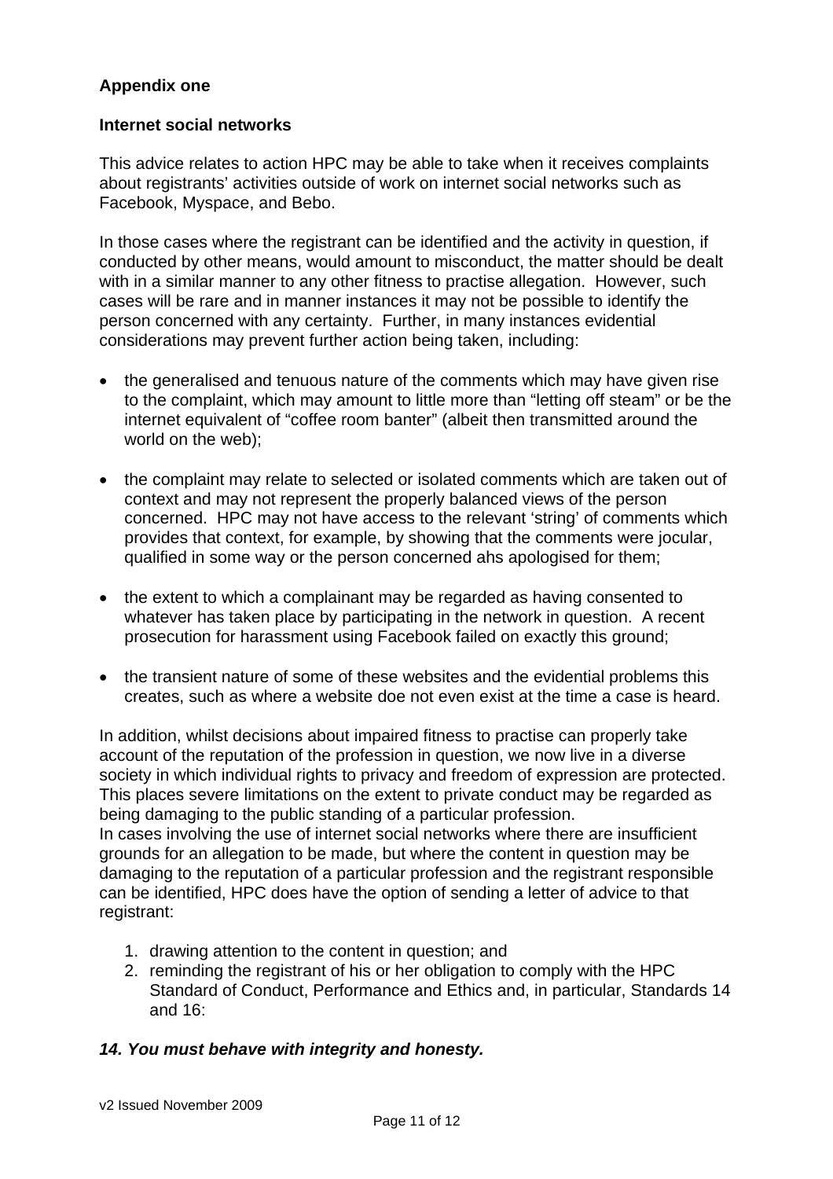**Appendix one**

**Internet social networks**

This advice relates to action HPC may be able to take when it receives complaints about registrants' activities outside of work on internet social networks such as Facebook, Myspace, and Bebo.

In those cases where the registrant can be identified and the activity in question, if conducted by other means, would amount to misconduct, the matter should be dealt with in a similar manner to any other fitness to practise allegation. However, such cases will be rare and in manner instances it may not be possible to identify the person concerned with any certainty. Further, in many instances evidential considerations may prevent further action being taken, including:

- the generalised and tenuous nature of the comments which may have given rise to the complaint, which may amount to little more than "letting off steam" or be the internet equivalent of "coffee room banter" (albeit then transmitted around the world on the web);
- the complaint may relate to selected or isolated comments which are taken out of context and may not represent the properly balanced views of the person concerned. HPC may not have access to the relevant 'string' of comments which provides that context, for example, by showing that the comments were jocular, qualified in some way or the person concerned ahs apologised for them;
- the extent to which a complainant may be regarded as having consented to whatever has taken place by participating in the network in question. A recent prosecution for harassment using Facebook failed on exactly this ground;
- the transient nature of some of these websites and the evidential problems this creates, such as where a website doe not even exist at the time a case is heard.

In addition, whilst decisions about impaired fitness to practise can properly take account of the reputation of the profession in question, we now live in a diverse society in which individual rights to privacy and freedom of expression are protected. This places severe limitations on the extent to private conduct may be regarded as being damaging to the public standing of a particular profession.
In cases involving the use of internet social networks where there are insufficient grounds for an allegation to be made, but where the content in question may be damaging to the reputation of a particular profession and the registrant responsible can be identified, HPC does have the option of sending a letter of advice to that registrant:

1. drawing attention to the content in question; and
2. reminding the registrant of his or her obligation to comply with the HPC Standard of Conduct, Performance and Ethics and, in particular, Standards 14 and 16:

***14. You must behave with integrity and honesty.***

v2 Issued November 2009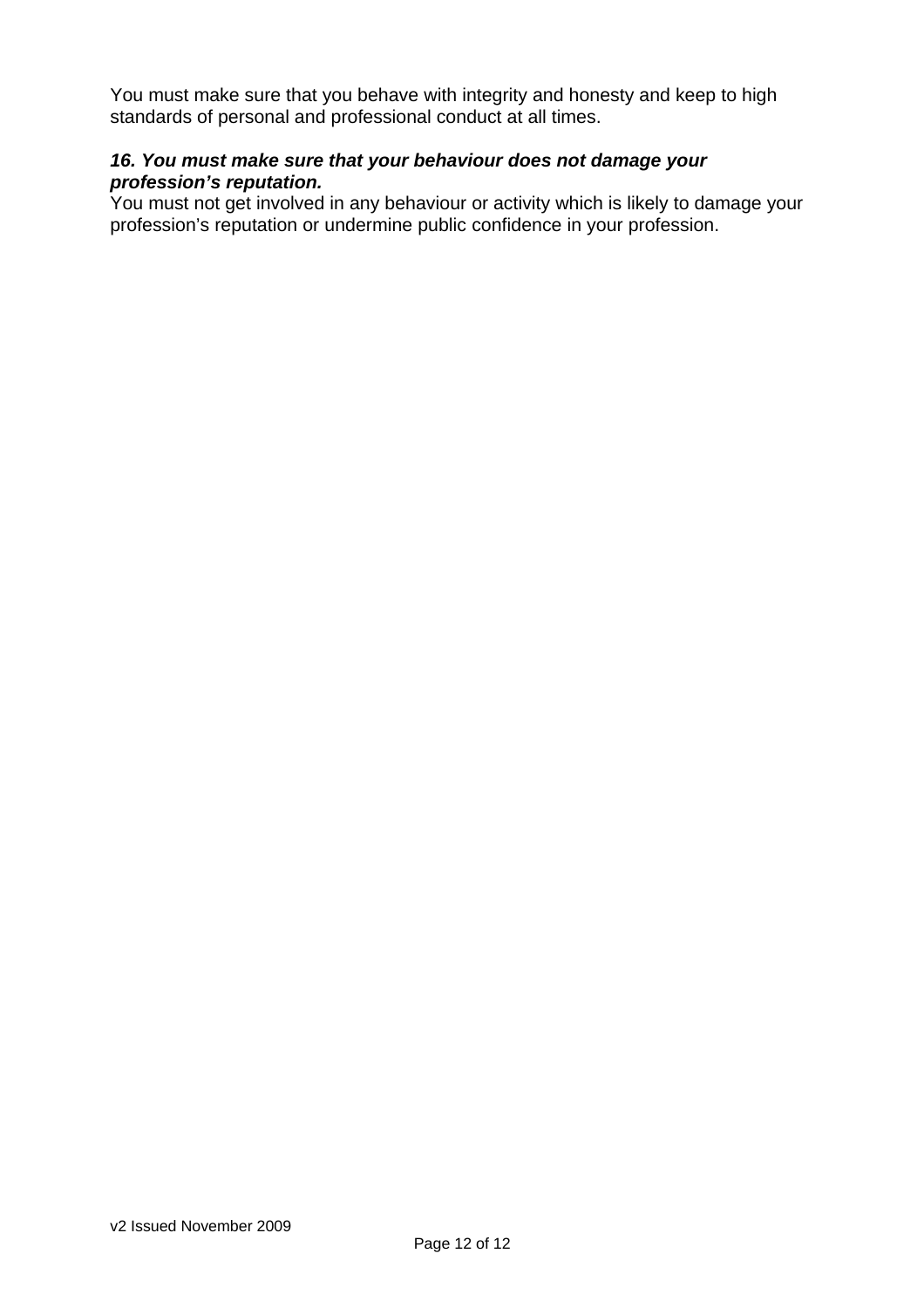You must make sure that you behave with integrity and honesty and keep to high standards of personal and professional conduct at all times.

***16. You must make sure that your behaviour does not damage your profession's reputation.***

You must not get involved in any behaviour or activity which is likely to damage your profession's reputation or undermine public confidence in your profession.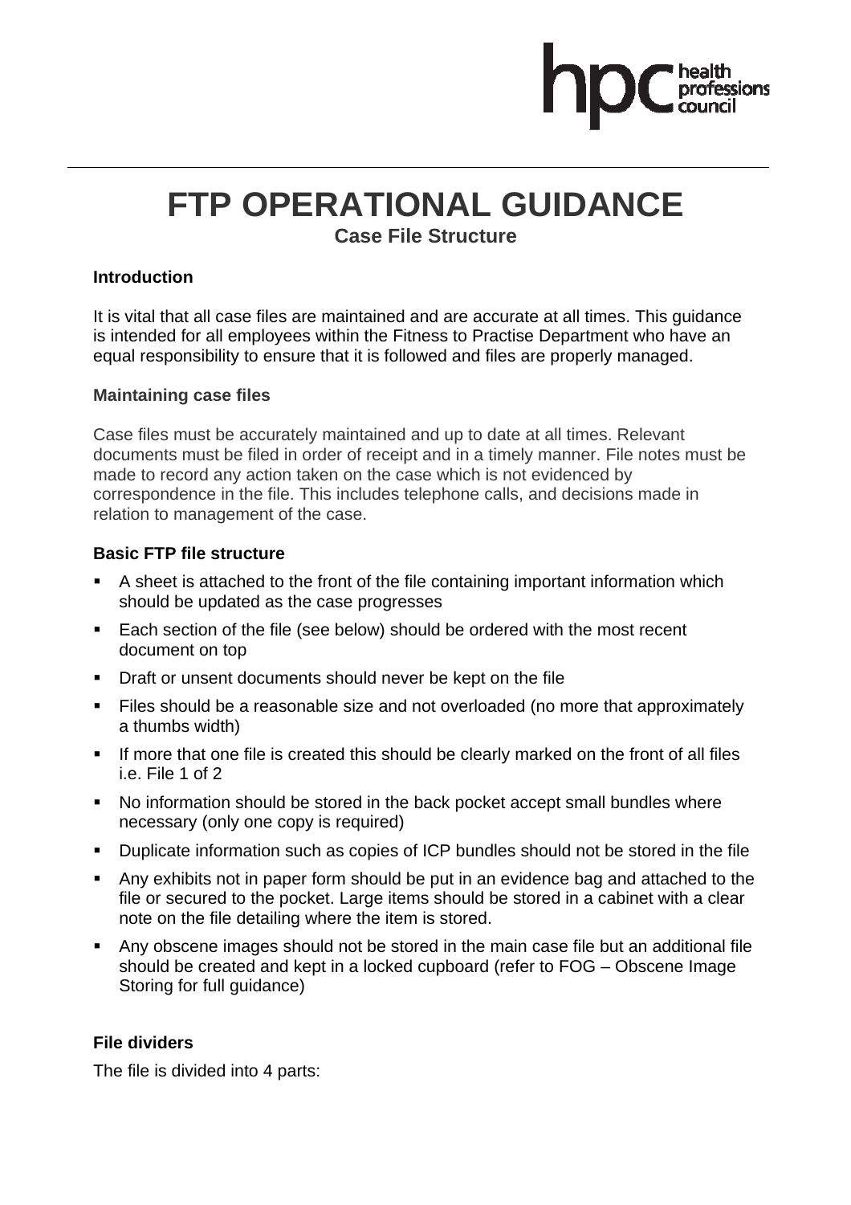# FTP OPERATIONAL GUIDANCE

## Case File Structure

**Introduction**

It is vital that all case files are maintained and are accurate at all times. This guidance is intended for all employees within the Fitness to Practise Department who have an equal responsibility to ensure that it is followed and files are properly managed.

**Maintaining case files**

Case files must be accurately maintained and up to date at all times. Relevant documents must be filed in order of receipt and in a timely manner. File notes must be made to record any action taken on the case which is not evidenced by correspondence in the file. This includes telephone calls, and decisions made in relation to management of the case.

**Basic FTP file structure**

- A sheet is attached to the front of the file containing important information which should be updated as the case progresses
- Each section of the file (see below) should be ordered with the most recent document on top
- Draft or unsent documents should never be kept on the file
- Files should be a reasonable size and not overloaded (no more that approximately a thumbs width)
- If more that one file is created this should be clearly marked on the front of all files i.e. File 1 of 2
- No information should be stored in the back pocket accept small bundles where necessary (only one copy is required)
- Duplicate information such as copies of ICP bundles should not be stored in the file
- Any exhibits not in paper form should be put in an evidence bag and attached to the file or secured to the pocket. Large items should be stored in a cabinet with a clear note on the file detailing where the item is stored.
- Any obscene images should not be stored in the main case file but an additional file should be created and kept in a locked cupboard (refer to FOG – Obscene Image Storing for full guidance)

**File dividers**

The file is divided into 4 parts: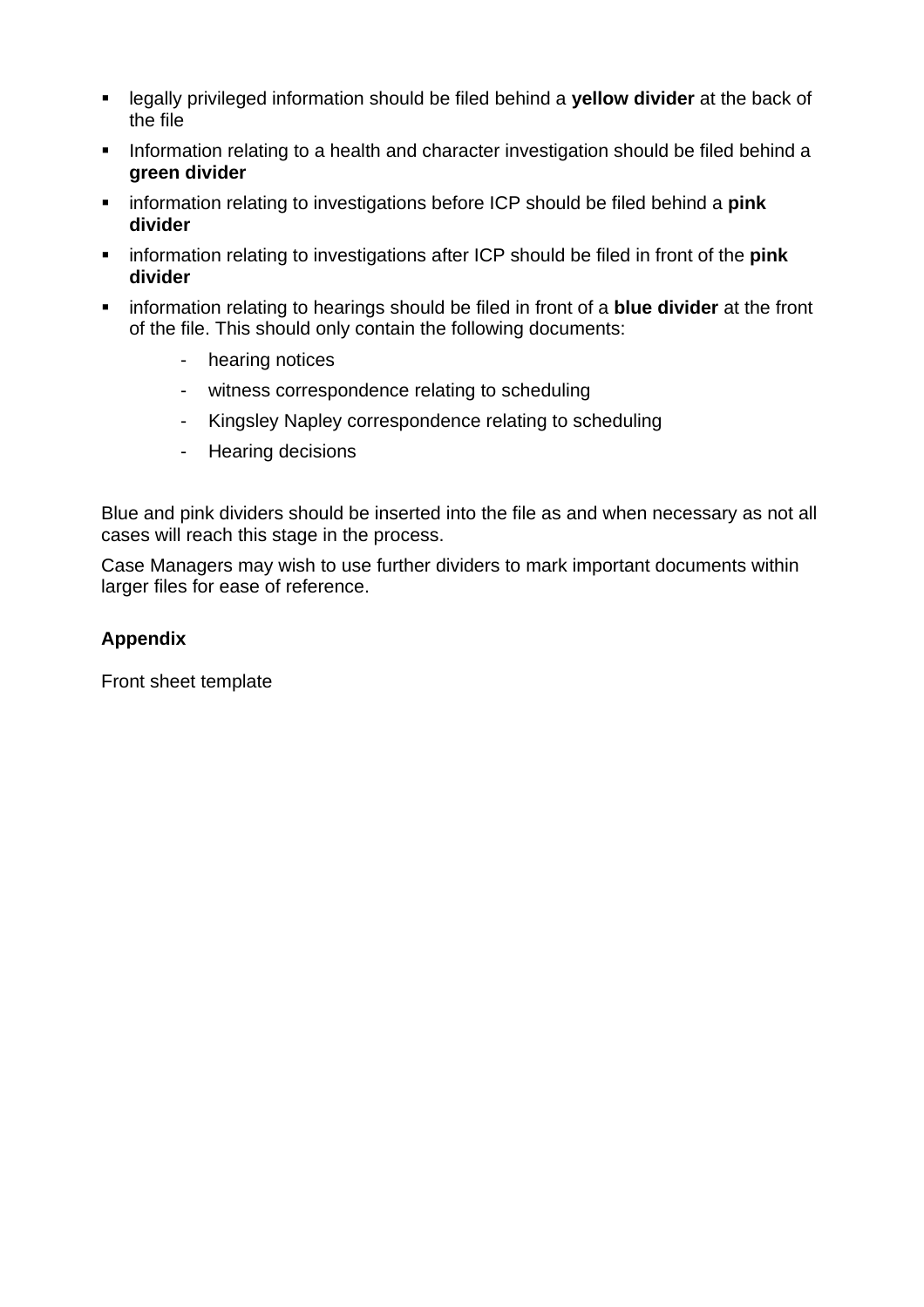- legally privileged information should be filed behind a **yellow divider** at the back of the file
- Information relating to a health and character investigation should be filed behind a **green divider**
- information relating to investigations before ICP should be filed behind a **pink divider**
- information relating to investigations after ICP should be filed in front of the **pink divider**
- information relating to hearings should be filed in front of a **blue divider** at the front of the file. This should only contain the following documents:
    - hearing notices
    - witness correspondence relating to scheduling
    - Kingsley Napley correspondence relating to scheduling
    - Hearing decisions

Blue and pink dividers should be inserted into the file as and when necessary as not all cases will reach this stage in the process.

Case Managers may wish to use further dividers to mark important documents within larger files for ease of reference.

**Appendix**

Front sheet template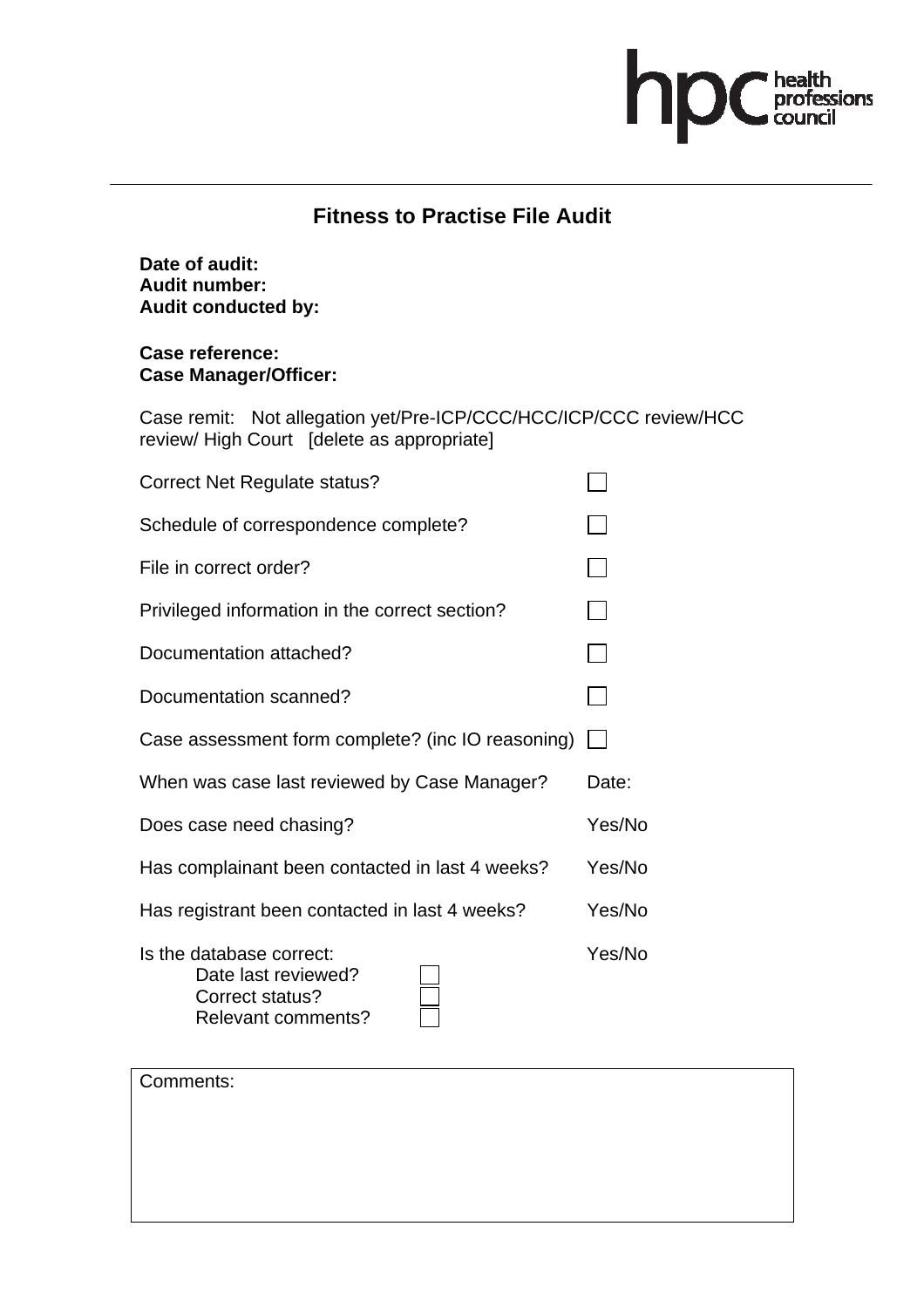# Fitness to Practise File Audit

**Date of audit:**
**Audit number:**
**Audit conducted by:**

**Case reference:**
**Case Manager/Officer:**

Case remit: Not allegation yet/Pre-ICP/CCC/HCC/ICP/CCC review/HCC review/ High Court [delete as appropriate]

| | |
|---|---|
| Correct Net Regulate status? | ☐ |
| Schedule of correspondence complete? | ☐ |
| File in correct order? | ☐ |
| Privileged information in the correct section? | ☐ |
| Documentation attached? | ☐ |
| Documentation scanned? | ☐ |
| Case assessment form complete? (inc IO reasoning) | ☐ |
| When was case last reviewed by Case Manager? | Date: |
| Does case need chasing? | Yes/No |
| Has complainant been contacted in last 4 weeks? | Yes/No |
| Has registrant been contacted in last 4 weeks? | Yes/No |
| Is the database correct: | Yes/No |

- Date last reviewed? ☐
- Correct status? ☐
- Relevant comments? ☐

Comments: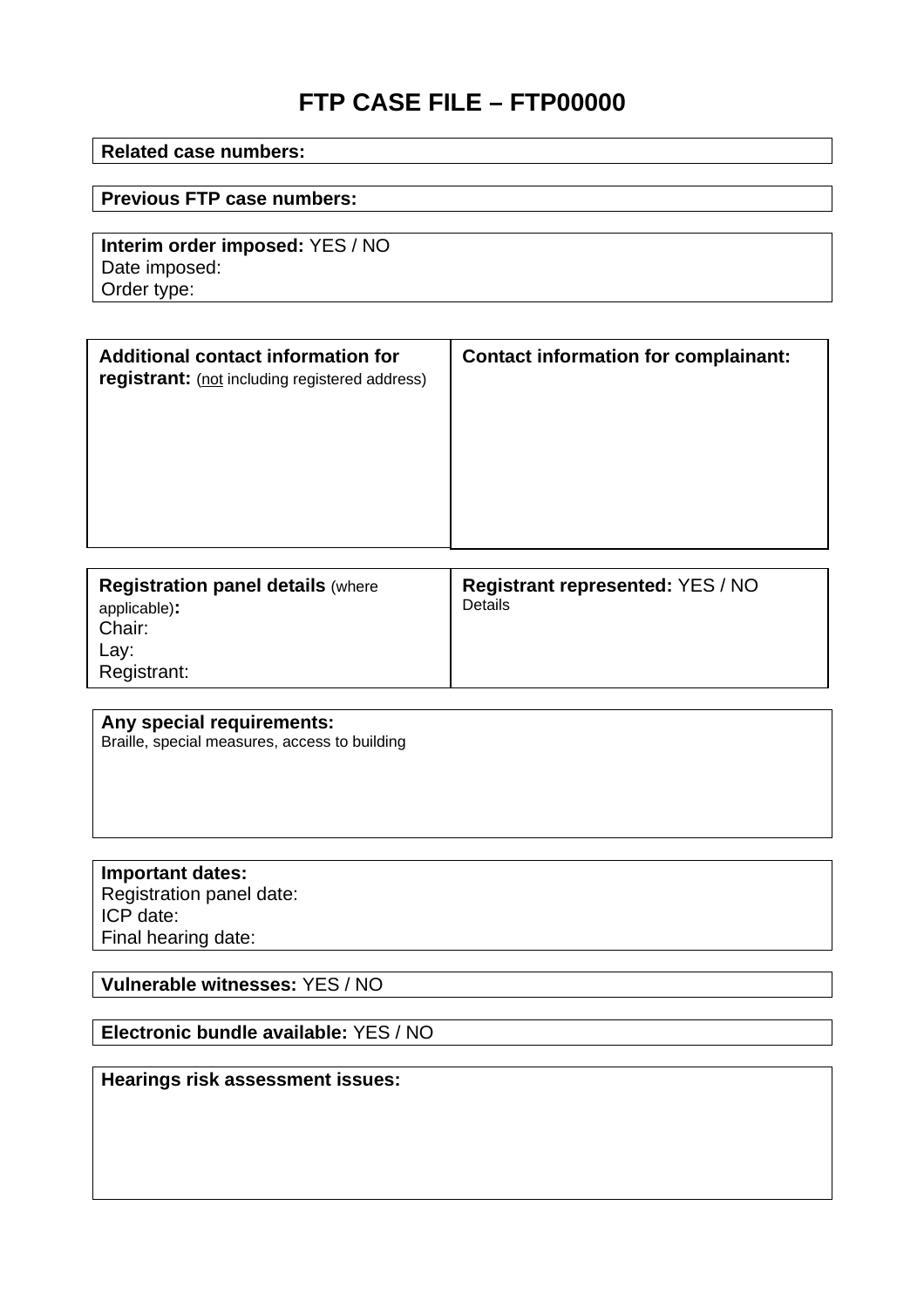# FTP CASE FILE – FTP00000

| **Related case numbers:** |
|---|

| **Previous FTP case numbers:** |
|---|

| **Interim order imposed:** YES / NO<br>Date imposed:<br>Order type: |
|---|

| **Additional contact information for registrant:** (<u>not</u> including registered address) | **Contact information for complainant:** |
|---|---|
| | |

| **Registration panel details** (where applicable)**:**<br>Chair:<br>Lay:<br>Registrant: | **Registrant represented:** YES / NO<br>Details |
|---|---|

| **Any special requirements:**<br>Braille, special measures, access to building |
|---|

| **Important dates:**<br>Registration panel date:<br>ICP date:<br>Final hearing date: |
|---|

| **Vulnerable witnesses:** YES / NO |
|---|

| **Electronic bundle available:** YES / NO |
|---|

| **Hearings risk assessment issues:** |
|---|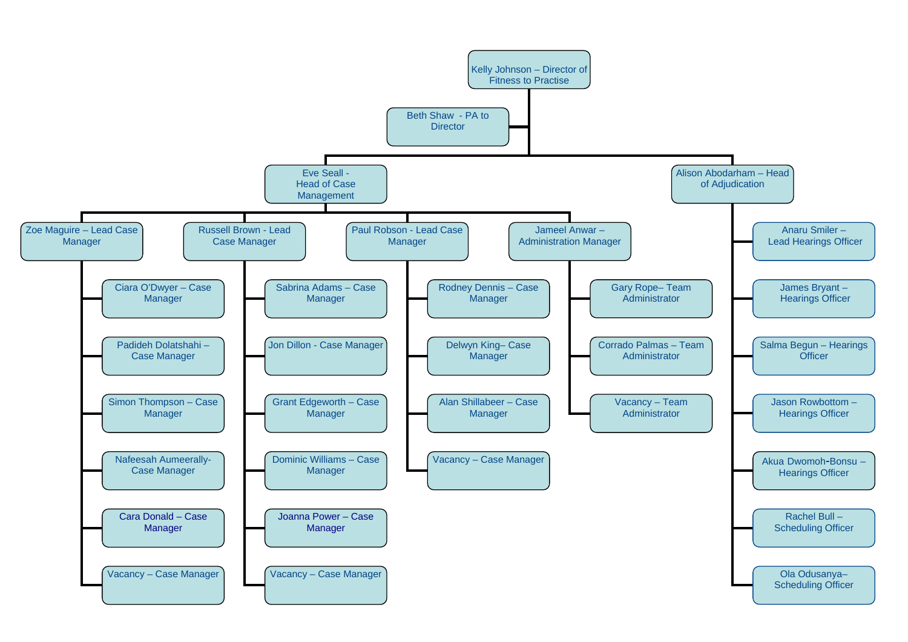- Kelly Johnson – Director of Fitness to Practise
  - Beth Shaw - PA to Director
  - Eve Seall - Head of Case Management
    - Zoe Maguire – Lead Case Manager
      - Ciara O'Dwyer – Case Manager
      - Padideh Dolatshahi – Case Manager
      - Simon Thompson – Case Manager
      - Nafeesah Aumeerally- Case Manager
      - Cara Donald – Case Manager
      - Vacancy – Case Manager
    - Russell Brown - Lead Case Manager
      - Sabrina Adams – Case Manager
      - Jon Dillon - Case Manager
      - Grant Edgeworth – Case Manager
      - Dominic Williams – Case Manager
      - Joanna Power – Case Manager
      - Vacancy – Case Manager
    - Paul Robson - Lead Case Manager
      - Rodney Dennis – Case Manager
      - Delwyn King– Case Manager
      - Alan Shillabeer – Case Manager
      - Vacancy – Case Manager
    - Jameel Anwar – Administration Manager
      - Gary Rope– Team Administrator
      - Corrado Palmas – Team Administrator
      - Vacancy – Team Administrator
  - Alison Abodarham – Head of Adjudication
    - Anaru Smiler – Lead Hearings Officer
    - James Bryant – Hearings Officer
    - Salma Begun – Hearings Officer
    - Jason Rowbottom – Hearings Officer
    - Akua Dwomoh-Bonsu – Hearings Officer
    - Rachel Bull – Scheduling Officer
    - Ola Odusanya– Scheduling Officer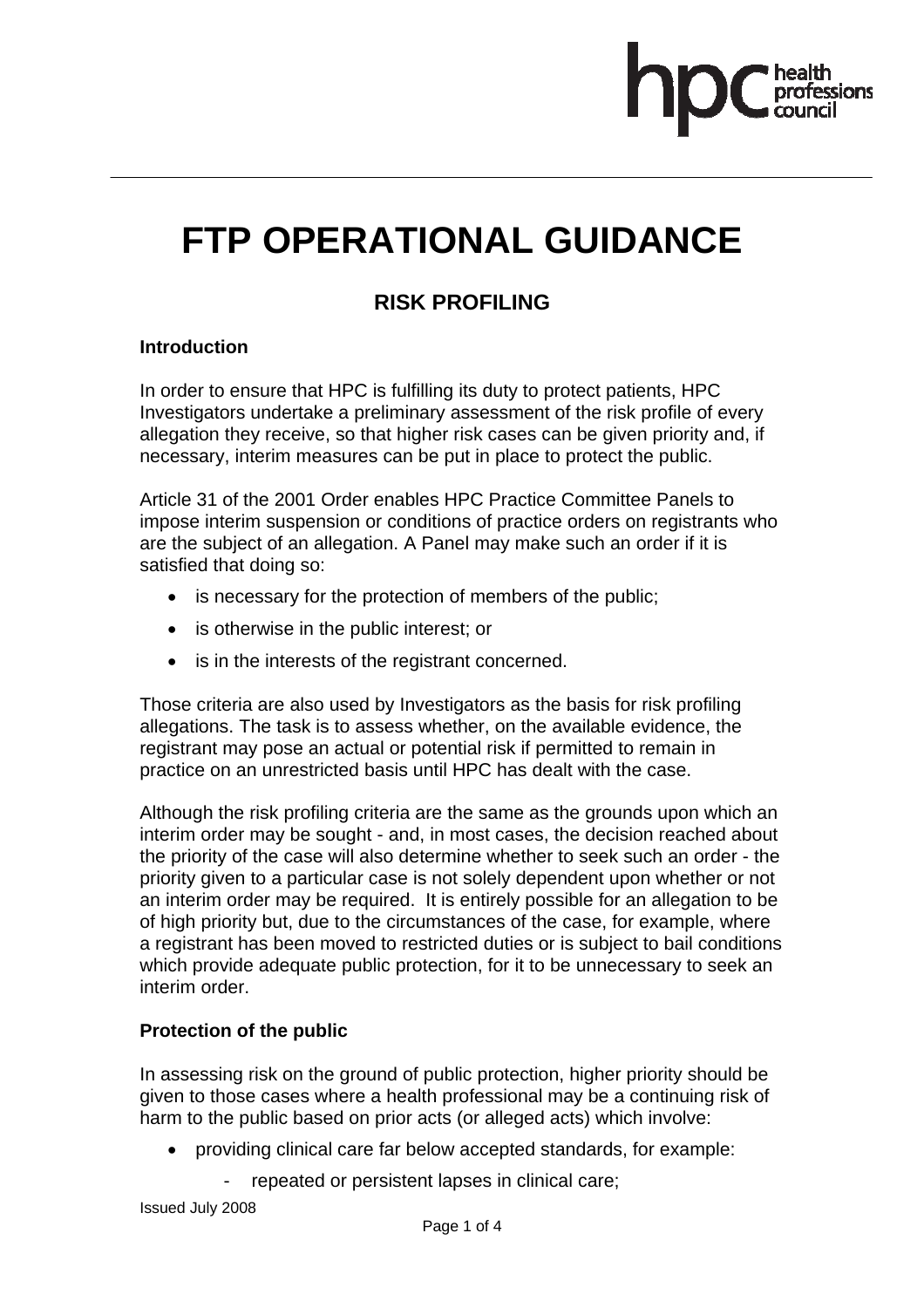# FTP OPERATIONAL GUIDANCE

## RISK PROFILING

### Introduction

In order to ensure that HPC is fulfilling its duty to protect patients, HPC Investigators undertake a preliminary assessment of the risk profile of every allegation they receive, so that higher risk cases can be given priority and, if necessary, interim measures can be put in place to protect the public.

Article 31 of the 2001 Order enables HPC Practice Committee Panels to impose interim suspension or conditions of practice orders on registrants who are the subject of an allegation. A Panel may make such an order if it is satisfied that doing so:

- is necessary for the protection of members of the public;
- is otherwise in the public interest; or
- is in the interests of the registrant concerned.

Those criteria are also used by Investigators as the basis for risk profiling allegations. The task is to assess whether, on the available evidence, the registrant may pose an actual or potential risk if permitted to remain in practice on an unrestricted basis until HPC has dealt with the case.

Although the risk profiling criteria are the same as the grounds upon which an interim order may be sought - and, in most cases, the decision reached about the priority of the case will also determine whether to seek such an order - the priority given to a particular case is not solely dependent upon whether or not an interim order may be required. It is entirely possible for an allegation to be of high priority but, due to the circumstances of the case, for example, where a registrant has been moved to restricted duties or is subject to bail conditions which provide adequate public protection, for it to be unnecessary to seek an interim order.

### Protection of the public

In assessing risk on the ground of public protection, higher priority should be given to those cases where a health professional may be a continuing risk of harm to the public based on prior acts (or alleged acts) which involve:

- providing clinical care far below accepted standards, for example:
    - repeated or persistent lapses in clinical care;

Issued July 2008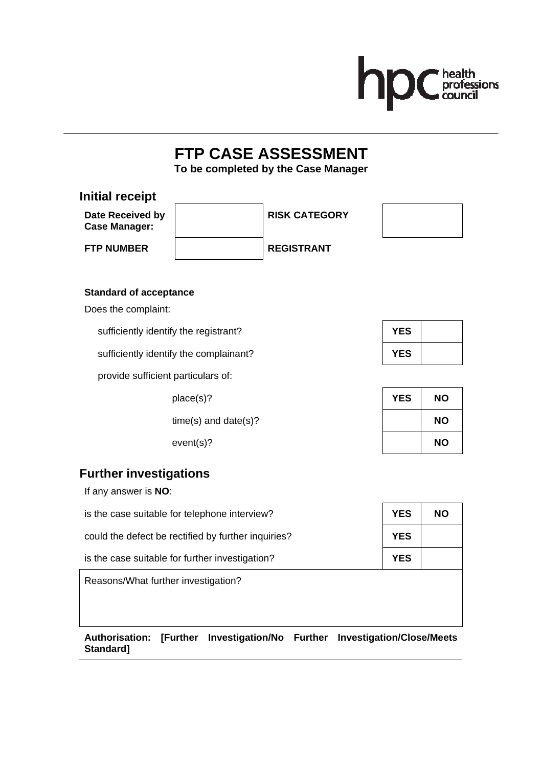# FTP CASE ASSESSMENT

**To be completed by the Case Manager**

## Initial receipt

| **Date Received by Case Manager:** | | **RISK CATEGORY** | |
|---|---|---|---|
| **FTP NUMBER** | | **REGISTRANT** | |

**Standard of acceptance**

Does the complaint:

| | | |
|---|---|---|
| sufficiently identify the registrant? | **YES** | |
| sufficiently identify the complainant? | **YES** | |

provide sufficient particulars of:

| | | |
|---|---|---|
| place(s)? | **YES** | **NO** |
| time(s) and date(s)? | | **NO** |
| event(s)? | | **NO** |

## Further investigations

If any answer is **NO**:

| | | |
|---|---|---|
| is the case suitable for telephone interview? | **YES** | **NO** |
| could the defect be rectified by further inquiries? | **YES** | |
| is the case suitable for further investigation? | **YES** | |

Reasons/What further investigation?

**Authorisation: [Further Investigation/No Further Investigation/Close/Meets Standard]**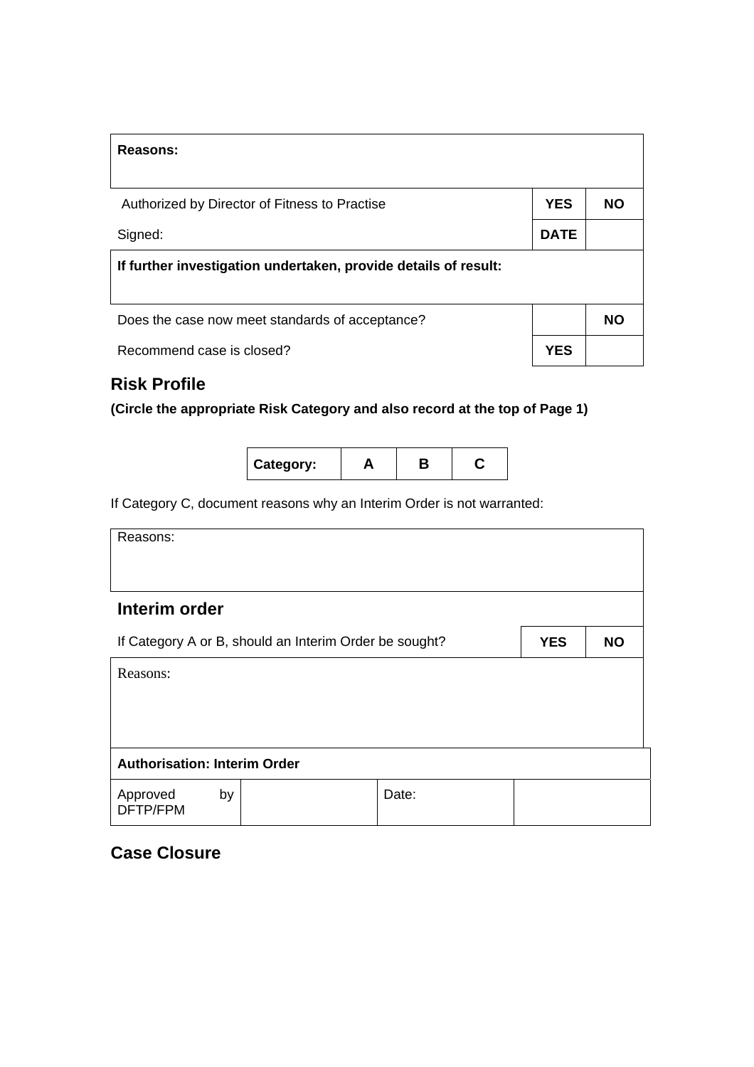| **Reasons:** | | |
|---|---|---|
| Authorized by Director of Fitness to Practise | **YES** | **NO** |
| Signed: | **DATE** | |
| **If further investigation undertaken, provide details of result:** | | |
| Does the case now meet standards of acceptance? | | **NO** |
| Recommend case is closed? | **YES** | |

## Risk Profile

**(Circle the appropriate Risk Category and also record at the top of Page 1)**

| **Category:** | **A** | **B** | **C** |
|---|---|---|---|

If Category C, document reasons why an Interim Order is not warranted:

| Reasons: | | |
|---|---|---|
| **Interim order** | | |
| If Category A or B, should an Interim Order be sought? | **YES** | **NO** |
| Reasons: | | |

| **Authorisation: Interim Order** | | | |
|---|---|---|---|
| Approved by DFTP/FPM | | Date: | |

## Case Closure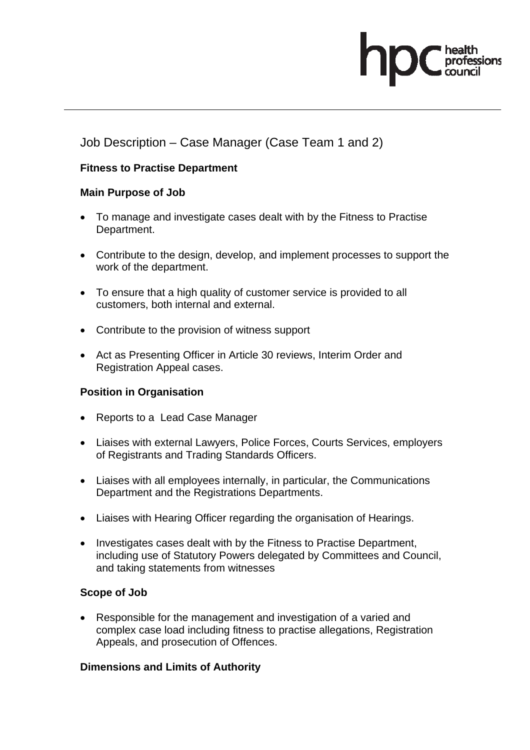hpc health professions council

# Job Description – Case Manager (Case Team 1 and 2)

**Fitness to Practise Department**

**Main Purpose of Job**

- To manage and investigate cases dealt with by the Fitness to Practise Department.
- Contribute to the design, develop, and implement processes to support the work of the department.
- To ensure that a high quality of customer service is provided to all customers, both internal and external.
- Contribute to the provision of witness support
- Act as Presenting Officer in Article 30 reviews, Interim Order and Registration Appeal cases.

**Position in Organisation**

- Reports to a Lead Case Manager
- Liaises with external Lawyers, Police Forces, Courts Services, employers of Registrants and Trading Standards Officers.
- Liaises with all employees internally, in particular, the Communications Department and the Registrations Departments.
- Liaises with Hearing Officer regarding the organisation of Hearings.
- Investigates cases dealt with by the Fitness to Practise Department, including use of Statutory Powers delegated by Committees and Council, and taking statements from witnesses

**Scope of Job**

- Responsible for the management and investigation of a varied and complex case load including fitness to practise allegations, Registration Appeals, and prosecution of Offences.

**Dimensions and Limits of Authority**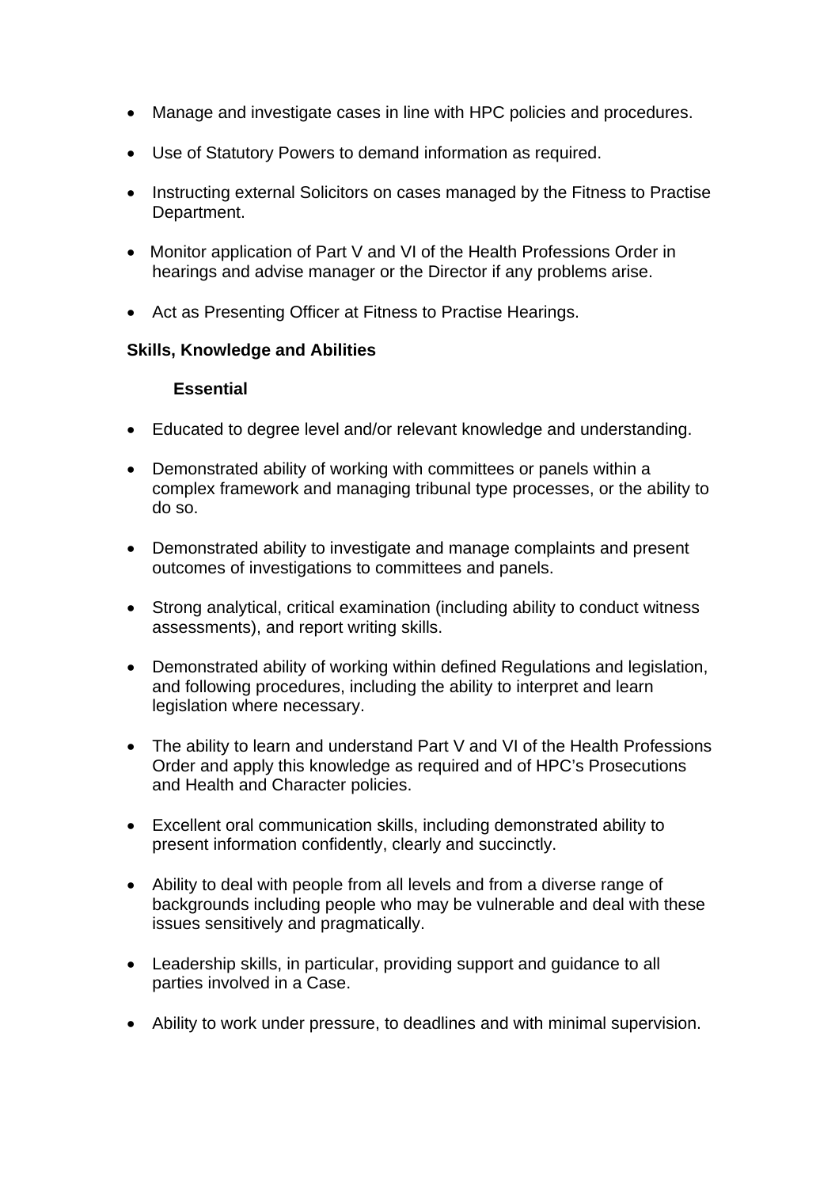- Manage and investigate cases in line with HPC policies and procedures.
- Use of Statutory Powers to demand information as required.
- Instructing external Solicitors on cases managed by the Fitness to Practise Department.
- Monitor application of Part V and VI of the Health Professions Order in hearings and advise manager or the Director if any problems arise.
- Act as Presenting Officer at Fitness to Practise Hearings.

**Skills, Knowledge and Abilities**

**Essential**

- Educated to degree level and/or relevant knowledge and understanding.
- Demonstrated ability of working with committees or panels within a complex framework and managing tribunal type processes, or the ability to do so.
- Demonstrated ability to investigate and manage complaints and present outcomes of investigations to committees and panels.
- Strong analytical, critical examination (including ability to conduct witness assessments), and report writing skills.
- Demonstrated ability of working within defined Regulations and legislation, and following procedures, including the ability to interpret and learn legislation where necessary.
- The ability to learn and understand Part V and VI of the Health Professions Order and apply this knowledge as required and of HPC's Prosecutions and Health and Character policies.
- Excellent oral communication skills, including demonstrated ability to present information confidently, clearly and succinctly.
- Ability to deal with people from all levels and from a diverse range of backgrounds including people who may be vulnerable and deal with these issues sensitively and pragmatically.
- Leadership skills, in particular, providing support and guidance to all parties involved in a Case.
- Ability to work under pressure, to deadlines and with minimal supervision.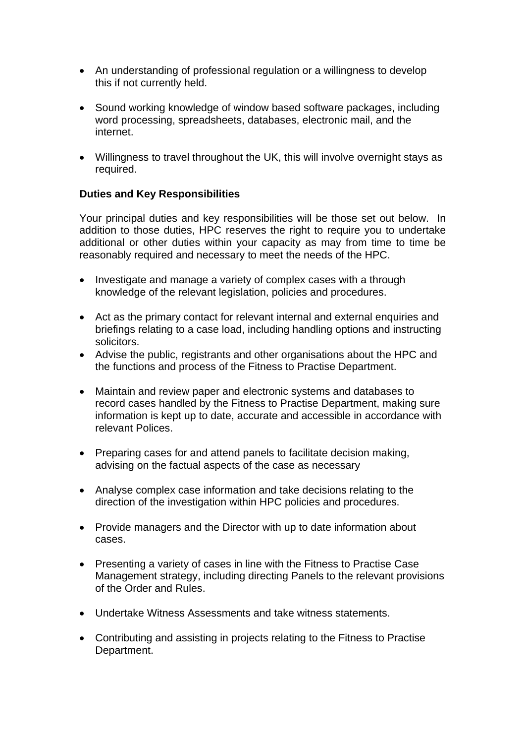- An understanding of professional regulation or a willingness to develop this if not currently held.

- Sound working knowledge of window based software packages, including word processing, spreadsheets, databases, electronic mail, and the internet.

- Willingness to travel throughout the UK, this will involve overnight stays as required.

**Duties and Key Responsibilities**

Your principal duties and key responsibilities will be those set out below. In addition to those duties, HPC reserves the right to require you to undertake additional or other duties within your capacity as may from time to time be reasonably required and necessary to meet the needs of the HPC.

- Investigate and manage a variety of complex cases with a through knowledge of the relevant legislation, policies and procedures.

- Act as the primary contact for relevant internal and external enquiries and briefings relating to a case load, including handling options and instructing solicitors.
- Advise the public, registrants and other organisations about the HPC and the functions and process of the Fitness to Practise Department.

- Maintain and review paper and electronic systems and databases to record cases handled by the Fitness to Practise Department, making sure information is kept up to date, accurate and accessible in accordance with relevant Polices.

- Preparing cases for and attend panels to facilitate decision making, advising on the factual aspects of the case as necessary

- Analyse complex case information and take decisions relating to the direction of the investigation within HPC policies and procedures.

- Provide managers and the Director with up to date information about cases.

- Presenting a variety of cases in line with the Fitness to Practise Case Management strategy, including directing Panels to the relevant provisions of the Order and Rules.

- Undertake Witness Assessments and take witness statements.

- Contributing and assisting in projects relating to the Fitness to Practise Department.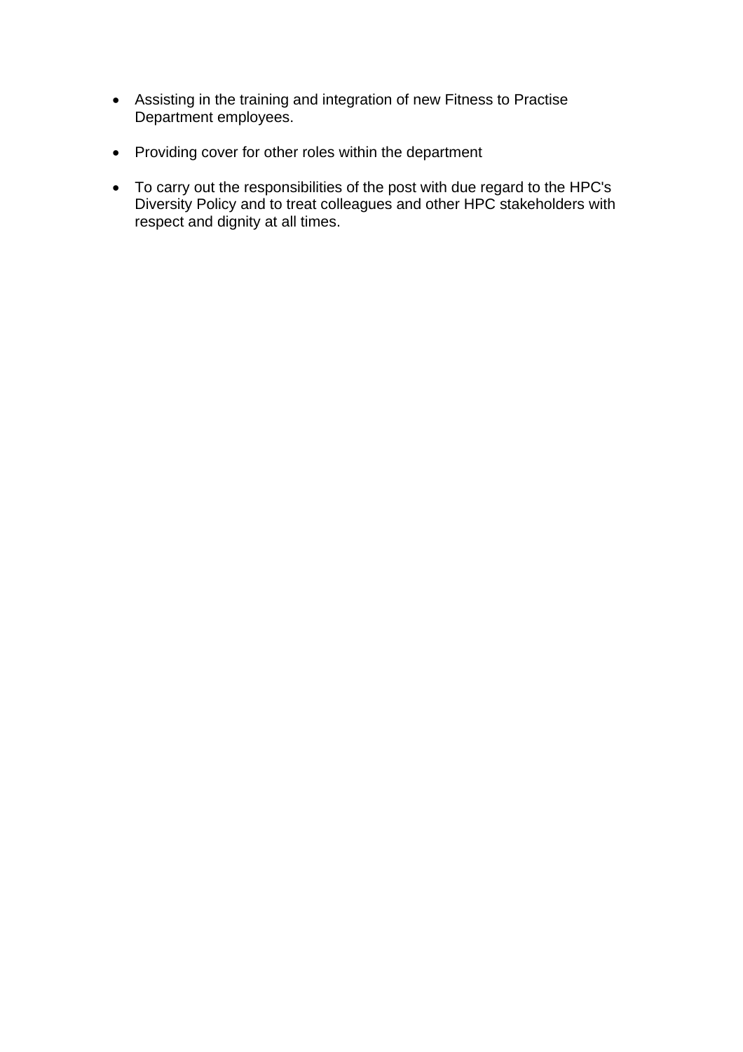- Assisting in the training and integration of new Fitness to Practise Department employees.

- Providing cover for other roles within the department

- To carry out the responsibilities of the post with due regard to the HPC's Diversity Policy and to treat colleagues and other HPC stakeholders with respect and dignity at all times.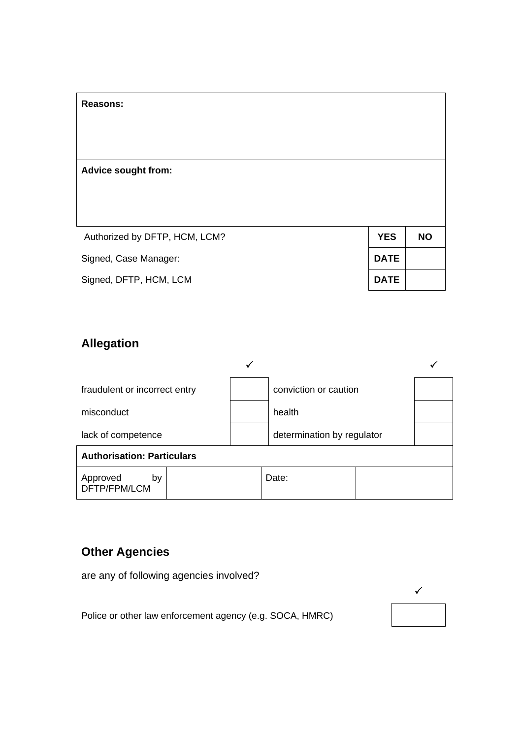| **Reasons:** | | |
|---|---|---|
| | | |
| **Advice sought from:** | | |
| Authorized by DFTP, HCM, LCM? | **YES** | **NO** |
| Signed, Case Manager: | **DATE** | |
| Signed, DFTP, HCM, LCM | **DATE** | |

## Allegation

| | ✓ | | ✓ |
|---|---|---|---|
| fraudulent or incorrect entry | | conviction or caution | |
| misconduct | | health | |
| lack of competence | | determination by regulator | |

| **Authorisation: Particulars** | | | |
|---|---|---|---|
| Approved by DFTP/FPM/LCM | | Date: | |

## Other Agencies

are any of following agencies involved?

| | ✓ |
|---|---|
| Police or other law enforcement agency (e.g. SOCA, HMRC) | |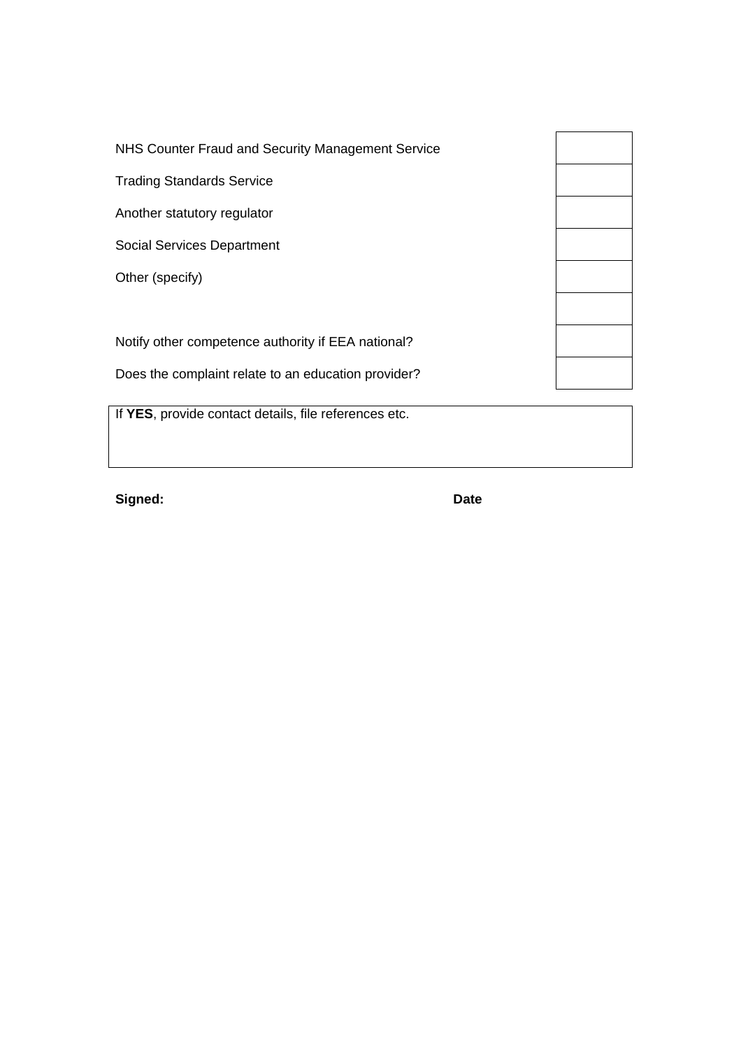| | |
|---|---|
| NHS Counter Fraud and Security Management Service | |
| Trading Standards Service | |
| Another statutory regulator | |
| Social Services Department | |
| Other (specify) | |
| | |
| Notify other competence authority if EEA national? | |
| Does the complaint relate to an education provider? | |

| If **YES**, provide contact details, file references etc. |
|---|
| |

**Signed:** **Date**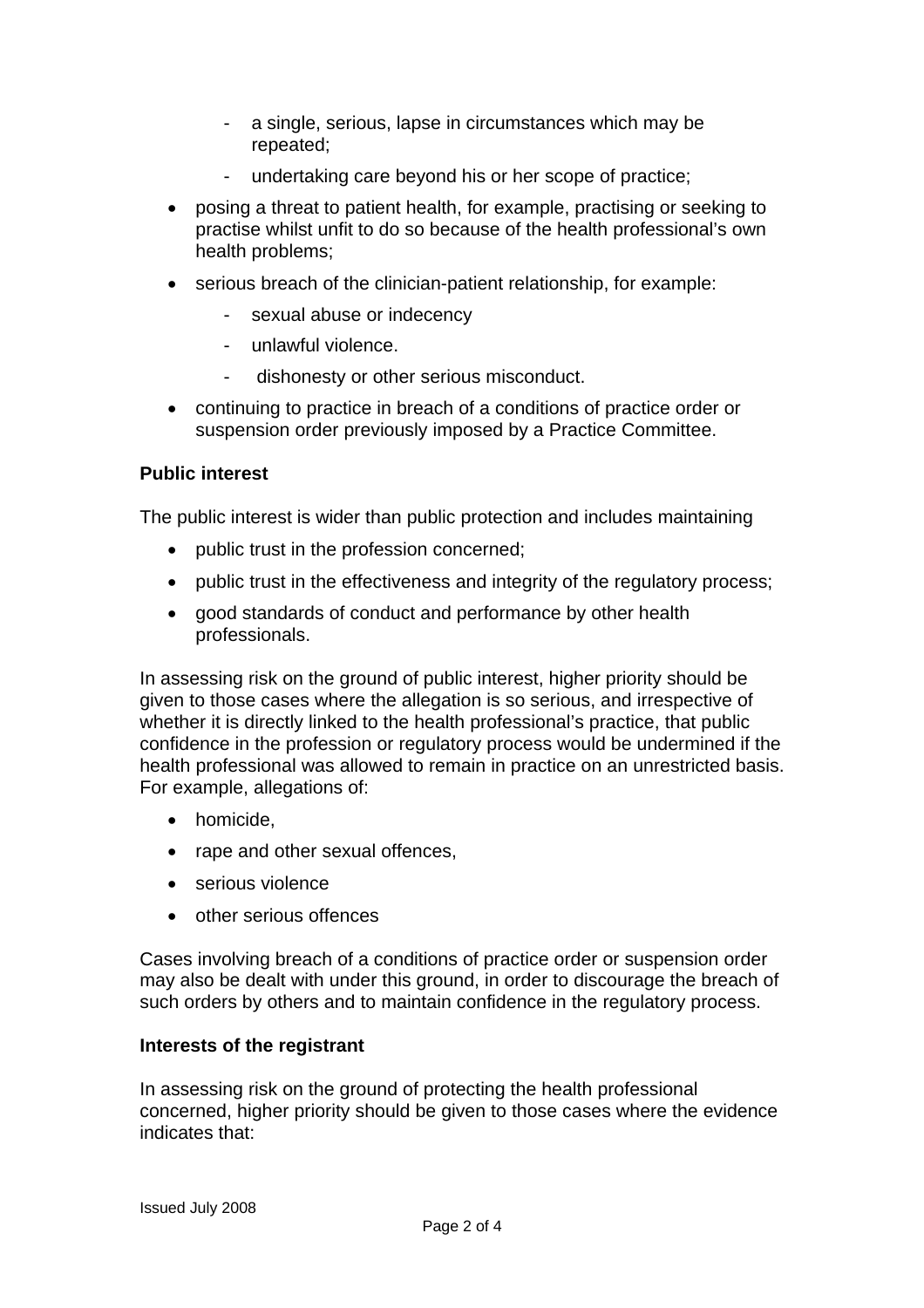- a single, serious, lapse in circumstances which may be repeated;
  - undertaking care beyond his or her scope of practice;
- posing a threat to patient health, for example, practising or seeking to practise whilst unfit to do so because of the health professional's own health problems;
- serious breach of the clinician-patient relationship, for example:
  - sexual abuse or indecency
  - unlawful violence.
  - dishonesty or other serious misconduct.
- continuing to practice in breach of a conditions of practice order or suspension order previously imposed by a Practice Committee.

**Public interest**

The public interest is wider than public protection and includes maintaining

- public trust in the profession concerned;
- public trust in the effectiveness and integrity of the regulatory process;
- good standards of conduct and performance by other health professionals.

In assessing risk on the ground of public interest, higher priority should be given to those cases where the allegation is so serious, and irrespective of whether it is directly linked to the health professional's practice, that public confidence in the profession or regulatory process would be undermined if the health professional was allowed to remain in practice on an unrestricted basis. For example, allegations of:

- homicide,
- rape and other sexual offences,
- serious violence
- other serious offences

Cases involving breach of a conditions of practice order or suspension order may also be dealt with under this ground, in order to discourage the breach of such orders by others and to maintain confidence in the regulatory process.

**Interests of the registrant**

In assessing risk on the ground of protecting the health professional concerned, higher priority should be given to those cases where the evidence indicates that:

Issued July 2008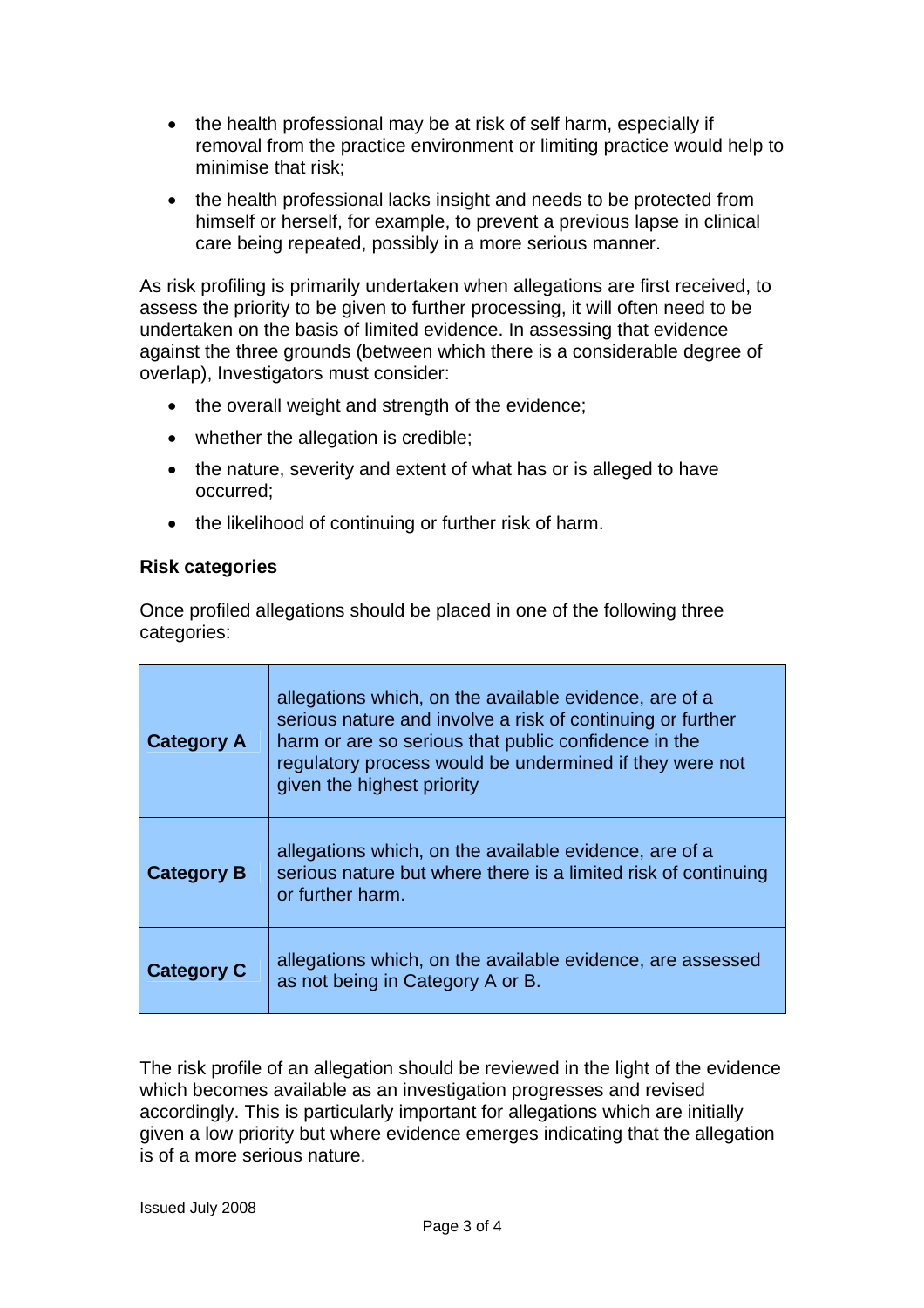- the health professional may be at risk of self harm, especially if removal from the practice environment or limiting practice would help to minimise that risk;
- the health professional lacks insight and needs to be protected from himself or herself, for example, to prevent a previous lapse in clinical care being repeated, possibly in a more serious manner.

As risk profiling is primarily undertaken when allegations are first received, to assess the priority to be given to further processing, it will often need to be undertaken on the basis of limited evidence. In assessing that evidence against the three grounds (between which there is a considerable degree of overlap), Investigators must consider:

- the overall weight and strength of the evidence;
- whether the allegation is credible;
- the nature, severity and extent of what has or is alleged to have occurred;
- the likelihood of continuing or further risk of harm.

**Risk categories**

Once profiled allegations should be placed in one of the following three categories:

| | |
|---|---|
| **Category A** | allegations which, on the available evidence, are of a serious nature and involve a risk of continuing or further harm or are so serious that public confidence in the regulatory process would be undermined if they were not given the highest priority |
| **Category B** | allegations which, on the available evidence, are of a serious nature but where there is a limited risk of continuing or further harm. |
| **Category C** | allegations which, on the available evidence, are assessed as not being in Category A or B. |

The risk profile of an allegation should be reviewed in the light of the evidence which becomes available as an investigation progresses and revised accordingly. This is particularly important for allegations which are initially given a low priority but where evidence emerges indicating that the allegation is of a more serious nature.

Issued July 2008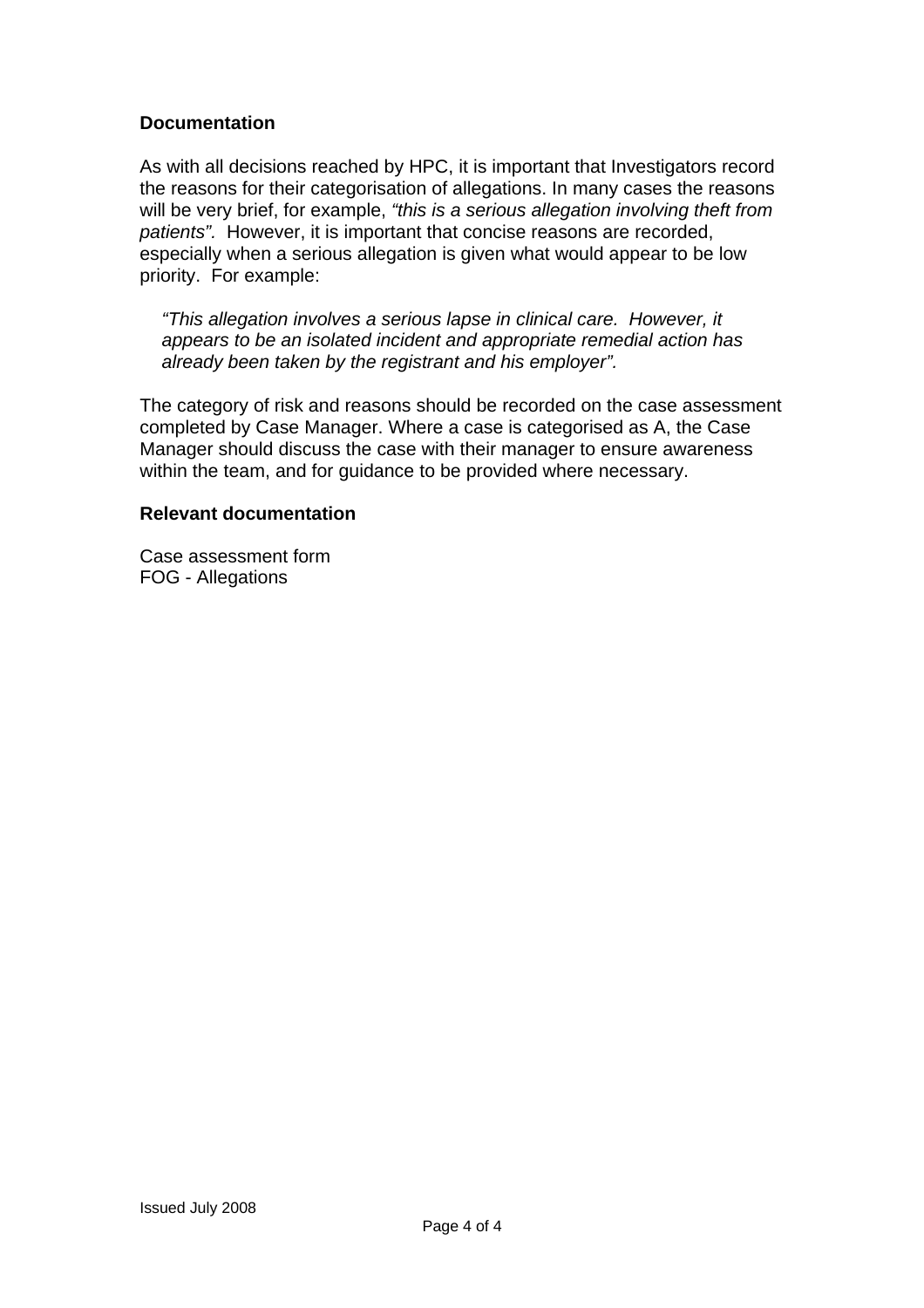**Documentation**

As with all decisions reached by HPC, it is important that Investigators record the reasons for their categorisation of allegations. In many cases the reasons will be very brief, for example, *"this is a serious allegation involving theft from patients".* However, it is important that concise reasons are recorded, especially when a serious allegation is given what would appear to be low priority. For example:

> *"This allegation involves a serious lapse in clinical care. However, it appears to be an isolated incident and appropriate remedial action has already been taken by the registrant and his employer".*

The category of risk and reasons should be recorded on the case assessment completed by Case Manager. Where a case is categorised as A, the Case Manager should discuss the case with their manager to ensure awareness within the team, and for guidance to be provided where necessary.

**Relevant documentation**

Case assessment form
FOG - Allegations

Issued July 2008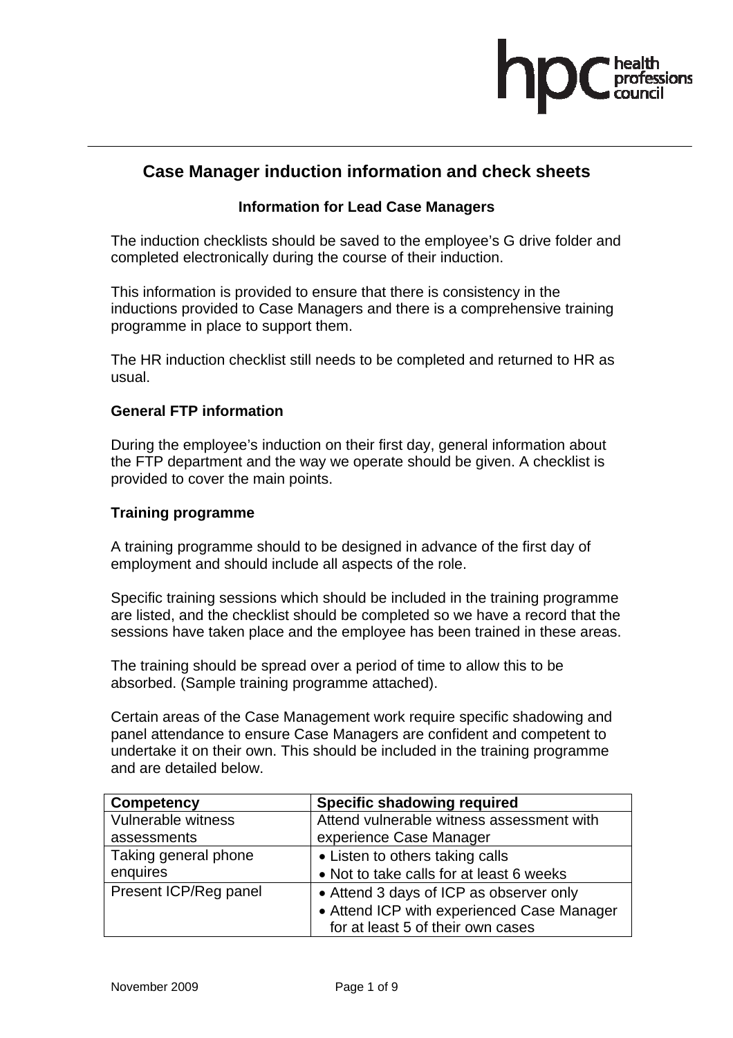# Case Manager induction information and check sheets

### Information for Lead Case Managers

The induction checklists should be saved to the employee's G drive folder and completed electronically during the course of their induction.

This information is provided to ensure that there is consistency in the inductions provided to Case Managers and there is a comprehensive training programme in place to support them.

The HR induction checklist still needs to be completed and returned to HR as usual.

**General FTP information**

During the employee's induction on their first day, general information about the FTP department and the way we operate should be given. A checklist is provided to cover the main points.

**Training programme**

A training programme should to be designed in advance of the first day of employment and should include all aspects of the role.

Specific training sessions which should be included in the training programme are listed, and the checklist should be completed so we have a record that the sessions have taken place and the employee has been trained in these areas.

The training should be spread over a period of time to allow this to be absorbed. (Sample training programme attached).

Certain areas of the Case Management work require specific shadowing and panel attendance to ensure Case Managers are confident and competent to undertake it on their own. This should be included in the training programme and are detailed below.

| Competency | Specific shadowing required |
|---|---|
| Vulnerable witness assessments | Attend vulnerable witness assessment with experience Case Manager |
| Taking general phone enquires | • Listen to others taking calls<br>• Not to take calls for at least 6 weeks |
| Present ICP/Reg panel | • Attend 3 days of ICP as observer only<br>• Attend ICP with experienced Case Manager for at least 5 of their own cases |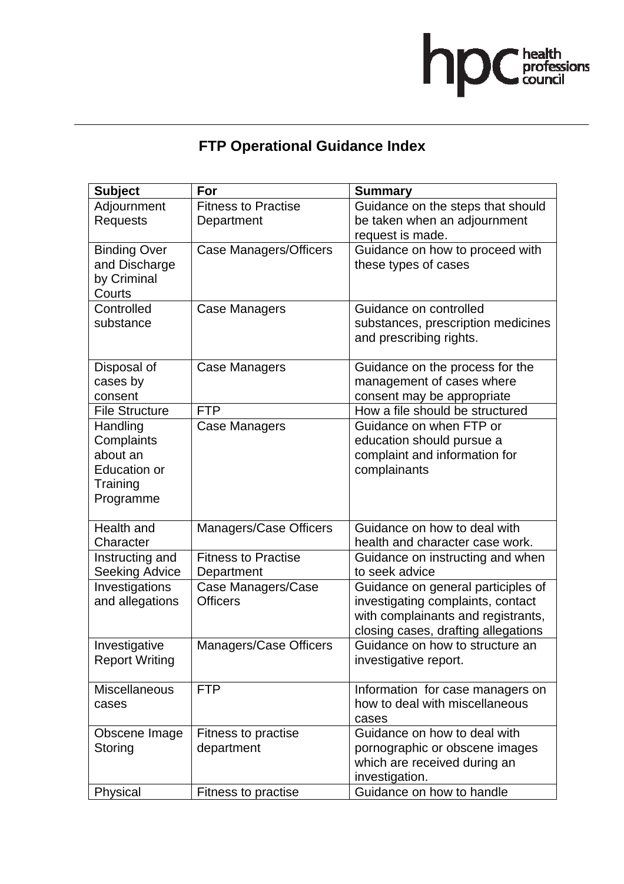# FTP Operational Guidance Index

| Subject | For | Summary |
|---|---|---|
| Adjournment Requests | Fitness to Practise Department | Guidance on the steps that should be taken when an adjournment request is made. |
| Binding Over and Discharge by Criminal Courts | Case Managers/Officers | Guidance on how to proceed with these types of cases |
| Controlled substance | Case Managers | Guidance on controlled substances, prescription medicines and prescribing rights. |
| Disposal of cases by consent | Case Managers | Guidance on the process for the management of cases where consent may be appropriate |
| File Structure | FTP | How a file should be structured |
| Handling Complaints about an Education or Training Programme | Case Managers | Guidance on when FTP or education should pursue a complaint and information for complainants |
| Health and Character | Managers/Case Officers | Guidance on how to deal with health and character case work. |
| Instructing and Seeking Advice | Fitness to Practise Department | Guidance on instructing and when to seek advice |
| Investigations and allegations | Case Managers/Case Officers | Guidance on general participles of investigating complaints, contact with complainants and registrants, closing cases, drafting allegations |
| Investigative Report Writing | Managers/Case Officers | Guidance on how to structure an investigative report. |
| Miscellaneous cases | FTP | Information for case managers on how to deal with miscellaneous cases |
| Obscene Image Storing | Fitness to practise department | Guidance on how to deal with pornographic or obscene images which are received during an investigation. |
| Physical | Fitness to practise | Guidance on how to handle |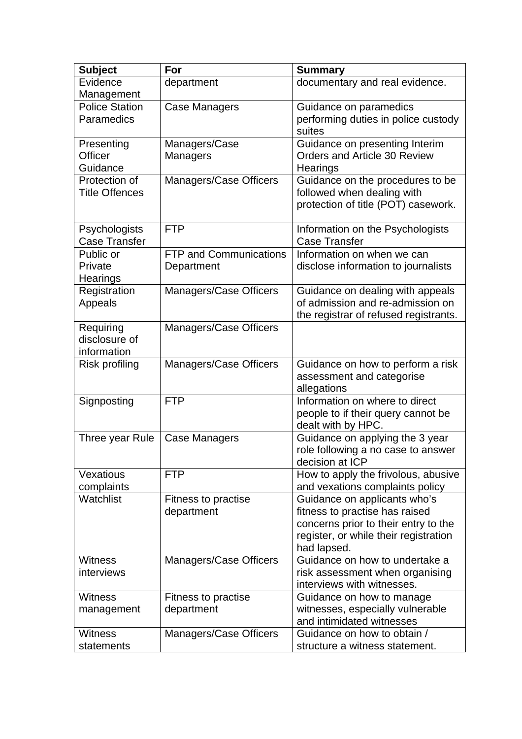| Subject | For | Summary |
|---|---|---|
| Evidence Management | department | documentary and real evidence. |
| Police Station Paramedics | Case Managers | Guidance on paramedics performing duties in police custody suites |
| Presenting Officer Guidance | Managers/Case Managers | Guidance on presenting Interim Orders and Article 30 Review Hearings |
| Protection of Title Offences | Managers/Case Officers | Guidance on the procedures to be followed when dealing with protection of title (POT) casework. |
| Psychologists Case Transfer | FTP | Information on the Psychologists Case Transfer |
| Public or Private Hearings | FTP and Communications Department | Information on when we can disclose information to journalists |
| Registration Appeals | Managers/Case Officers | Guidance on dealing with appeals of admission and re-admission on the registrar of refused registrants. |
| Requiring disclosure of information | Managers/Case Officers | |
| Risk profiling | Managers/Case Officers | Guidance on how to perform a risk assessment and categorise allegations |
| Signposting | FTP | Information on where to direct people to if their query cannot be dealt with by HPC. |
| Three year Rule | Case Managers | Guidance on applying the 3 year role following a no case to answer decision at ICP |
| Vexatious complaints | FTP | How to apply the frivolous, abusive and vexations complaints policy |
| Watchlist | Fitness to practise department | Guidance on applicants who's fitness to practise has raised concerns prior to their entry to the register, or while their registration had lapsed. |
| Witness interviews | Managers/Case Officers | Guidance on how to undertake a risk assessment when organising interviews with witnesses. |
| Witness management | Fitness to practise department | Guidance on how to manage witnesses, especially vulnerable and intimidated witnesses |
| Witness statements | Managers/Case Officers | Guidance on how to obtain / structure a witness statement. |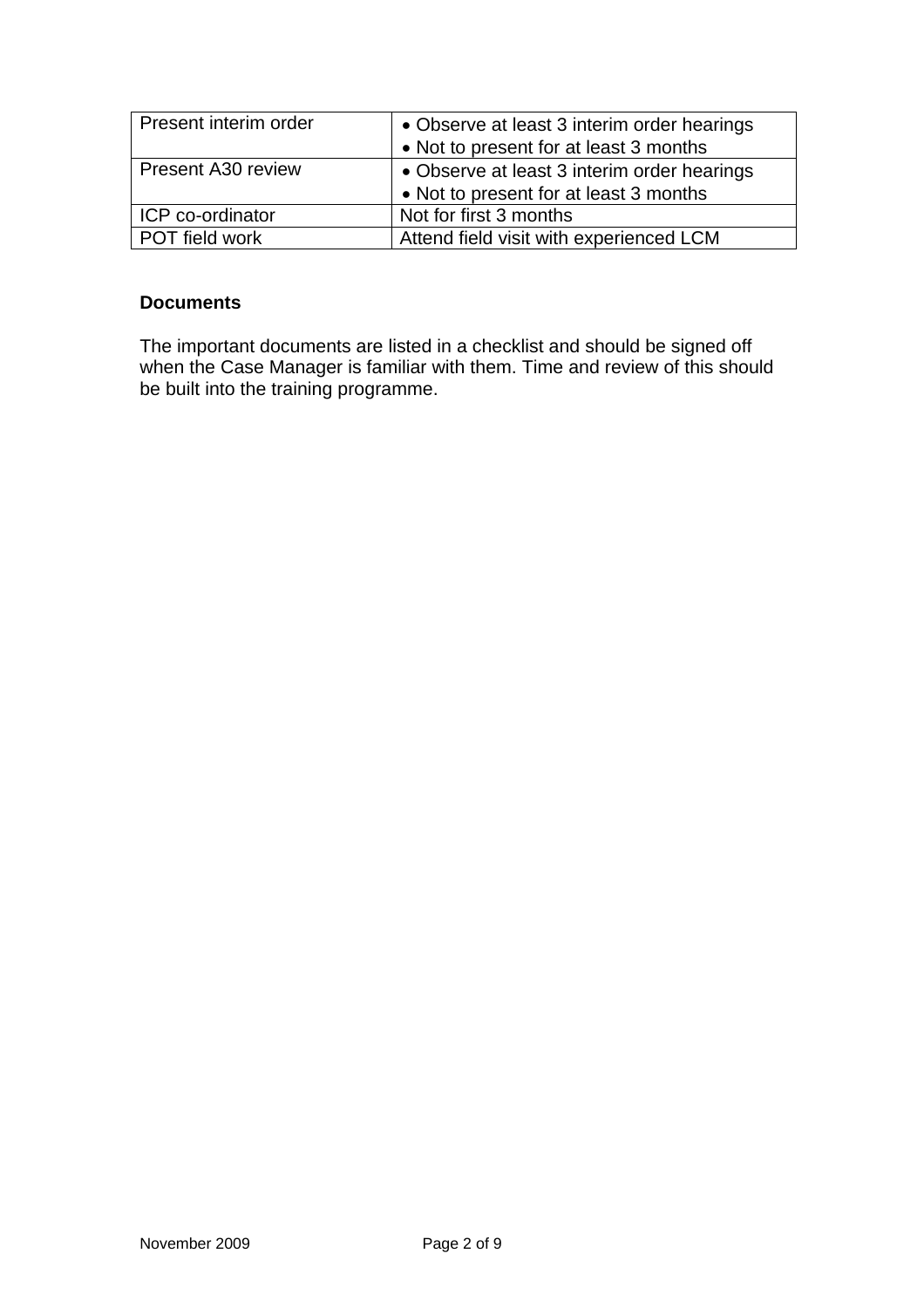| | |
|---|---|
| Present interim order | • Observe at least 3 interim order hearings<br>• Not to present for at least 3 months |
| Present A30 review | • Observe at least 3 interim order hearings<br>• Not to present for at least 3 months |
| ICP co-ordinator | Not for first 3 months |
| POT field work | Attend field visit with experienced LCM |

**Documents**

The important documents are listed in a checklist and should be signed off when the Case Manager is familiar with them. Time and review of this should be built into the training programme.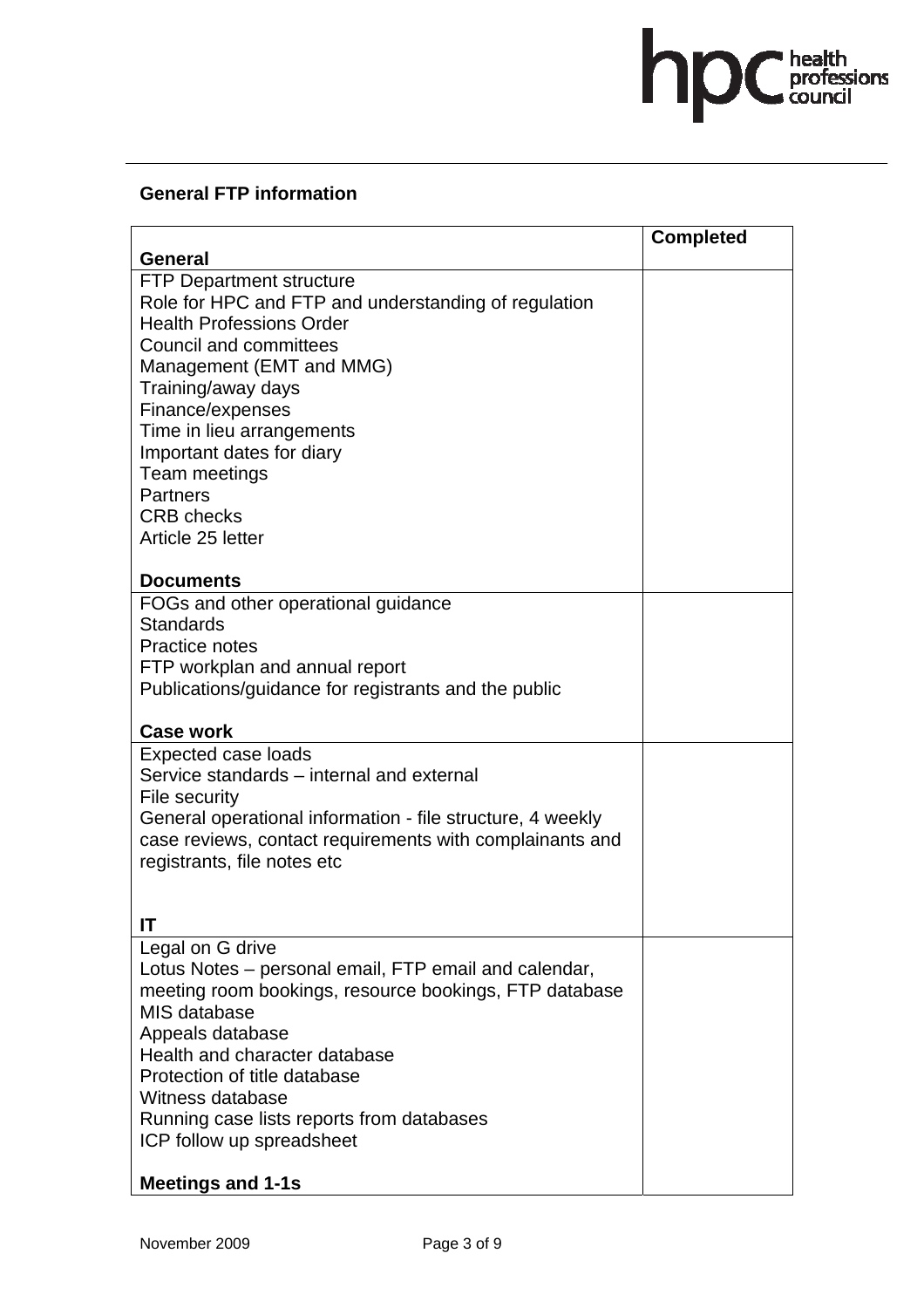## General FTP information

| General | Completed |
|---|---|
| FTP Department structure<br>Role for HPC and FTP and understanding of regulation<br>Health Professions Order<br>Council and committees<br>Management (EMT and MMG)<br>Training/away days<br>Finance/expenses<br>Time in lieu arrangements<br>Important dates for diary<br>Team meetings<br>Partners<br>CRB checks<br>Article 25 letter<br><br>**Documents** | |
| FOGs and other operational guidance<br>Standards<br>Practice notes<br>FTP workplan and annual report<br>Publications/guidance for registrants and the public<br><br>**Case work** | |
| Expected case loads<br>Service standards – internal and external<br>File security<br>General operational information - file structure, 4 weekly case reviews, contact requirements with complainants and registrants, file notes etc<br><br>**IT** | |
| Legal on G drive<br>Lotus Notes – personal email, FTP email and calendar, meeting room bookings, resource bookings, FTP database<br>MIS database<br>Appeals database<br>Health and character database<br>Protection of title database<br>Witness database<br>Running case lists reports from databases<br>ICP follow up spreadsheet<br><br>**Meetings and 1-1s** | |

November 2009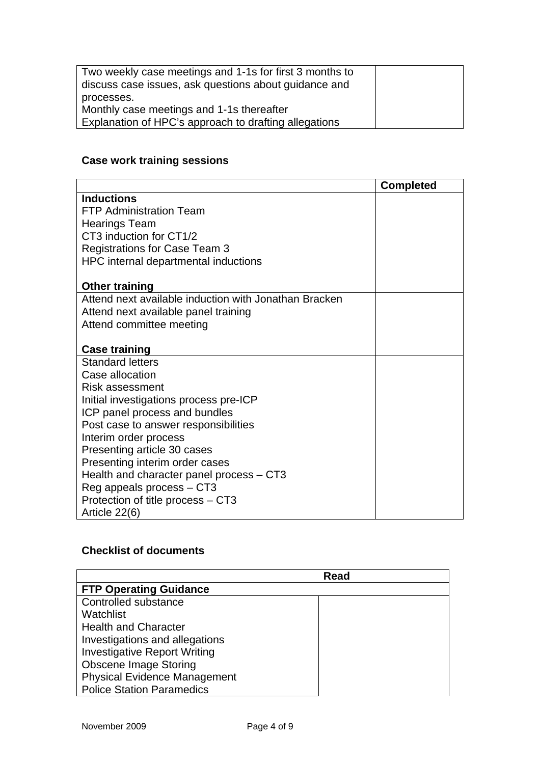| | |
|---|---|
| Two weekly case meetings and 1-1s for first 3 months to discuss case issues, ask questions about guidance and processes.<br>Monthly case meetings and 1-1s thereafter<br>Explanation of HPC's approach to drafting allegations | |

**Case work training sessions**

| | Completed |
|---|---|
| **Inductions**<br>FTP Administration Team<br>Hearings Team<br>CT3 induction for CT1/2<br>Registrations for Case Team 3<br>HPC internal departmental inductions<br><br>**Other training** | |
| Attend next available induction with Jonathan Bracken<br>Attend next available panel training<br>Attend committee meeting<br><br>**Case training** | |
| Standard letters<br>Case allocation<br>Risk assessment<br>Initial investigations process pre-ICP<br>ICP panel process and bundles<br>Post case to answer responsibilities<br>Interim order process<br>Presenting article 30 cases<br>Presenting interim order cases<br>Health and character panel process – CT3<br>Reg appeals process – CT3<br>Protection of title process – CT3<br>Article 22(6) | |

**Checklist of documents**

| | Read |
|---|---|
| **FTP Operating Guidance** | |
| Controlled substance<br>Watchlist<br>Health and Character<br>Investigations and allegations<br>Investigative Report Writing<br>Obscene Image Storing<br>Physical Evidence Management<br>Police Station Paramedics | |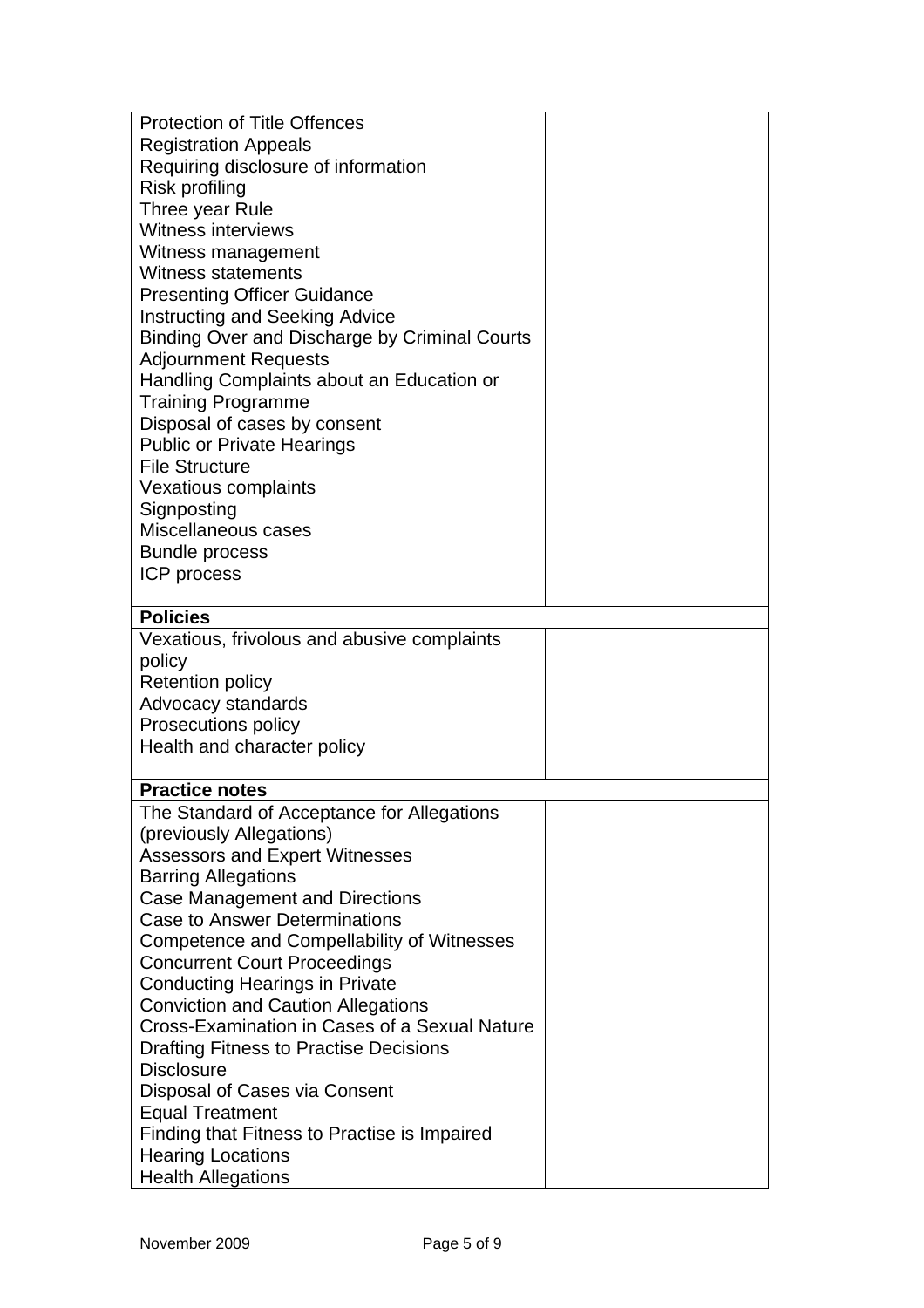| | |
|---|---|
| Protection of Title Offences<br>Registration Appeals<br>Requiring disclosure of information<br>Risk profiling<br>Three year Rule<br>Witness interviews<br>Witness management<br>Witness statements<br>Presenting Officer Guidance<br>Instructing and Seeking Advice<br>Binding Over and Discharge by Criminal Courts<br>Adjournment Requests<br>Handling Complaints about an Education or Training Programme<br>Disposal of cases by consent<br>Public or Private Hearings<br>File Structure<br>Vexatious complaints<br>Signposting<br>Miscellaneous cases<br>Bundle process<br>ICP process | |
| **Policies** | |
| Vexatious, frivolous and abusive complaints policy<br>Retention policy<br>Advocacy standards<br>Prosecutions policy<br>Health and character policy | |
| **Practice notes** | |
| The Standard of Acceptance for Allegations (previously Allegations)<br>Assessors and Expert Witnesses<br>Barring Allegations<br>Case Management and Directions<br>Case to Answer Determinations<br>Competence and Compellability of Witnesses<br>Concurrent Court Proceedings<br>Conducting Hearings in Private<br>Conviction and Caution Allegations<br>Cross-Examination in Cases of a Sexual Nature<br>Drafting Fitness to Practise Decisions<br>Disclosure<br>Disposal of Cases via Consent<br>Equal Treatment<br>Finding that Fitness to Practise is Impaired<br>Hearing Locations<br>Health Allegations | |

November 2009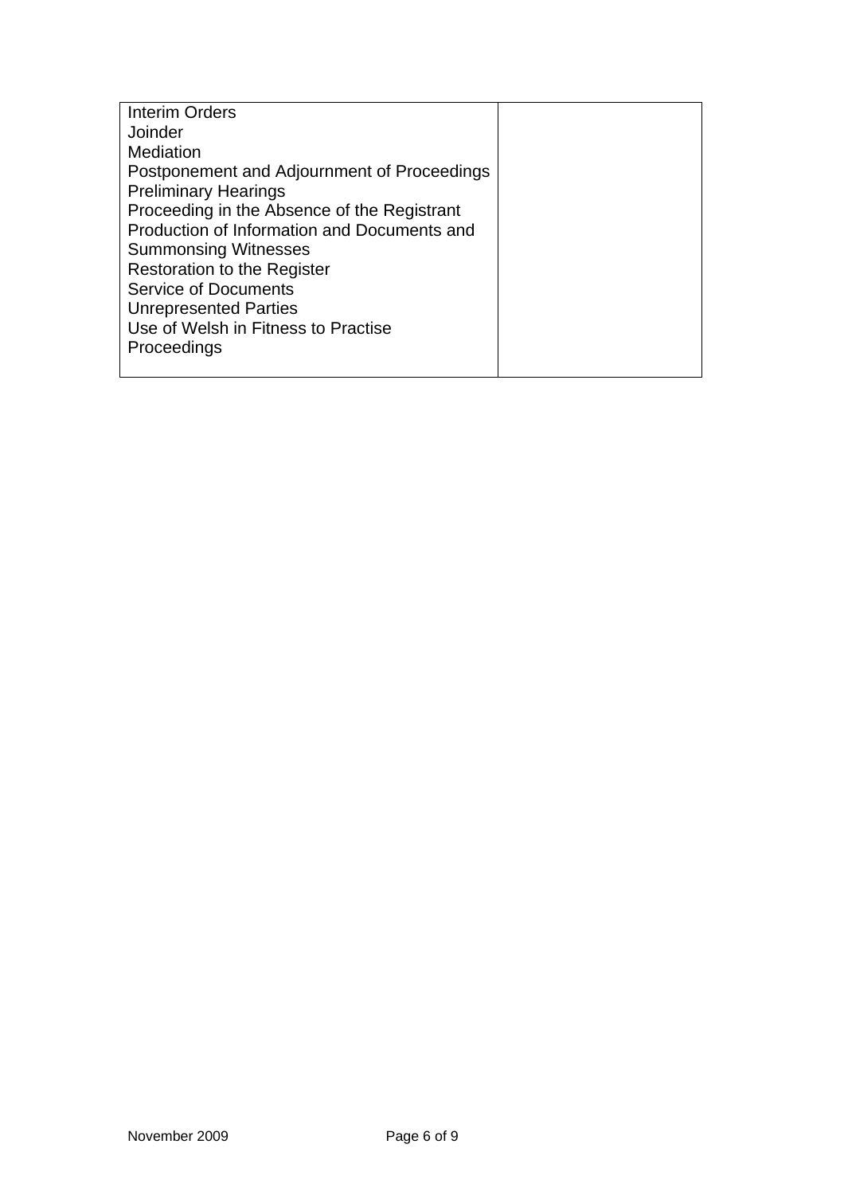| | |
|---|---|
| Interim Orders<br>Joinder<br>Mediation<br>Postponement and Adjournment of Proceedings<br>Preliminary Hearings<br>Proceeding in the Absence of the Registrant<br>Production of Information and Documents and Summonsing Witnesses<br>Restoration to the Register<br>Service of Documents<br>Unrepresented Parties<br>Use of Welsh in Fitness to Practise Proceedings | |

November 2009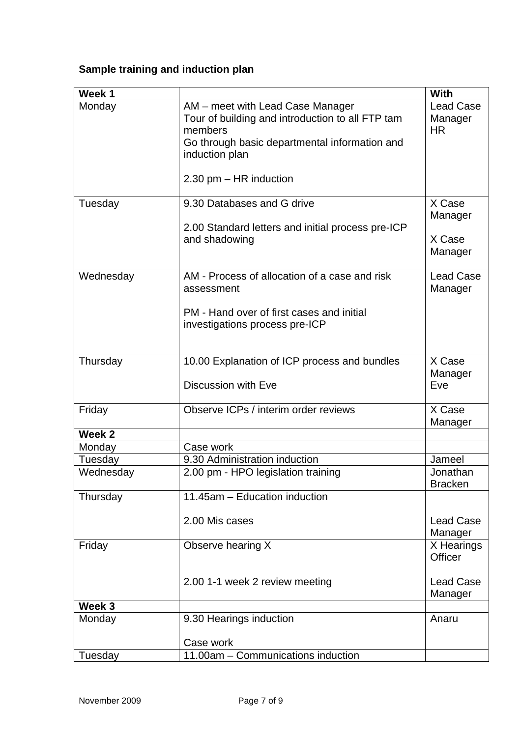**Sample training and induction plan**

| Week 1 | | With |
|---|---|---|
| Monday | AM – meet with Lead Case Manager<br>Tour of building and introduction to all FTP tam members<br>Go through basic departmental information and induction plan<br><br>2.30 pm – HR induction | Lead Case Manager<br>HR |
| Tuesday | 9.30 Databases and G drive<br><br>2.00 Standard letters and initial process pre-ICP and shadowing | X Case Manager<br><br>X Case Manager |
| Wednesday | AM - Process of allocation of a case and risk assessment<br><br>PM - Hand over of first cases and initial investigations process pre-ICP | Lead Case Manager |
| Thursday | 10.00 Explanation of ICP process and bundles<br><br>Discussion with Eve | X Case Manager<br>Eve |
| Friday | Observe ICPs / interim order reviews | X Case Manager |
| **Week 2** | | |
| Monday | Case work | |
| Tuesday | 9.30 Administration induction | Jameel |
| Wednesday | 2.00 pm - HPO legislation training | Jonathan Bracken |
| Thursday | 11.45am – Education induction<br><br>2.00 Mis cases | <br><br>Lead Case Manager |
| Friday | Observe hearing X<br><br><br>2.00 1-1 week 2 review meeting | X Hearings Officer<br><br>Lead Case Manager |
| **Week 3** | | |
| Monday | 9.30 Hearings induction<br><br>Case work | Anaru |
| Tuesday | 11.00am – Communications induction | |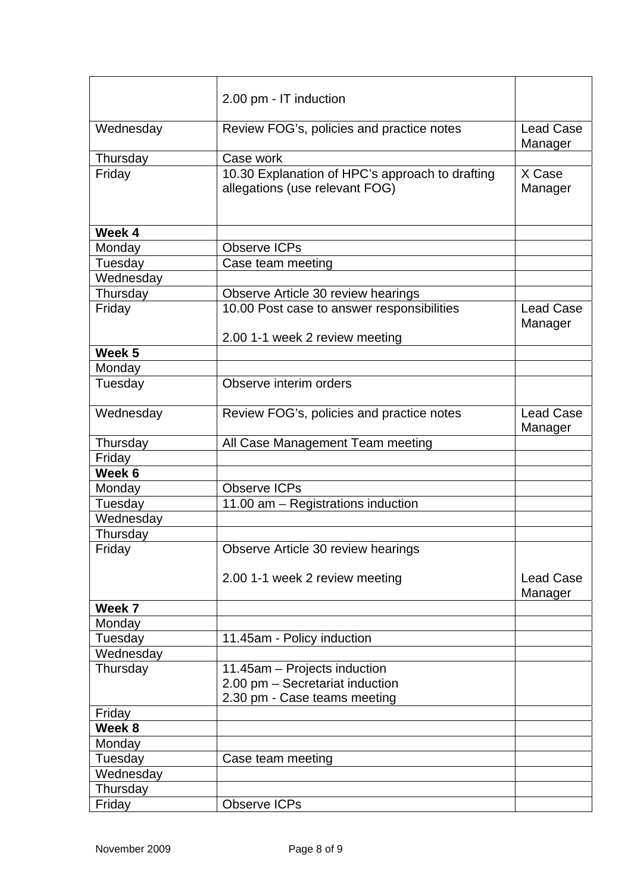| | | |
|---|---|---|
| | 2.00 pm - IT induction | |
| Wednesday | Review FOG's, policies and practice notes | Lead Case Manager |
| Thursday | Case work | |
| Friday | 10.30 Explanation of HPC's approach to drafting allegations (use relevant FOG) | X Case Manager |
| **Week 4** | | |
| Monday | Observe ICPs | |
| Tuesday | Case team meeting | |
| Wednesday | | |
| Thursday | Observe Article 30 review hearings | |
| Friday | 10.00 Post case to answer responsibilities<br><br>2.00 1-1 week 2 review meeting | Lead Case Manager |
| **Week 5** | | |
| Monday | | |
| Tuesday | Observe interim orders | |
| Wednesday | Review FOG's, policies and practice notes | Lead Case Manager |
| Thursday | All Case Management Team meeting | |
| Friday | | |
| **Week 6** | | |
| Monday | Observe ICPs | |
| Tuesday | 11.00 am – Registrations induction | |
| Wednesday | | |
| Thursday | | |
| Friday | Observe Article 30 review hearings<br><br>2.00 1-1 week 2 review meeting | Lead Case Manager |
| **Week 7** | | |
| Monday | | |
| Tuesday | 11.45am - Policy induction | |
| Wednesday | | |
| Thursday | 11.45am – Projects induction<br>2.00 pm – Secretariat induction<br>2.30 pm - Case teams meeting | |
| Friday | | |
| **Week 8** | | |
| Monday | | |
| Tuesday | Case team meeting | |
| Wednesday | | |
| Thursday | | |
| Friday | Observe ICPs | |

November 2009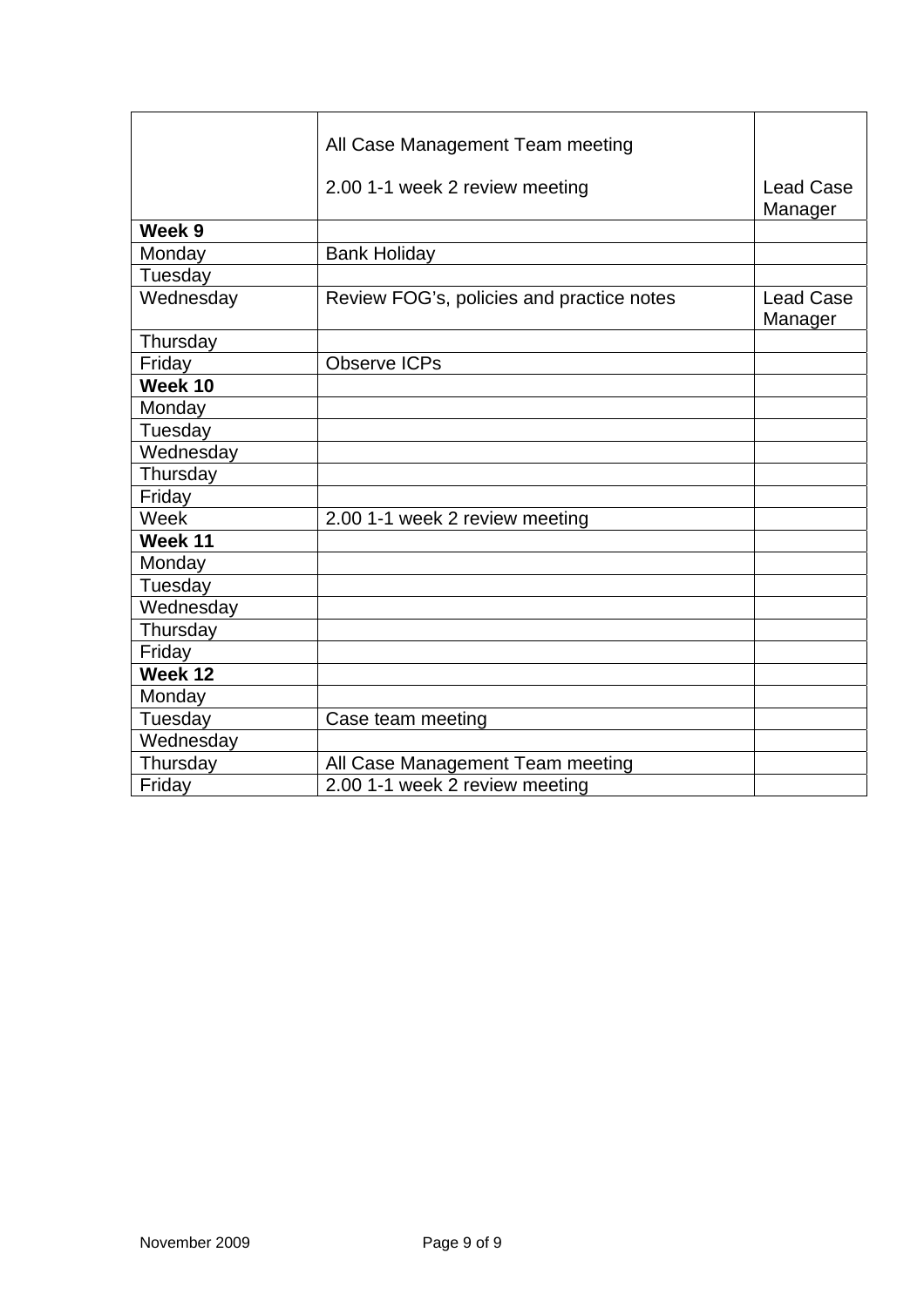| | | |
|---|---|---|
| | All Case Management Team meeting<br><br>2.00 1-1 week 2 review meeting | Lead Case Manager |
| **Week 9** | | |
| Monday | Bank Holiday | |
| Tuesday | | |
| Wednesday | Review FOG's, policies and practice notes | Lead Case Manager |
| Thursday | | |
| Friday | Observe ICPs | |
| **Week 10** | | |
| Monday | | |
| Tuesday | | |
| Wednesday | | |
| Thursday | | |
| Friday | | |
| Week | 2.00 1-1 week 2 review meeting | |
| **Week 11** | | |
| Monday | | |
| Tuesday | | |
| Wednesday | | |
| Thursday | | |
| Friday | | |
| **Week 12** | | |
| Monday | | |
| Tuesday | Case team meeting | |
| Wednesday | | |
| Thursday | All Case Management Team meeting | |
| Friday | 2.00 1-1 week 2 review meeting | |

November 2009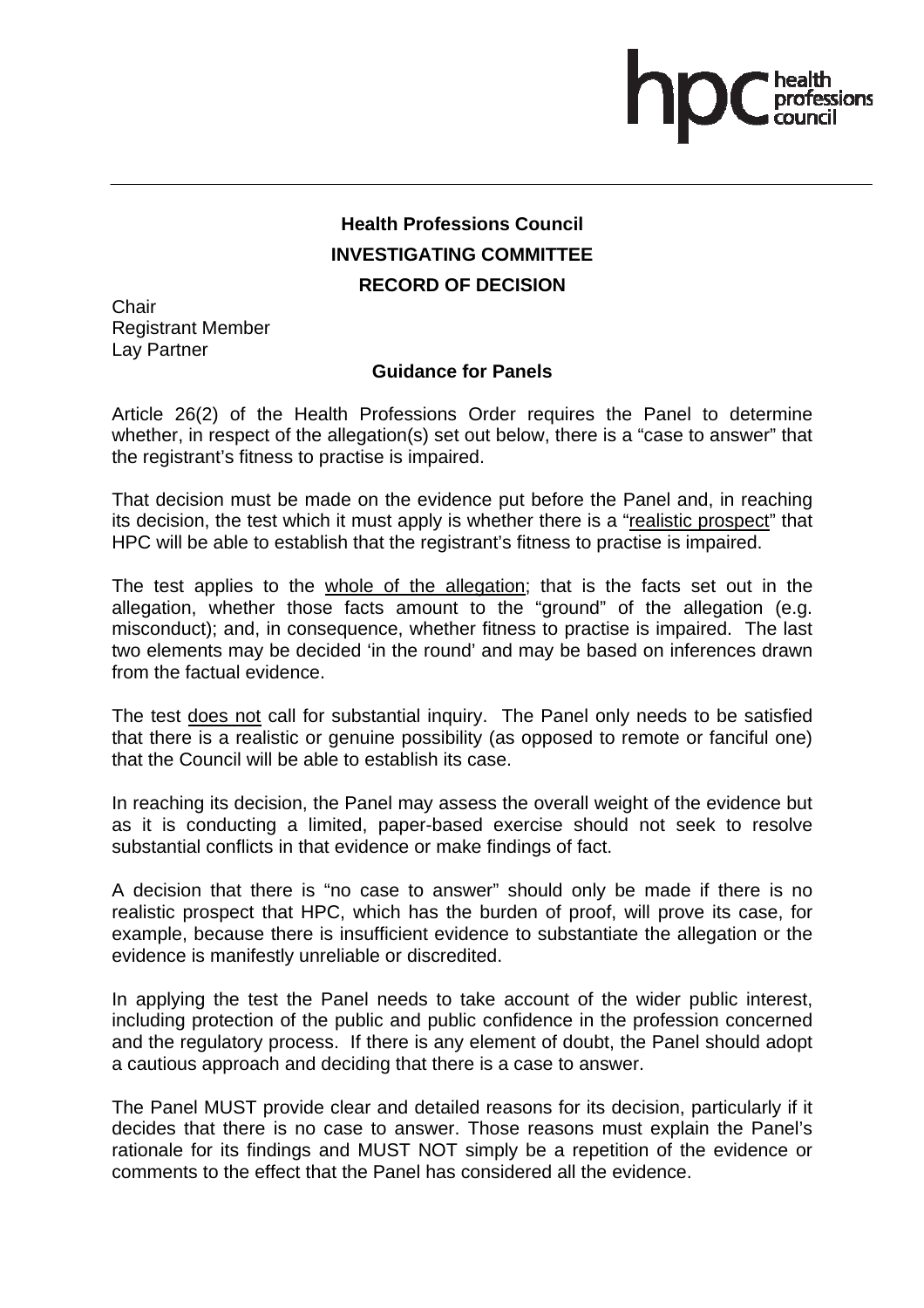**Health Professions Council**

**INVESTIGATING COMMITTEE**

**RECORD OF DECISION**

Chair
Registrant Member
Lay Partner

**Guidance for Panels**

Article 26(2) of the Health Professions Order requires the Panel to determine whether, in respect of the allegation(s) set out below, there is a "case to answer" that the registrant's fitness to practise is impaired.

That decision must be made on the evidence put before the Panel and, in reaching its decision, the test which it must apply is whether there is a "realistic prospect" that HPC will be able to establish that the registrant's fitness to practise is impaired.

The test applies to the whole of the allegation; that is the facts set out in the allegation, whether those facts amount to the "ground" of the allegation (e.g. misconduct); and, in consequence, whether fitness to practise is impaired. The last two elements may be decided 'in the round' and may be based on inferences drawn from the factual evidence.

The test does not call for substantial inquiry. The Panel only needs to be satisfied that there is a realistic or genuine possibility (as opposed to remote or fanciful one) that the Council will be able to establish its case.

In reaching its decision, the Panel may assess the overall weight of the evidence but as it is conducting a limited, paper-based exercise should not seek to resolve substantial conflicts in that evidence or make findings of fact.

A decision that there is "no case to answer" should only be made if there is no realistic prospect that HPC, which has the burden of proof, will prove its case, for example, because there is insufficient evidence to substantiate the allegation or the evidence is manifestly unreliable or discredited.

In applying the test the Panel needs to take account of the wider public interest, including protection of the public and public confidence in the profession concerned and the regulatory process. If there is any element of doubt, the Panel should adopt a cautious approach and deciding that there is a case to answer.

The Panel MUST provide clear and detailed reasons for its decision, particularly if it decides that there is no case to answer. Those reasons must explain the Panel's rationale for its findings and MUST NOT simply be a repetition of the evidence or comments to the effect that the Panel has considered all the evidence.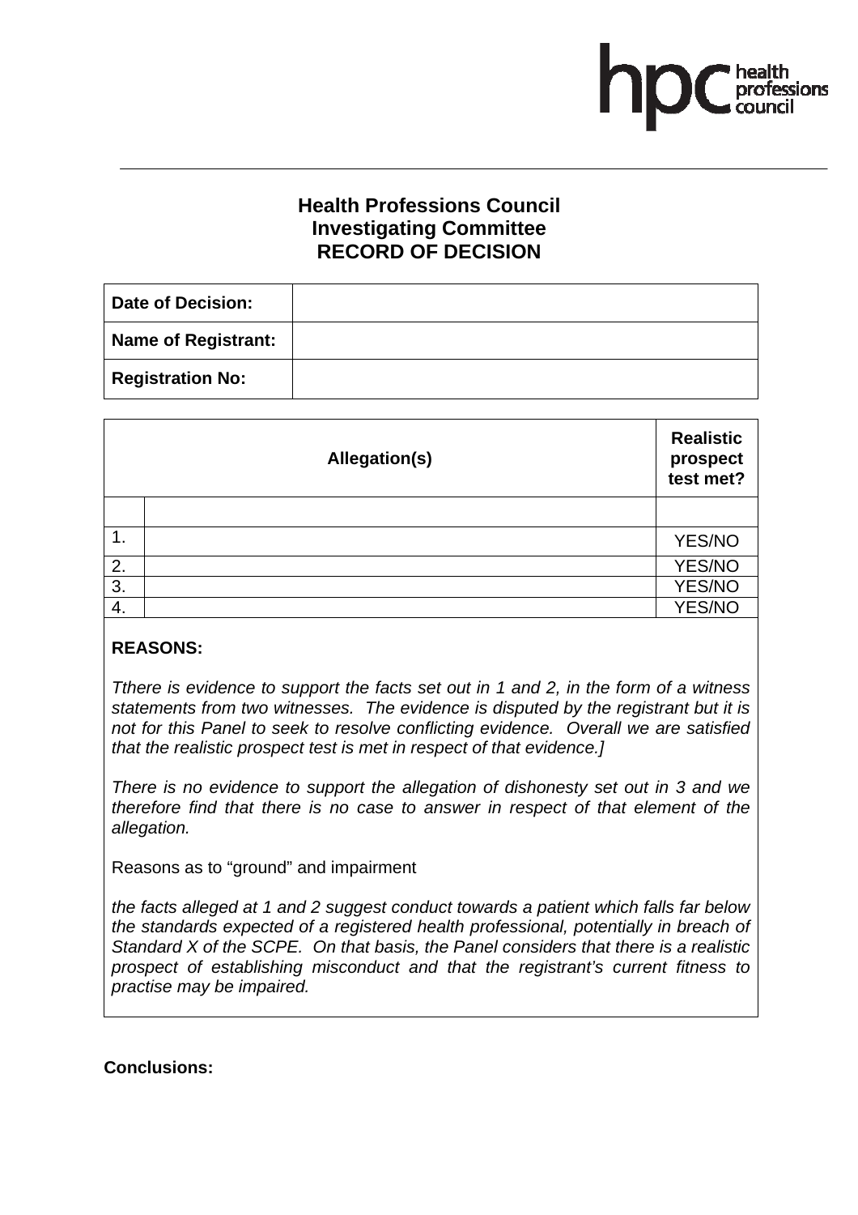**Health Professions Council**
**Investigating Committee**
**RECORD OF DECISION**

| **Date of Decision:** | |
|---|---|
| **Name of Registrant:** | |
| **Registration No:** | |

| | **Allegation(s)** | **Realistic prospect test met?** |
|---|---|---|
| | | |
| 1. | | YES/NO |
| 2. | | YES/NO |
| 3. | | YES/NO |
| 4. | | YES/NO |

**REASONS:**

*Tthere is evidence to support the facts set out in 1 and 2, in the form of a witness statements from two witnesses. The evidence is disputed by the registrant but it is not for this Panel to seek to resolve conflicting evidence. Overall we are satisfied that the realistic prospect test is met in respect of that evidence.]*

*There is no evidence to support the allegation of dishonesty set out in 3 and we therefore find that there is no case to answer in respect of that element of the allegation.*

Reasons as to "ground" and impairment

*the facts alleged at 1 and 2 suggest conduct towards a patient which falls far below the standards expected of a registered health professional, potentially in breach of Standard X of the SCPE. On that basis, the Panel considers that there is a realistic prospect of establishing misconduct and that the registrant's current fitness to practise may be impaired.*

**Conclusions:**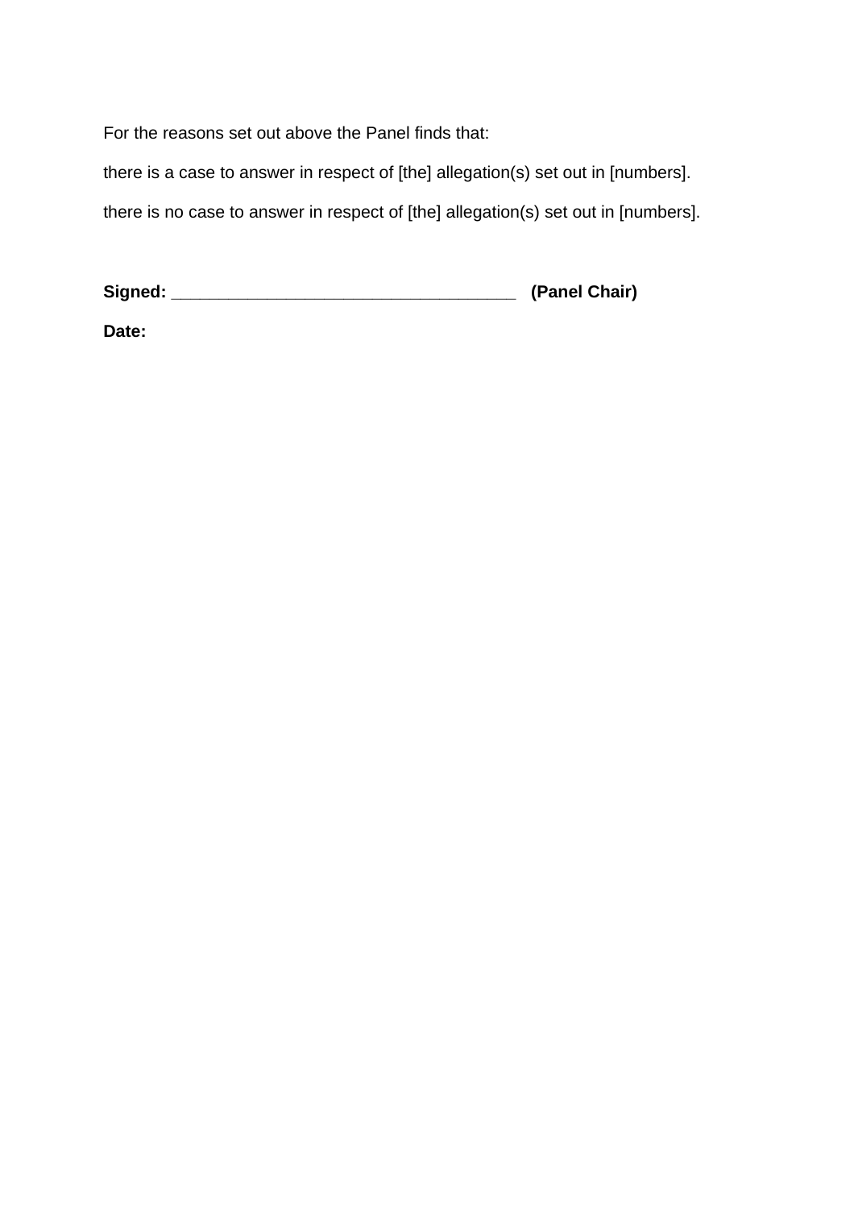For the reasons set out above the Panel finds that:

there is a case to answer in respect of [the] allegation(s) set out in [numbers].

there is no case to answer in respect of [the] allegation(s) set out in [numbers].

**Signed: ___________________________________ (Panel Chair)**

**Date:**